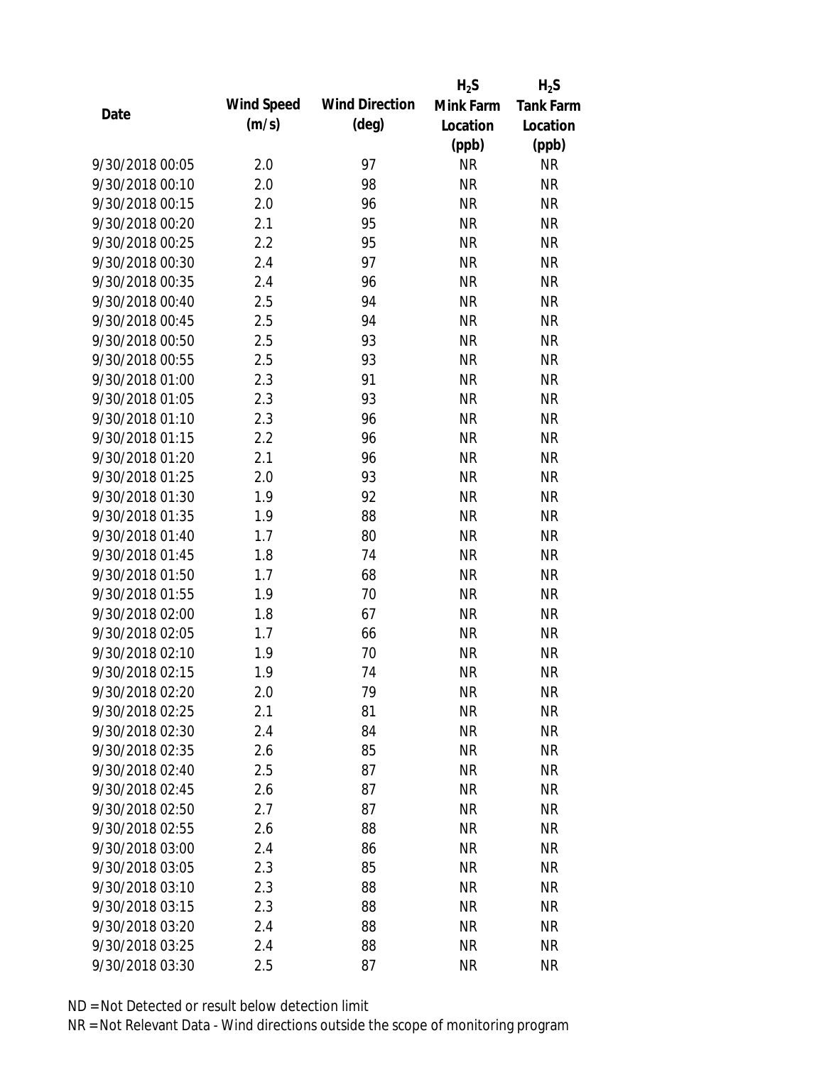| Date | Wind Speed (m/s) | Wind Direction (deg) | $H_2S$ Mink Farm Location (ppb) | $H_2S$ Tank Farm Location (ppb) |
|---|---|---|---|---|
| 9/30/2018 00:05 | 2.0 | 97 | NR | NR |
| 9/30/2018 00:10 | 2.0 | 98 | NR | NR |
| 9/30/2018 00:15 | 2.0 | 96 | NR | NR |
| 9/30/2018 00:20 | 2.1 | 95 | NR | NR |
| 9/30/2018 00:25 | 2.2 | 95 | NR | NR |
| 9/30/2018 00:30 | 2.4 | 97 | NR | NR |
| 9/30/2018 00:35 | 2.4 | 96 | NR | NR |
| 9/30/2018 00:40 | 2.5 | 94 | NR | NR |
| 9/30/2018 00:45 | 2.5 | 94 | NR | NR |
| 9/30/2018 00:50 | 2.5 | 93 | NR | NR |
| 9/30/2018 00:55 | 2.5 | 93 | NR | NR |
| 9/30/2018 01:00 | 2.3 | 91 | NR | NR |
| 9/30/2018 01:05 | 2.3 | 93 | NR | NR |
| 9/30/2018 01:10 | 2.3 | 96 | NR | NR |
| 9/30/2018 01:15 | 2.2 | 96 | NR | NR |
| 9/30/2018 01:20 | 2.1 | 96 | NR | NR |
| 9/30/2018 01:25 | 2.0 | 93 | NR | NR |
| 9/30/2018 01:30 | 1.9 | 92 | NR | NR |
| 9/30/2018 01:35 | 1.9 | 88 | NR | NR |
| 9/30/2018 01:40 | 1.7 | 80 | NR | NR |
| 9/30/2018 01:45 | 1.8 | 74 | NR | NR |
| 9/30/2018 01:50 | 1.7 | 68 | NR | NR |
| 9/30/2018 01:55 | 1.9 | 70 | NR | NR |
| 9/30/2018 02:00 | 1.8 | 67 | NR | NR |
| 9/30/2018 02:05 | 1.7 | 66 | NR | NR |
| 9/30/2018 02:10 | 1.9 | 70 | NR | NR |
| 9/30/2018 02:15 | 1.9 | 74 | NR | NR |
| 9/30/2018 02:20 | 2.0 | 79 | NR | NR |
| 9/30/2018 02:25 | 2.1 | 81 | NR | NR |
| 9/30/2018 02:30 | 2.4 | 84 | NR | NR |
| 9/30/2018 02:35 | 2.6 | 85 | NR | NR |
| 9/30/2018 02:40 | 2.5 | 87 | NR | NR |
| 9/30/2018 02:45 | 2.6 | 87 | NR | NR |
| 9/30/2018 02:50 | 2.7 | 87 | NR | NR |
| 9/30/2018 02:55 | 2.6 | 88 | NR | NR |
| 9/30/2018 03:00 | 2.4 | 86 | NR | NR |
| 9/30/2018 03:05 | 2.3 | 85 | NR | NR |
| 9/30/2018 03:10 | 2.3 | 88 | NR | NR |
| 9/30/2018 03:15 | 2.3 | 88 | NR | NR |
| 9/30/2018 03:20 | 2.4 | 88 | NR | NR |
| 9/30/2018 03:25 | 2.4 | 88 | NR | NR |
| 9/30/2018 03:30 | 2.5 | 87 | NR | NR |

ND = Not Detected or result below detection limit

NR = Not Relevant Data - Wind directions outside the scope of monitoring program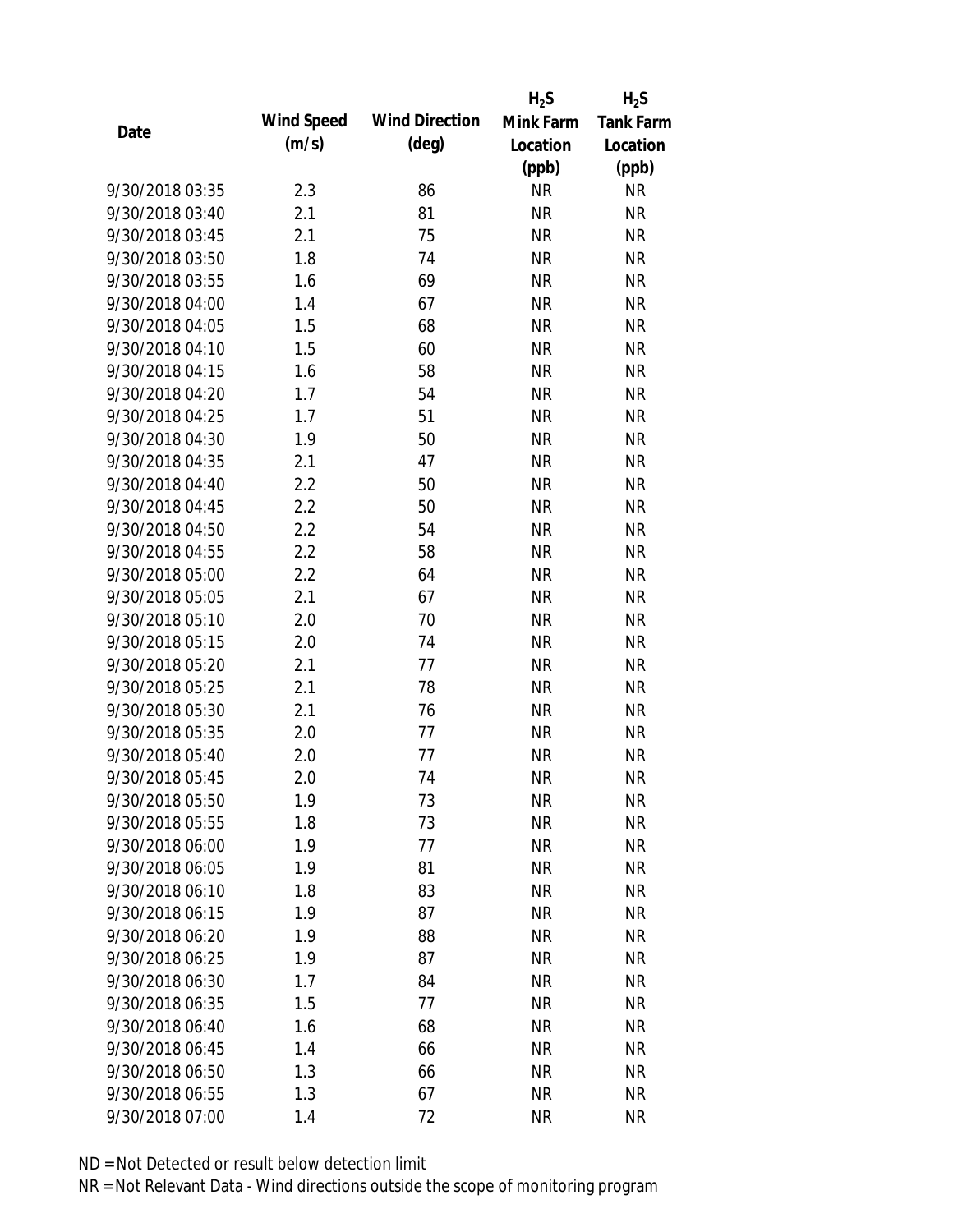| Date | Wind Speed (m/s) | Wind Direction (deg) | $H_2S$ Mink Farm Location (ppb) | $H_2S$ Tank Farm Location (ppb) |
|---|---|---|---|---|
| 9/30/2018 03:35 | 2.3 | 86 | NR | NR |
| 9/30/2018 03:40 | 2.1 | 81 | NR | NR |
| 9/30/2018 03:45 | 2.1 | 75 | NR | NR |
| 9/30/2018 03:50 | 1.8 | 74 | NR | NR |
| 9/30/2018 03:55 | 1.6 | 69 | NR | NR |
| 9/30/2018 04:00 | 1.4 | 67 | NR | NR |
| 9/30/2018 04:05 | 1.5 | 68 | NR | NR |
| 9/30/2018 04:10 | 1.5 | 60 | NR | NR |
| 9/30/2018 04:15 | 1.6 | 58 | NR | NR |
| 9/30/2018 04:20 | 1.7 | 54 | NR | NR |
| 9/30/2018 04:25 | 1.7 | 51 | NR | NR |
| 9/30/2018 04:30 | 1.9 | 50 | NR | NR |
| 9/30/2018 04:35 | 2.1 | 47 | NR | NR |
| 9/30/2018 04:40 | 2.2 | 50 | NR | NR |
| 9/30/2018 04:45 | 2.2 | 50 | NR | NR |
| 9/30/2018 04:50 | 2.2 | 54 | NR | NR |
| 9/30/2018 04:55 | 2.2 | 58 | NR | NR |
| 9/30/2018 05:00 | 2.2 | 64 | NR | NR |
| 9/30/2018 05:05 | 2.1 | 67 | NR | NR |
| 9/30/2018 05:10 | 2.0 | 70 | NR | NR |
| 9/30/2018 05:15 | 2.0 | 74 | NR | NR |
| 9/30/2018 05:20 | 2.1 | 77 | NR | NR |
| 9/30/2018 05:25 | 2.1 | 78 | NR | NR |
| 9/30/2018 05:30 | 2.1 | 76 | NR | NR |
| 9/30/2018 05:35 | 2.0 | 77 | NR | NR |
| 9/30/2018 05:40 | 2.0 | 77 | NR | NR |
| 9/30/2018 05:45 | 2.0 | 74 | NR | NR |
| 9/30/2018 05:50 | 1.9 | 73 | NR | NR |
| 9/30/2018 05:55 | 1.8 | 73 | NR | NR |
| 9/30/2018 06:00 | 1.9 | 77 | NR | NR |
| 9/30/2018 06:05 | 1.9 | 81 | NR | NR |
| 9/30/2018 06:10 | 1.8 | 83 | NR | NR |
| 9/30/2018 06:15 | 1.9 | 87 | NR | NR |
| 9/30/2018 06:20 | 1.9 | 88 | NR | NR |
| 9/30/2018 06:25 | 1.9 | 87 | NR | NR |
| 9/30/2018 06:30 | 1.7 | 84 | NR | NR |
| 9/30/2018 06:35 | 1.5 | 77 | NR | NR |
| 9/30/2018 06:40 | 1.6 | 68 | NR | NR |
| 9/30/2018 06:45 | 1.4 | 66 | NR | NR |
| 9/30/2018 06:50 | 1.3 | 66 | NR | NR |
| 9/30/2018 06:55 | 1.3 | 67 | NR | NR |
| 9/30/2018 07:00 | 1.4 | 72 | NR | NR |

ND = Not Detected or result below detection limit

NR = Not Relevant Data - Wind directions outside the scope of monitoring program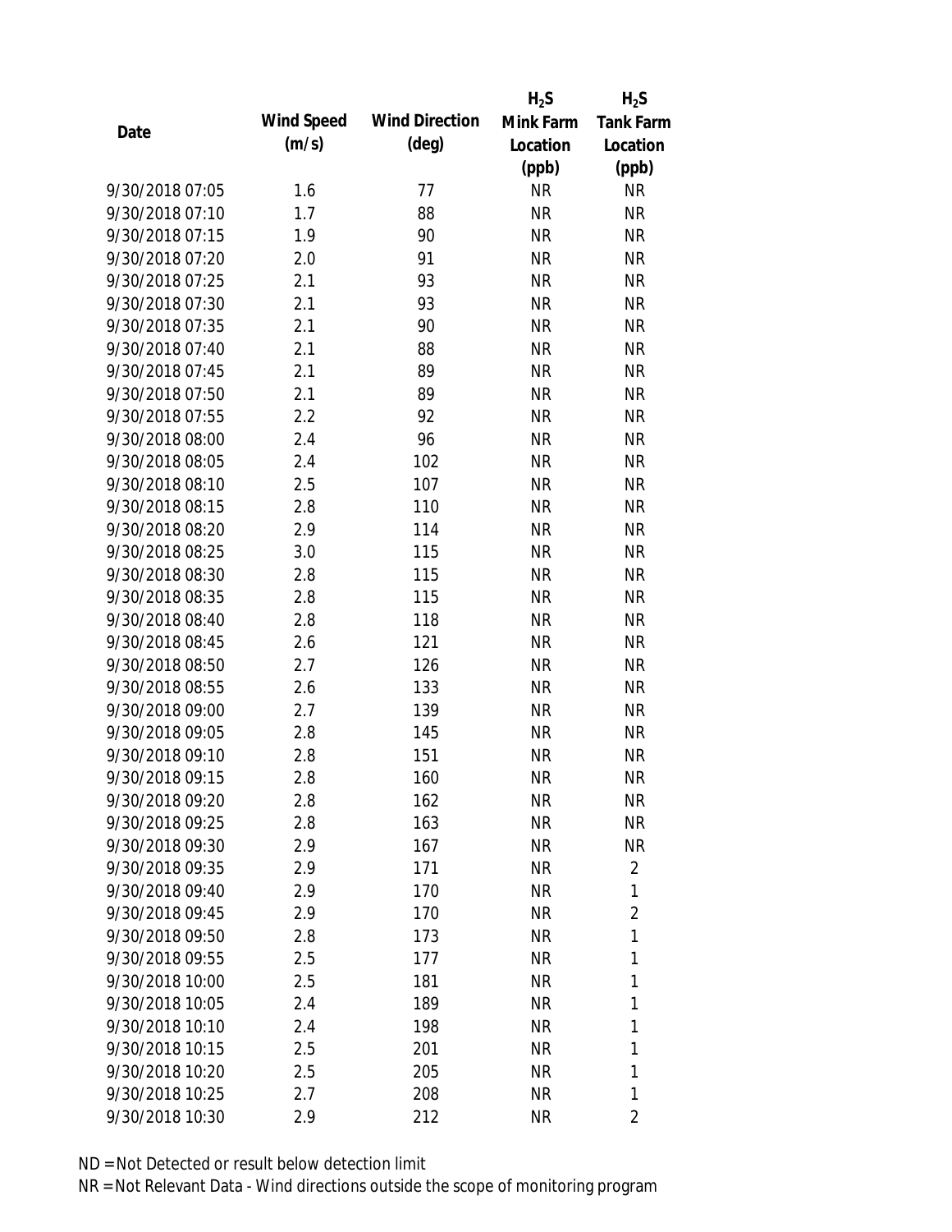| Date | Wind Speed (m/s) | Wind Direction (deg) | $H_2S$ Mink Farm Location (ppb) | $H_2S$ Tank Farm Location (ppb) |
|---|---|---|---|---|
| 9/30/2018 07:05 | 1.6 | 77 | NR | NR |
| 9/30/2018 07:10 | 1.7 | 88 | NR | NR |
| 9/30/2018 07:15 | 1.9 | 90 | NR | NR |
| 9/30/2018 07:20 | 2.0 | 91 | NR | NR |
| 9/30/2018 07:25 | 2.1 | 93 | NR | NR |
| 9/30/2018 07:30 | 2.1 | 93 | NR | NR |
| 9/30/2018 07:35 | 2.1 | 90 | NR | NR |
| 9/30/2018 07:40 | 2.1 | 88 | NR | NR |
| 9/30/2018 07:45 | 2.1 | 89 | NR | NR |
| 9/30/2018 07:50 | 2.1 | 89 | NR | NR |
| 9/30/2018 07:55 | 2.2 | 92 | NR | NR |
| 9/30/2018 08:00 | 2.4 | 96 | NR | NR |
| 9/30/2018 08:05 | 2.4 | 102 | NR | NR |
| 9/30/2018 08:10 | 2.5 | 107 | NR | NR |
| 9/30/2018 08:15 | 2.8 | 110 | NR | NR |
| 9/30/2018 08:20 | 2.9 | 114 | NR | NR |
| 9/30/2018 08:25 | 3.0 | 115 | NR | NR |
| 9/30/2018 08:30 | 2.8 | 115 | NR | NR |
| 9/30/2018 08:35 | 2.8 | 115 | NR | NR |
| 9/30/2018 08:40 | 2.8 | 118 | NR | NR |
| 9/30/2018 08:45 | 2.6 | 121 | NR | NR |
| 9/30/2018 08:50 | 2.7 | 126 | NR | NR |
| 9/30/2018 08:55 | 2.6 | 133 | NR | NR |
| 9/30/2018 09:00 | 2.7 | 139 | NR | NR |
| 9/30/2018 09:05 | 2.8 | 145 | NR | NR |
| 9/30/2018 09:10 | 2.8 | 151 | NR | NR |
| 9/30/2018 09:15 | 2.8 | 160 | NR | NR |
| 9/30/2018 09:20 | 2.8 | 162 | NR | NR |
| 9/30/2018 09:25 | 2.8 | 163 | NR | NR |
| 9/30/2018 09:30 | 2.9 | 167 | NR | NR |
| 9/30/2018 09:35 | 2.9 | 171 | NR | 2 |
| 9/30/2018 09:40 | 2.9 | 170 | NR | 1 |
| 9/30/2018 09:45 | 2.9 | 170 | NR | 2 |
| 9/30/2018 09:50 | 2.8 | 173 | NR | 1 |
| 9/30/2018 09:55 | 2.5 | 177 | NR | 1 |
| 9/30/2018 10:00 | 2.5 | 181 | NR | 1 |
| 9/30/2018 10:05 | 2.4 | 189 | NR | 1 |
| 9/30/2018 10:10 | 2.4 | 198 | NR | 1 |
| 9/30/2018 10:15 | 2.5 | 201 | NR | 1 |
| 9/30/2018 10:20 | 2.5 | 205 | NR | 1 |
| 9/30/2018 10:25 | 2.7 | 208 | NR | 1 |
| 9/30/2018 10:30 | 2.9 | 212 | NR | 2 |

ND = Not Detected or result below detection limit

NR = Not Relevant Data - Wind directions outside the scope of monitoring program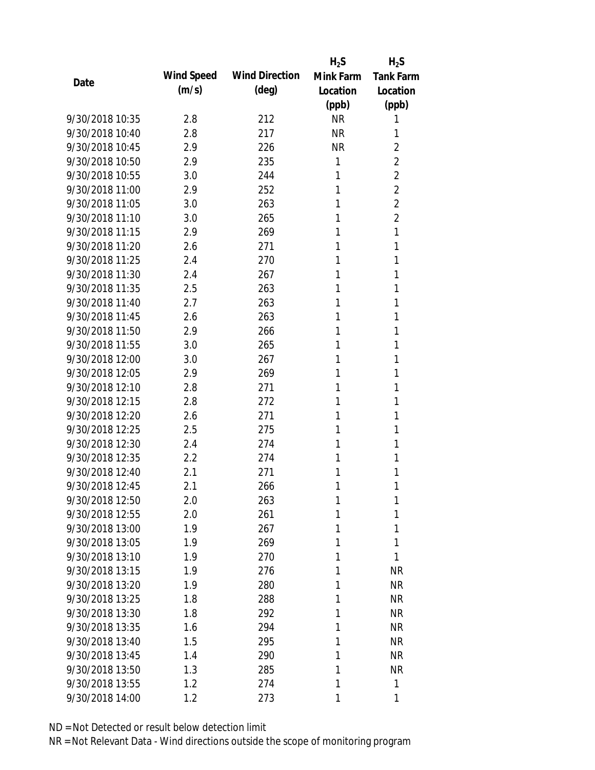| Date | Wind Speed (m/s) | Wind Direction (deg) | $H_2S$ Mink Farm Location (ppb) | $H_2S$ Tank Farm Location (ppb) |
|---|---|---|---|---|
| 9/30/2018 10:35 | 2.8 | 212 | NR | 1 |
| 9/30/2018 10:40 | 2.8 | 217 | NR | 1 |
| 9/30/2018 10:45 | 2.9 | 226 | NR | 2 |
| 9/30/2018 10:50 | 2.9 | 235 | 1 | 2 |
| 9/30/2018 10:55 | 3.0 | 244 | 1 | 2 |
| 9/30/2018 11:00 | 2.9 | 252 | 1 | 2 |
| 9/30/2018 11:05 | 3.0 | 263 | 1 | 2 |
| 9/30/2018 11:10 | 3.0 | 265 | 1 | 2 |
| 9/30/2018 11:15 | 2.9 | 269 | 1 | 1 |
| 9/30/2018 11:20 | 2.6 | 271 | 1 | 1 |
| 9/30/2018 11:25 | 2.4 | 270 | 1 | 1 |
| 9/30/2018 11:30 | 2.4 | 267 | 1 | 1 |
| 9/30/2018 11:35 | 2.5 | 263 | 1 | 1 |
| 9/30/2018 11:40 | 2.7 | 263 | 1 | 1 |
| 9/30/2018 11:45 | 2.6 | 263 | 1 | 1 |
| 9/30/2018 11:50 | 2.9 | 266 | 1 | 1 |
| 9/30/2018 11:55 | 3.0 | 265 | 1 | 1 |
| 9/30/2018 12:00 | 3.0 | 267 | 1 | 1 |
| 9/30/2018 12:05 | 2.9 | 269 | 1 | 1 |
| 9/30/2018 12:10 | 2.8 | 271 | 1 | 1 |
| 9/30/2018 12:15 | 2.8 | 272 | 1 | 1 |
| 9/30/2018 12:20 | 2.6 | 271 | 1 | 1 |
| 9/30/2018 12:25 | 2.5 | 275 | 1 | 1 |
| 9/30/2018 12:30 | 2.4 | 274 | 1 | 1 |
| 9/30/2018 12:35 | 2.2 | 274 | 1 | 1 |
| 9/30/2018 12:40 | 2.1 | 271 | 1 | 1 |
| 9/30/2018 12:45 | 2.1 | 266 | 1 | 1 |
| 9/30/2018 12:50 | 2.0 | 263 | 1 | 1 |
| 9/30/2018 12:55 | 2.0 | 261 | 1 | 1 |
| 9/30/2018 13:00 | 1.9 | 267 | 1 | 1 |
| 9/30/2018 13:05 | 1.9 | 269 | 1 | 1 |
| 9/30/2018 13:10 | 1.9 | 270 | 1 | 1 |
| 9/30/2018 13:15 | 1.9 | 276 | 1 | NR |
| 9/30/2018 13:20 | 1.9 | 280 | 1 | NR |
| 9/30/2018 13:25 | 1.8 | 288 | 1 | NR |
| 9/30/2018 13:30 | 1.8 | 292 | 1 | NR |
| 9/30/2018 13:35 | 1.6 | 294 | 1 | NR |
| 9/30/2018 13:40 | 1.5 | 295 | 1 | NR |
| 9/30/2018 13:45 | 1.4 | 290 | 1 | NR |
| 9/30/2018 13:50 | 1.3 | 285 | 1 | NR |
| 9/30/2018 13:55 | 1.2 | 274 | 1 | 1 |
| 9/30/2018 14:00 | 1.2 | 273 | 1 | 1 |

ND = Not Detected or result below detection limit

NR = Not Relevant Data - Wind directions outside the scope of monitoring program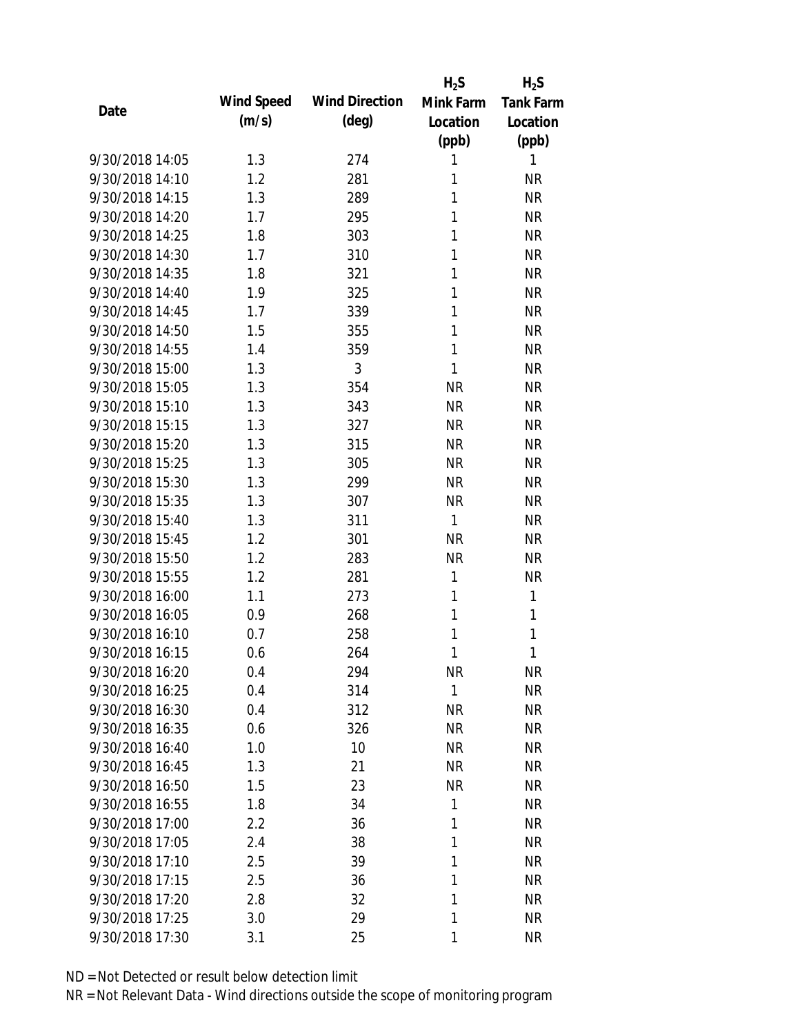| Date | Wind Speed (m/s) | Wind Direction (deg) | $H_2S$ Mink Farm Location (ppb) | $H_2S$ Tank Farm Location (ppb) |
|---|---|---|---|---|
| 9/30/2018 14:05 | 1.3 | 274 | 1 | 1 |
| 9/30/2018 14:10 | 1.2 | 281 | 1 | NR |
| 9/30/2018 14:15 | 1.3 | 289 | 1 | NR |
| 9/30/2018 14:20 | 1.7 | 295 | 1 | NR |
| 9/30/2018 14:25 | 1.8 | 303 | 1 | NR |
| 9/30/2018 14:30 | 1.7 | 310 | 1 | NR |
| 9/30/2018 14:35 | 1.8 | 321 | 1 | NR |
| 9/30/2018 14:40 | 1.9 | 325 | 1 | NR |
| 9/30/2018 14:45 | 1.7 | 339 | 1 | NR |
| 9/30/2018 14:50 | 1.5 | 355 | 1 | NR |
| 9/30/2018 14:55 | 1.4 | 359 | 1 | NR |
| 9/30/2018 15:00 | 1.3 | 3 | 1 | NR |
| 9/30/2018 15:05 | 1.3 | 354 | NR | NR |
| 9/30/2018 15:10 | 1.3 | 343 | NR | NR |
| 9/30/2018 15:15 | 1.3 | 327 | NR | NR |
| 9/30/2018 15:20 | 1.3 | 315 | NR | NR |
| 9/30/2018 15:25 | 1.3 | 305 | NR | NR |
| 9/30/2018 15:30 | 1.3 | 299 | NR | NR |
| 9/30/2018 15:35 | 1.3 | 307 | NR | NR |
| 9/30/2018 15:40 | 1.3 | 311 | 1 | NR |
| 9/30/2018 15:45 | 1.2 | 301 | NR | NR |
| 9/30/2018 15:50 | 1.2 | 283 | NR | NR |
| 9/30/2018 15:55 | 1.2 | 281 | 1 | NR |
| 9/30/2018 16:00 | 1.1 | 273 | 1 | 1 |
| 9/30/2018 16:05 | 0.9 | 268 | 1 | 1 |
| 9/30/2018 16:10 | 0.7 | 258 | 1 | 1 |
| 9/30/2018 16:15 | 0.6 | 264 | 1 | 1 |
| 9/30/2018 16:20 | 0.4 | 294 | NR | NR |
| 9/30/2018 16:25 | 0.4 | 314 | 1 | NR |
| 9/30/2018 16:30 | 0.4 | 312 | NR | NR |
| 9/30/2018 16:35 | 0.6 | 326 | NR | NR |
| 9/30/2018 16:40 | 1.0 | 10 | NR | NR |
| 9/30/2018 16:45 | 1.3 | 21 | NR | NR |
| 9/30/2018 16:50 | 1.5 | 23 | NR | NR |
| 9/30/2018 16:55 | 1.8 | 34 | 1 | NR |
| 9/30/2018 17:00 | 2.2 | 36 | 1 | NR |
| 9/30/2018 17:05 | 2.4 | 38 | 1 | NR |
| 9/30/2018 17:10 | 2.5 | 39 | 1 | NR |
| 9/30/2018 17:15 | 2.5 | 36 | 1 | NR |
| 9/30/2018 17:20 | 2.8 | 32 | 1 | NR |
| 9/30/2018 17:25 | 3.0 | 29 | 1 | NR |
| 9/30/2018 17:30 | 3.1 | 25 | 1 | NR |

ND = Not Detected or result below detection limit

NR = Not Relevant Data - Wind directions outside the scope of monitoring program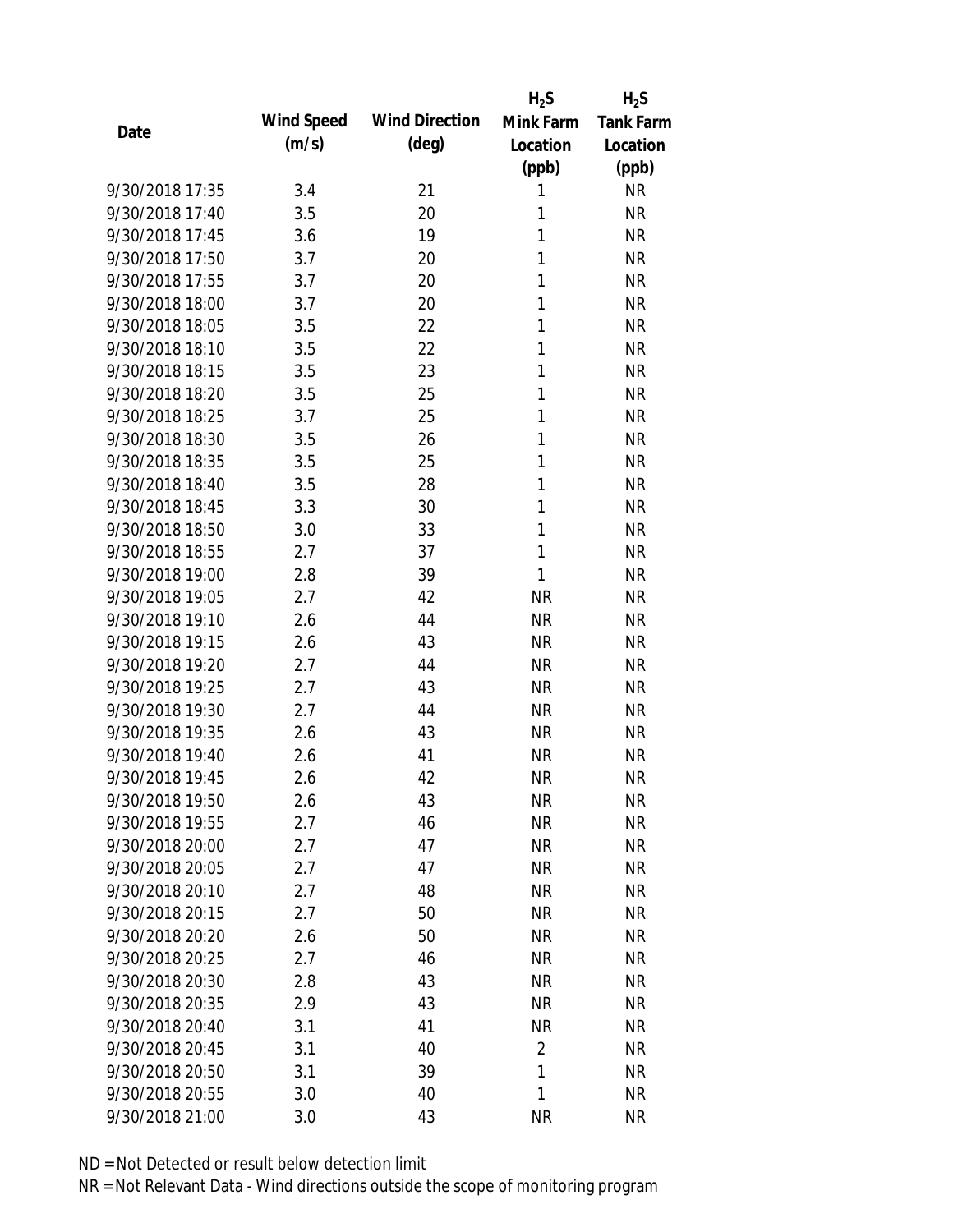| Date | Wind Speed (m/s) | Wind Direction (deg) | $H_2S$ Mink Farm Location (ppb) | $H_2S$ Tank Farm Location (ppb) |
|---|---|---|---|---|
| 9/30/2018 17:35 | 3.4 | 21 | 1 | NR |
| 9/30/2018 17:40 | 3.5 | 20 | 1 | NR |
| 9/30/2018 17:45 | 3.6 | 19 | 1 | NR |
| 9/30/2018 17:50 | 3.7 | 20 | 1 | NR |
| 9/30/2018 17:55 | 3.7 | 20 | 1 | NR |
| 9/30/2018 18:00 | 3.7 | 20 | 1 | NR |
| 9/30/2018 18:05 | 3.5 | 22 | 1 | NR |
| 9/30/2018 18:10 | 3.5 | 22 | 1 | NR |
| 9/30/2018 18:15 | 3.5 | 23 | 1 | NR |
| 9/30/2018 18:20 | 3.5 | 25 | 1 | NR |
| 9/30/2018 18:25 | 3.7 | 25 | 1 | NR |
| 9/30/2018 18:30 | 3.5 | 26 | 1 | NR |
| 9/30/2018 18:35 | 3.5 | 25 | 1 | NR |
| 9/30/2018 18:40 | 3.5 | 28 | 1 | NR |
| 9/30/2018 18:45 | 3.3 | 30 | 1 | NR |
| 9/30/2018 18:50 | 3.0 | 33 | 1 | NR |
| 9/30/2018 18:55 | 2.7 | 37 | 1 | NR |
| 9/30/2018 19:00 | 2.8 | 39 | 1 | NR |
| 9/30/2018 19:05 | 2.7 | 42 | NR | NR |
| 9/30/2018 19:10 | 2.6 | 44 | NR | NR |
| 9/30/2018 19:15 | 2.6 | 43 | NR | NR |
| 9/30/2018 19:20 | 2.7 | 44 | NR | NR |
| 9/30/2018 19:25 | 2.7 | 43 | NR | NR |
| 9/30/2018 19:30 | 2.7 | 44 | NR | NR |
| 9/30/2018 19:35 | 2.6 | 43 | NR | NR |
| 9/30/2018 19:40 | 2.6 | 41 | NR | NR |
| 9/30/2018 19:45 | 2.6 | 42 | NR | NR |
| 9/30/2018 19:50 | 2.6 | 43 | NR | NR |
| 9/30/2018 19:55 | 2.7 | 46 | NR | NR |
| 9/30/2018 20:00 | 2.7 | 47 | NR | NR |
| 9/30/2018 20:05 | 2.7 | 47 | NR | NR |
| 9/30/2018 20:10 | 2.7 | 48 | NR | NR |
| 9/30/2018 20:15 | 2.7 | 50 | NR | NR |
| 9/30/2018 20:20 | 2.6 | 50 | NR | NR |
| 9/30/2018 20:25 | 2.7 | 46 | NR | NR |
| 9/30/2018 20:30 | 2.8 | 43 | NR | NR |
| 9/30/2018 20:35 | 2.9 | 43 | NR | NR |
| 9/30/2018 20:40 | 3.1 | 41 | NR | NR |
| 9/30/2018 20:45 | 3.1 | 40 | 2 | NR |
| 9/30/2018 20:50 | 3.1 | 39 | 1 | NR |
| 9/30/2018 20:55 | 3.0 | 40 | 1 | NR |
| 9/30/2018 21:00 | 3.0 | 43 | NR | NR |

ND = Not Detected or result below detection limit

NR = Not Relevant Data - Wind directions outside the scope of monitoring program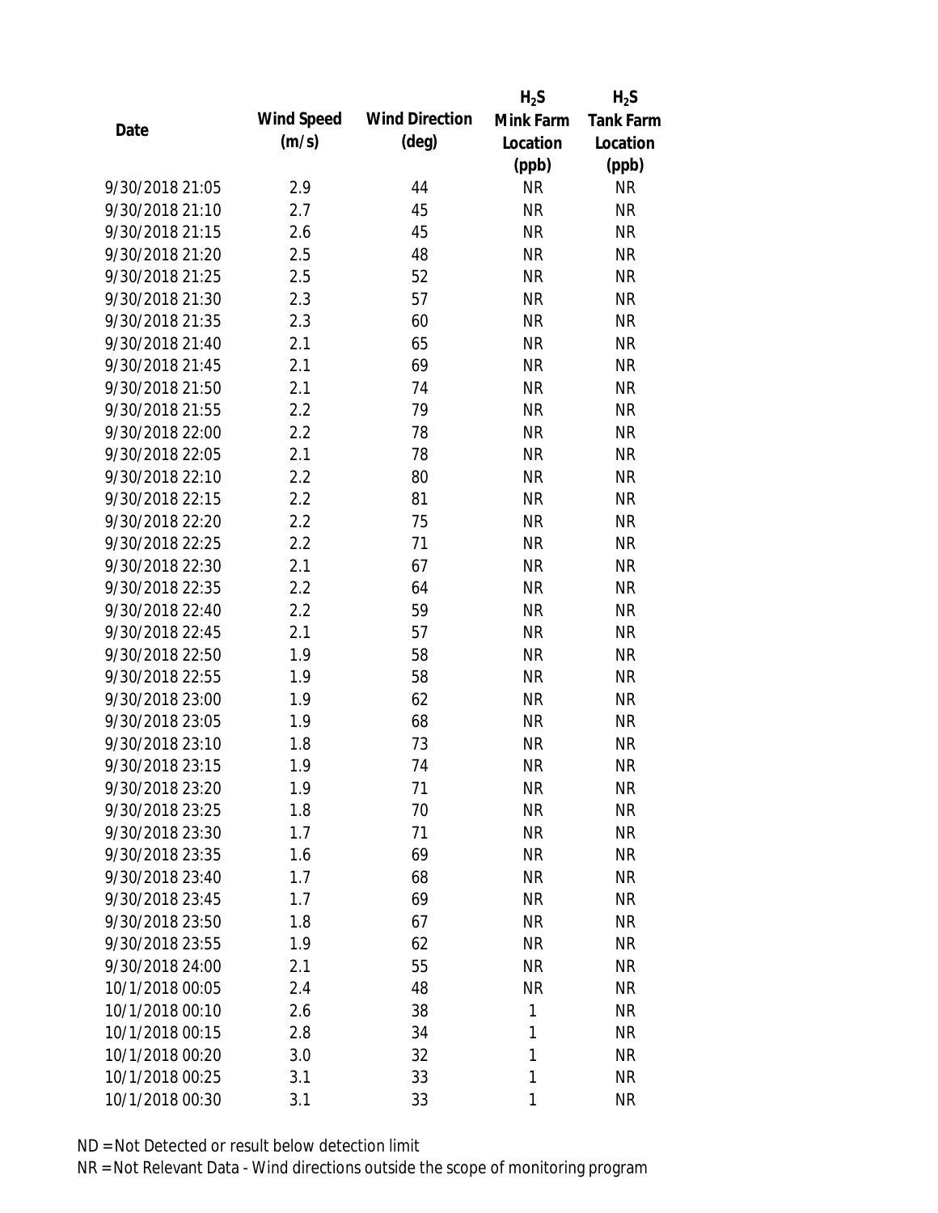| Date | Wind Speed (m/s) | Wind Direction (deg) | $H_2S$ Mink Farm Location (ppb) | $H_2S$ Tank Farm Location (ppb) |
|---|---|---|---|---|
| 9/30/2018 21:05 | 2.9 | 44 | NR | NR |
| 9/30/2018 21:10 | 2.7 | 45 | NR | NR |
| 9/30/2018 21:15 | 2.6 | 45 | NR | NR |
| 9/30/2018 21:20 | 2.5 | 48 | NR | NR |
| 9/30/2018 21:25 | 2.5 | 52 | NR | NR |
| 9/30/2018 21:30 | 2.3 | 57 | NR | NR |
| 9/30/2018 21:35 | 2.3 | 60 | NR | NR |
| 9/30/2018 21:40 | 2.1 | 65 | NR | NR |
| 9/30/2018 21:45 | 2.1 | 69 | NR | NR |
| 9/30/2018 21:50 | 2.1 | 74 | NR | NR |
| 9/30/2018 21:55 | 2.2 | 79 | NR | NR |
| 9/30/2018 22:00 | 2.2 | 78 | NR | NR |
| 9/30/2018 22:05 | 2.1 | 78 | NR | NR |
| 9/30/2018 22:10 | 2.2 | 80 | NR | NR |
| 9/30/2018 22:15 | 2.2 | 81 | NR | NR |
| 9/30/2018 22:20 | 2.2 | 75 | NR | NR |
| 9/30/2018 22:25 | 2.2 | 71 | NR | NR |
| 9/30/2018 22:30 | 2.1 | 67 | NR | NR |
| 9/30/2018 22:35 | 2.2 | 64 | NR | NR |
| 9/30/2018 22:40 | 2.2 | 59 | NR | NR |
| 9/30/2018 22:45 | 2.1 | 57 | NR | NR |
| 9/30/2018 22:50 | 1.9 | 58 | NR | NR |
| 9/30/2018 22:55 | 1.9 | 58 | NR | NR |
| 9/30/2018 23:00 | 1.9 | 62 | NR | NR |
| 9/30/2018 23:05 | 1.9 | 68 | NR | NR |
| 9/30/2018 23:10 | 1.8 | 73 | NR | NR |
| 9/30/2018 23:15 | 1.9 | 74 | NR | NR |
| 9/30/2018 23:20 | 1.9 | 71 | NR | NR |
| 9/30/2018 23:25 | 1.8 | 70 | NR | NR |
| 9/30/2018 23:30 | 1.7 | 71 | NR | NR |
| 9/30/2018 23:35 | 1.6 | 69 | NR | NR |
| 9/30/2018 23:40 | 1.7 | 68 | NR | NR |
| 9/30/2018 23:45 | 1.7 | 69 | NR | NR |
| 9/30/2018 23:50 | 1.8 | 67 | NR | NR |
| 9/30/2018 23:55 | 1.9 | 62 | NR | NR |
| 9/30/2018 24:00 | 2.1 | 55 | NR | NR |
| 10/1/2018 00:05 | 2.4 | 48 | NR | NR |
| 10/1/2018 00:10 | 2.6 | 38 | 1 | NR |
| 10/1/2018 00:15 | 2.8 | 34 | 1 | NR |
| 10/1/2018 00:20 | 3.0 | 32 | 1 | NR |
| 10/1/2018 00:25 | 3.1 | 33 | 1 | NR |
| 10/1/2018 00:30 | 3.1 | 33 | 1 | NR |

ND = Not Detected or result below detection limit

NR = Not Relevant Data - Wind directions outside the scope of monitoring program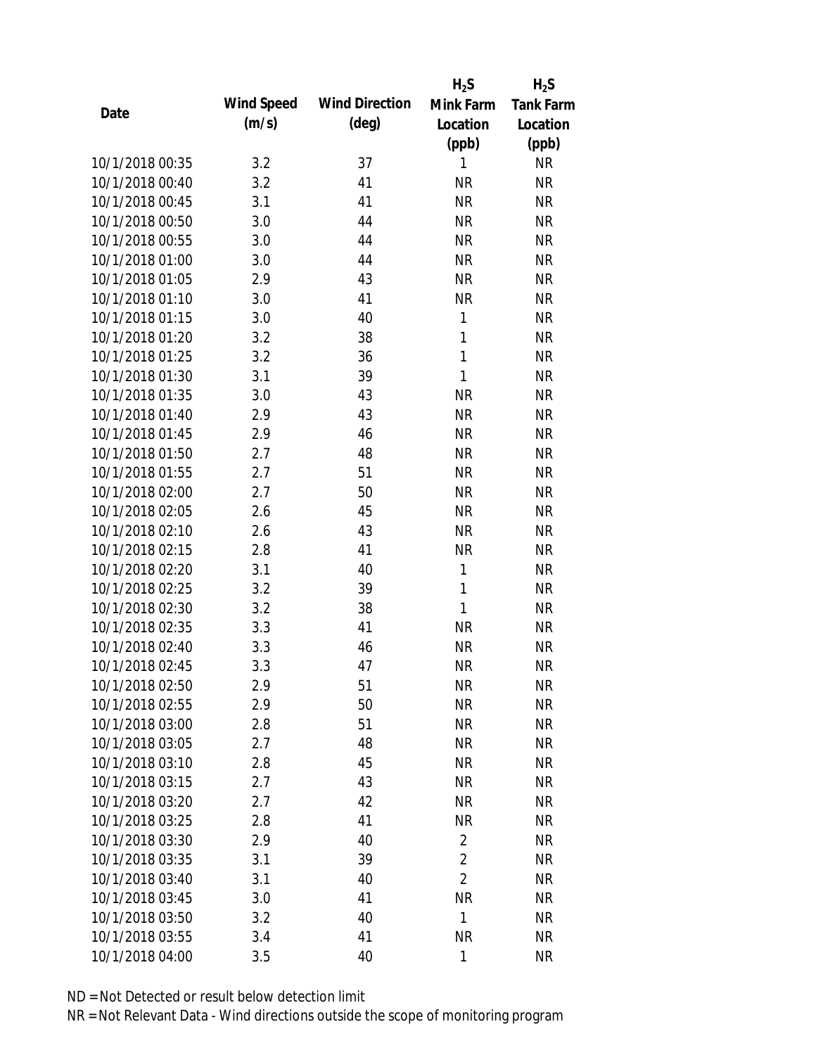| Date | Wind Speed (m/s) | Wind Direction (deg) | $H_2S$ Mink Farm Location (ppb) | $H_2S$ Tank Farm Location (ppb) |
|---|---|---|---|---|
| 10/1/2018 00:35 | 3.2 | 37 | 1 | NR |
| 10/1/2018 00:40 | 3.2 | 41 | NR | NR |
| 10/1/2018 00:45 | 3.1 | 41 | NR | NR |
| 10/1/2018 00:50 | 3.0 | 44 | NR | NR |
| 10/1/2018 00:55 | 3.0 | 44 | NR | NR |
| 10/1/2018 01:00 | 3.0 | 44 | NR | NR |
| 10/1/2018 01:05 | 2.9 | 43 | NR | NR |
| 10/1/2018 01:10 | 3.0 | 41 | NR | NR |
| 10/1/2018 01:15 | 3.0 | 40 | 1 | NR |
| 10/1/2018 01:20 | 3.2 | 38 | 1 | NR |
| 10/1/2018 01:25 | 3.2 | 36 | 1 | NR |
| 10/1/2018 01:30 | 3.1 | 39 | 1 | NR |
| 10/1/2018 01:35 | 3.0 | 43 | NR | NR |
| 10/1/2018 01:40 | 2.9 | 43 | NR | NR |
| 10/1/2018 01:45 | 2.9 | 46 | NR | NR |
| 10/1/2018 01:50 | 2.7 | 48 | NR | NR |
| 10/1/2018 01:55 | 2.7 | 51 | NR | NR |
| 10/1/2018 02:00 | 2.7 | 50 | NR | NR |
| 10/1/2018 02:05 | 2.6 | 45 | NR | NR |
| 10/1/2018 02:10 | 2.6 | 43 | NR | NR |
| 10/1/2018 02:15 | 2.8 | 41 | NR | NR |
| 10/1/2018 02:20 | 3.1 | 40 | 1 | NR |
| 10/1/2018 02:25 | 3.2 | 39 | 1 | NR |
| 10/1/2018 02:30 | 3.2 | 38 | 1 | NR |
| 10/1/2018 02:35 | 3.3 | 41 | NR | NR |
| 10/1/2018 02:40 | 3.3 | 46 | NR | NR |
| 10/1/2018 02:45 | 3.3 | 47 | NR | NR |
| 10/1/2018 02:50 | 2.9 | 51 | NR | NR |
| 10/1/2018 02:55 | 2.9 | 50 | NR | NR |
| 10/1/2018 03:00 | 2.8 | 51 | NR | NR |
| 10/1/2018 03:05 | 2.7 | 48 | NR | NR |
| 10/1/2018 03:10 | 2.8 | 45 | NR | NR |
| 10/1/2018 03:15 | 2.7 | 43 | NR | NR |
| 10/1/2018 03:20 | 2.7 | 42 | NR | NR |
| 10/1/2018 03:25 | 2.8 | 41 | NR | NR |
| 10/1/2018 03:30 | 2.9 | 40 | 2 | NR |
| 10/1/2018 03:35 | 3.1 | 39 | 2 | NR |
| 10/1/2018 03:40 | 3.1 | 40 | 2 | NR |
| 10/1/2018 03:45 | 3.0 | 41 | NR | NR |
| 10/1/2018 03:50 | 3.2 | 40 | 1 | NR |
| 10/1/2018 03:55 | 3.4 | 41 | NR | NR |
| 10/1/2018 04:00 | 3.5 | 40 | 1 | NR |

ND = Not Detected or result below detection limit

NR = Not Relevant Data - Wind directions outside the scope of monitoring program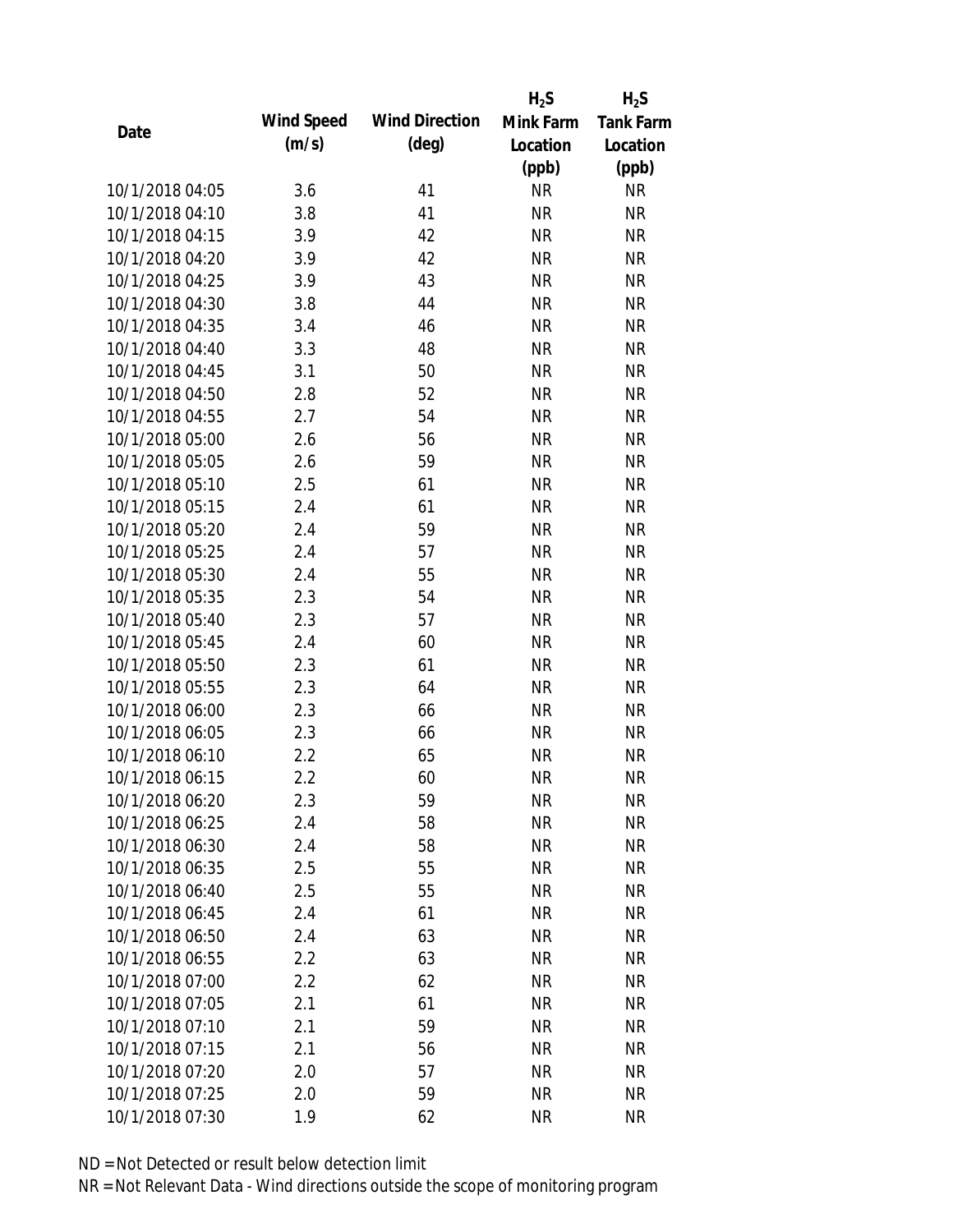| Date | Wind Speed (m/s) | Wind Direction (deg) | $H_2S$ Mink Farm Location (ppb) | $H_2S$ Tank Farm Location (ppb) |
|---|---|---|---|---|
| 10/1/2018 04:05 | 3.6 | 41 | NR | NR |
| 10/1/2018 04:10 | 3.8 | 41 | NR | NR |
| 10/1/2018 04:15 | 3.9 | 42 | NR | NR |
| 10/1/2018 04:20 | 3.9 | 42 | NR | NR |
| 10/1/2018 04:25 | 3.9 | 43 | NR | NR |
| 10/1/2018 04:30 | 3.8 | 44 | NR | NR |
| 10/1/2018 04:35 | 3.4 | 46 | NR | NR |
| 10/1/2018 04:40 | 3.3 | 48 | NR | NR |
| 10/1/2018 04:45 | 3.1 | 50 | NR | NR |
| 10/1/2018 04:50 | 2.8 | 52 | NR | NR |
| 10/1/2018 04:55 | 2.7 | 54 | NR | NR |
| 10/1/2018 05:00 | 2.6 | 56 | NR | NR |
| 10/1/2018 05:05 | 2.6 | 59 | NR | NR |
| 10/1/2018 05:10 | 2.5 | 61 | NR | NR |
| 10/1/2018 05:15 | 2.4 | 61 | NR | NR |
| 10/1/2018 05:20 | 2.4 | 59 | NR | NR |
| 10/1/2018 05:25 | 2.4 | 57 | NR | NR |
| 10/1/2018 05:30 | 2.4 | 55 | NR | NR |
| 10/1/2018 05:35 | 2.3 | 54 | NR | NR |
| 10/1/2018 05:40 | 2.3 | 57 | NR | NR |
| 10/1/2018 05:45 | 2.4 | 60 | NR | NR |
| 10/1/2018 05:50 | 2.3 | 61 | NR | NR |
| 10/1/2018 05:55 | 2.3 | 64 | NR | NR |
| 10/1/2018 06:00 | 2.3 | 66 | NR | NR |
| 10/1/2018 06:05 | 2.3 | 66 | NR | NR |
| 10/1/2018 06:10 | 2.2 | 65 | NR | NR |
| 10/1/2018 06:15 | 2.2 | 60 | NR | NR |
| 10/1/2018 06:20 | 2.3 | 59 | NR | NR |
| 10/1/2018 06:25 | 2.4 | 58 | NR | NR |
| 10/1/2018 06:30 | 2.4 | 58 | NR | NR |
| 10/1/2018 06:35 | 2.5 | 55 | NR | NR |
| 10/1/2018 06:40 | 2.5 | 55 | NR | NR |
| 10/1/2018 06:45 | 2.4 | 61 | NR | NR |
| 10/1/2018 06:50 | 2.4 | 63 | NR | NR |
| 10/1/2018 06:55 | 2.2 | 63 | NR | NR |
| 10/1/2018 07:00 | 2.2 | 62 | NR | NR |
| 10/1/2018 07:05 | 2.1 | 61 | NR | NR |
| 10/1/2018 07:10 | 2.1 | 59 | NR | NR |
| 10/1/2018 07:15 | 2.1 | 56 | NR | NR |
| 10/1/2018 07:20 | 2.0 | 57 | NR | NR |
| 10/1/2018 07:25 | 2.0 | 59 | NR | NR |
| 10/1/2018 07:30 | 1.9 | 62 | NR | NR |

ND = Not Detected or result below detection limit

NR = Not Relevant Data - Wind directions outside the scope of monitoring program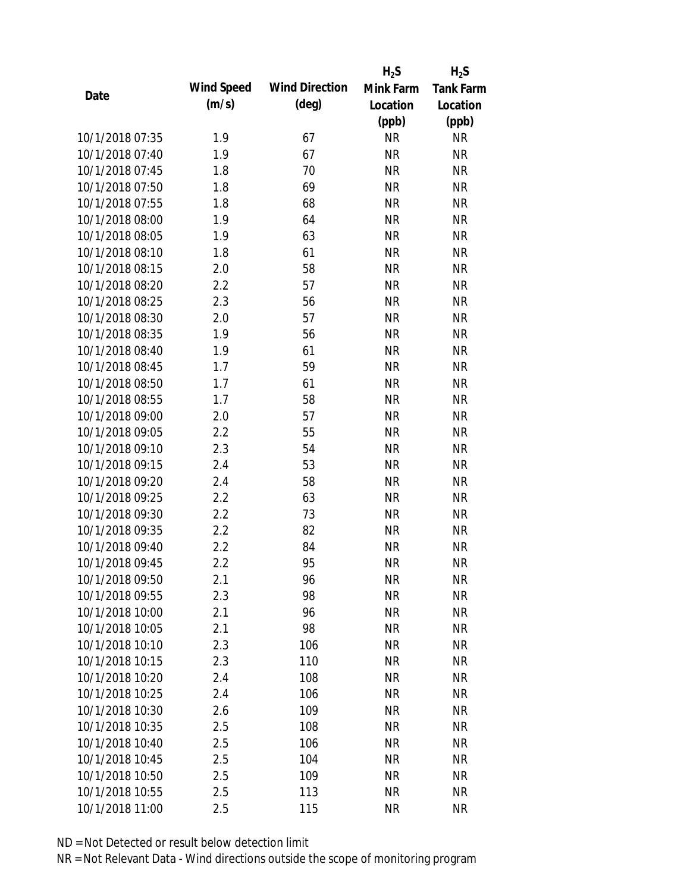| Date | Wind Speed (m/s) | Wind Direction (deg) | $H_2S$ Mink Farm Location (ppb) | $H_2S$ Tank Farm Location (ppb) |
|---|---|---|---|---|
| 10/1/2018 07:35 | 1.9 | 67 | NR | NR |
| 10/1/2018 07:40 | 1.9 | 67 | NR | NR |
| 10/1/2018 07:45 | 1.8 | 70 | NR | NR |
| 10/1/2018 07:50 | 1.8 | 69 | NR | NR |
| 10/1/2018 07:55 | 1.8 | 68 | NR | NR |
| 10/1/2018 08:00 | 1.9 | 64 | NR | NR |
| 10/1/2018 08:05 | 1.9 | 63 | NR | NR |
| 10/1/2018 08:10 | 1.8 | 61 | NR | NR |
| 10/1/2018 08:15 | 2.0 | 58 | NR | NR |
| 10/1/2018 08:20 | 2.2 | 57 | NR | NR |
| 10/1/2018 08:25 | 2.3 | 56 | NR | NR |
| 10/1/2018 08:30 | 2.0 | 57 | NR | NR |
| 10/1/2018 08:35 | 1.9 | 56 | NR | NR |
| 10/1/2018 08:40 | 1.9 | 61 | NR | NR |
| 10/1/2018 08:45 | 1.7 | 59 | NR | NR |
| 10/1/2018 08:50 | 1.7 | 61 | NR | NR |
| 10/1/2018 08:55 | 1.7 | 58 | NR | NR |
| 10/1/2018 09:00 | 2.0 | 57 | NR | NR |
| 10/1/2018 09:05 | 2.2 | 55 | NR | NR |
| 10/1/2018 09:10 | 2.3 | 54 | NR | NR |
| 10/1/2018 09:15 | 2.4 | 53 | NR | NR |
| 10/1/2018 09:20 | 2.4 | 58 | NR | NR |
| 10/1/2018 09:25 | 2.2 | 63 | NR | NR |
| 10/1/2018 09:30 | 2.2 | 73 | NR | NR |
| 10/1/2018 09:35 | 2.2 | 82 | NR | NR |
| 10/1/2018 09:40 | 2.2 | 84 | NR | NR |
| 10/1/2018 09:45 | 2.2 | 95 | NR | NR |
| 10/1/2018 09:50 | 2.1 | 96 | NR | NR |
| 10/1/2018 09:55 | 2.3 | 98 | NR | NR |
| 10/1/2018 10:00 | 2.1 | 96 | NR | NR |
| 10/1/2018 10:05 | 2.1 | 98 | NR | NR |
| 10/1/2018 10:10 | 2.3 | 106 | NR | NR |
| 10/1/2018 10:15 | 2.3 | 110 | NR | NR |
| 10/1/2018 10:20 | 2.4 | 108 | NR | NR |
| 10/1/2018 10:25 | 2.4 | 106 | NR | NR |
| 10/1/2018 10:30 | 2.6 | 109 | NR | NR |
| 10/1/2018 10:35 | 2.5 | 108 | NR | NR |
| 10/1/2018 10:40 | 2.5 | 106 | NR | NR |
| 10/1/2018 10:45 | 2.5 | 104 | NR | NR |
| 10/1/2018 10:50 | 2.5 | 109 | NR | NR |
| 10/1/2018 10:55 | 2.5 | 113 | NR | NR |
| 10/1/2018 11:00 | 2.5 | 115 | NR | NR |

ND = Not Detected or result below detection limit

NR = Not Relevant Data - Wind directions outside the scope of monitoring program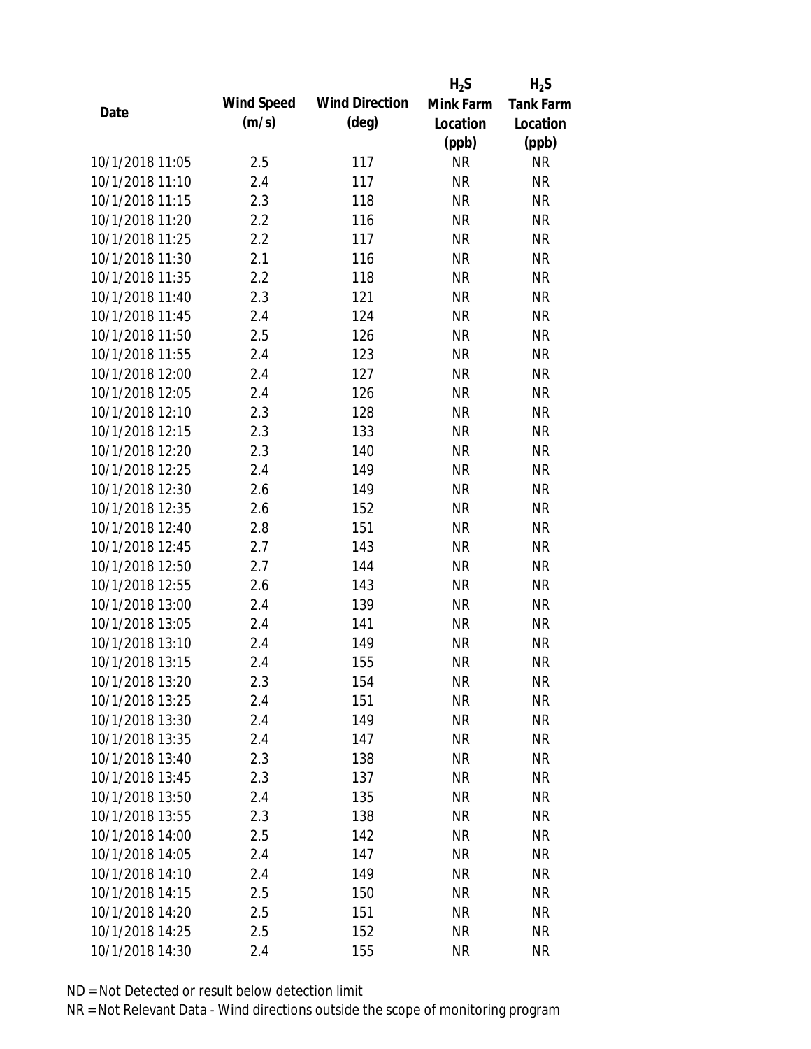| Date | Wind Speed (m/s) | Wind Direction (deg) | $H_2S$ Mink Farm Location (ppb) | $H_2S$ Tank Farm Location (ppb) |
|---|---|---|---|---|
| 10/1/2018 11:05 | 2.5 | 117 | NR | NR |
| 10/1/2018 11:10 | 2.4 | 117 | NR | NR |
| 10/1/2018 11:15 | 2.3 | 118 | NR | NR |
| 10/1/2018 11:20 | 2.2 | 116 | NR | NR |
| 10/1/2018 11:25 | 2.2 | 117 | NR | NR |
| 10/1/2018 11:30 | 2.1 | 116 | NR | NR |
| 10/1/2018 11:35 | 2.2 | 118 | NR | NR |
| 10/1/2018 11:40 | 2.3 | 121 | NR | NR |
| 10/1/2018 11:45 | 2.4 | 124 | NR | NR |
| 10/1/2018 11:50 | 2.5 | 126 | NR | NR |
| 10/1/2018 11:55 | 2.4 | 123 | NR | NR |
| 10/1/2018 12:00 | 2.4 | 127 | NR | NR |
| 10/1/2018 12:05 | 2.4 | 126 | NR | NR |
| 10/1/2018 12:10 | 2.3 | 128 | NR | NR |
| 10/1/2018 12:15 | 2.3 | 133 | NR | NR |
| 10/1/2018 12:20 | 2.3 | 140 | NR | NR |
| 10/1/2018 12:25 | 2.4 | 149 | NR | NR |
| 10/1/2018 12:30 | 2.6 | 149 | NR | NR |
| 10/1/2018 12:35 | 2.6 | 152 | NR | NR |
| 10/1/2018 12:40 | 2.8 | 151 | NR | NR |
| 10/1/2018 12:45 | 2.7 | 143 | NR | NR |
| 10/1/2018 12:50 | 2.7 | 144 | NR | NR |
| 10/1/2018 12:55 | 2.6 | 143 | NR | NR |
| 10/1/2018 13:00 | 2.4 | 139 | NR | NR |
| 10/1/2018 13:05 | 2.4 | 141 | NR | NR |
| 10/1/2018 13:10 | 2.4 | 149 | NR | NR |
| 10/1/2018 13:15 | 2.4 | 155 | NR | NR |
| 10/1/2018 13:20 | 2.3 | 154 | NR | NR |
| 10/1/2018 13:25 | 2.4 | 151 | NR | NR |
| 10/1/2018 13:30 | 2.4 | 149 | NR | NR |
| 10/1/2018 13:35 | 2.4 | 147 | NR | NR |
| 10/1/2018 13:40 | 2.3 | 138 | NR | NR |
| 10/1/2018 13:45 | 2.3 | 137 | NR | NR |
| 10/1/2018 13:50 | 2.4 | 135 | NR | NR |
| 10/1/2018 13:55 | 2.3 | 138 | NR | NR |
| 10/1/2018 14:00 | 2.5 | 142 | NR | NR |
| 10/1/2018 14:05 | 2.4 | 147 | NR | NR |
| 10/1/2018 14:10 | 2.4 | 149 | NR | NR |
| 10/1/2018 14:15 | 2.5 | 150 | NR | NR |
| 10/1/2018 14:20 | 2.5 | 151 | NR | NR |
| 10/1/2018 14:25 | 2.5 | 152 | NR | NR |
| 10/1/2018 14:30 | 2.4 | 155 | NR | NR |

ND = Not Detected or result below detection limit

NR = Not Relevant Data - Wind directions outside the scope of monitoring program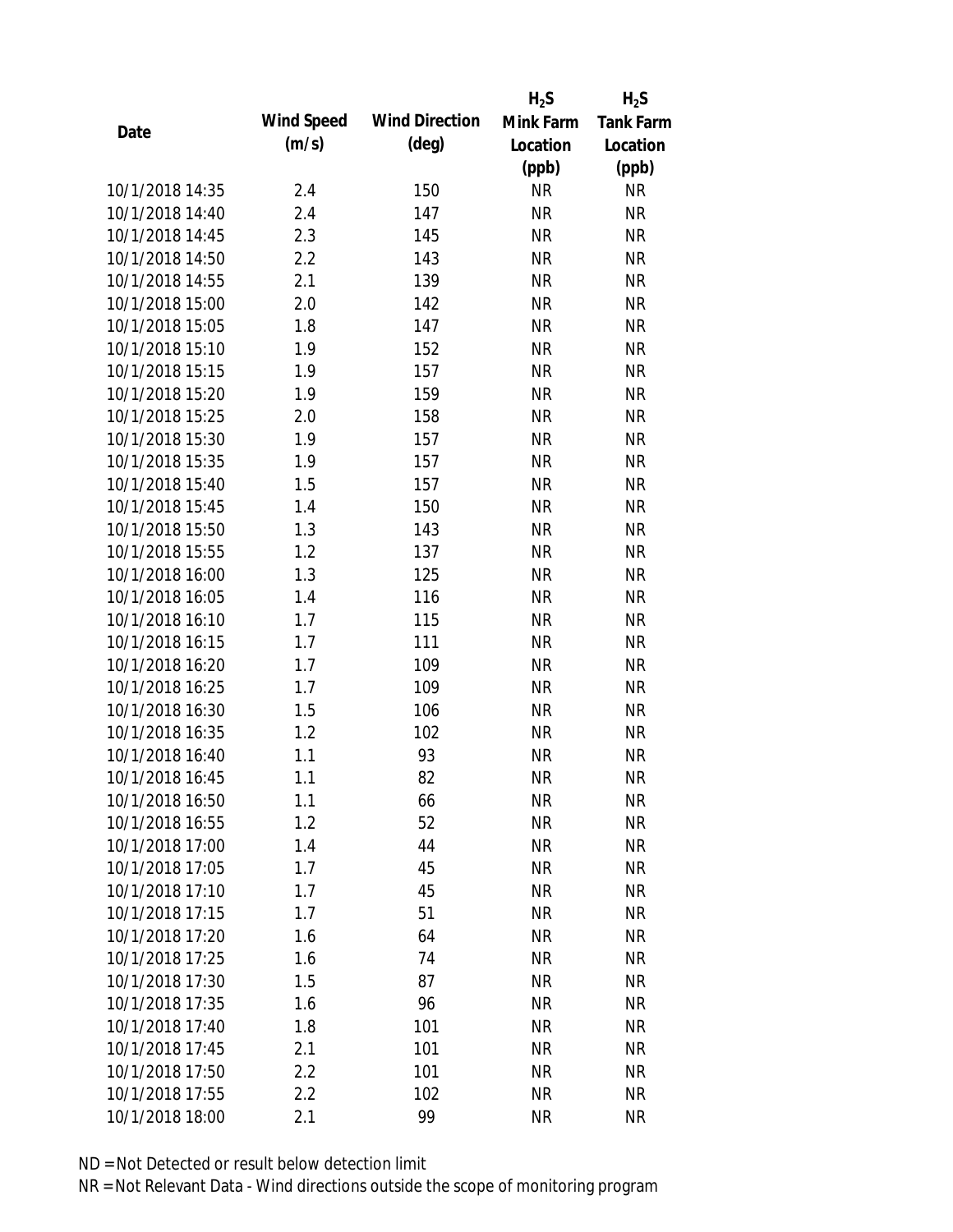| Date | Wind Speed (m/s) | Wind Direction (deg) | $H_2S$ Mink Farm Location (ppb) | $H_2S$ Tank Farm Location (ppb) |
|---|---|---|---|---|
| 10/1/2018 14:35 | 2.4 | 150 | NR | NR |
| 10/1/2018 14:40 | 2.4 | 147 | NR | NR |
| 10/1/2018 14:45 | 2.3 | 145 | NR | NR |
| 10/1/2018 14:50 | 2.2 | 143 | NR | NR |
| 10/1/2018 14:55 | 2.1 | 139 | NR | NR |
| 10/1/2018 15:00 | 2.0 | 142 | NR | NR |
| 10/1/2018 15:05 | 1.8 | 147 | NR | NR |
| 10/1/2018 15:10 | 1.9 | 152 | NR | NR |
| 10/1/2018 15:15 | 1.9 | 157 | NR | NR |
| 10/1/2018 15:20 | 1.9 | 159 | NR | NR |
| 10/1/2018 15:25 | 2.0 | 158 | NR | NR |
| 10/1/2018 15:30 | 1.9 | 157 | NR | NR |
| 10/1/2018 15:35 | 1.9 | 157 | NR | NR |
| 10/1/2018 15:40 | 1.5 | 157 | NR | NR |
| 10/1/2018 15:45 | 1.4 | 150 | NR | NR |
| 10/1/2018 15:50 | 1.3 | 143 | NR | NR |
| 10/1/2018 15:55 | 1.2 | 137 | NR | NR |
| 10/1/2018 16:00 | 1.3 | 125 | NR | NR |
| 10/1/2018 16:05 | 1.4 | 116 | NR | NR |
| 10/1/2018 16:10 | 1.7 | 115 | NR | NR |
| 10/1/2018 16:15 | 1.7 | 111 | NR | NR |
| 10/1/2018 16:20 | 1.7 | 109 | NR | NR |
| 10/1/2018 16:25 | 1.7 | 109 | NR | NR |
| 10/1/2018 16:30 | 1.5 | 106 | NR | NR |
| 10/1/2018 16:35 | 1.2 | 102 | NR | NR |
| 10/1/2018 16:40 | 1.1 | 93 | NR | NR |
| 10/1/2018 16:45 | 1.1 | 82 | NR | NR |
| 10/1/2018 16:50 | 1.1 | 66 | NR | NR |
| 10/1/2018 16:55 | 1.2 | 52 | NR | NR |
| 10/1/2018 17:00 | 1.4 | 44 | NR | NR |
| 10/1/2018 17:05 | 1.7 | 45 | NR | NR |
| 10/1/2018 17:10 | 1.7 | 45 | NR | NR |
| 10/1/2018 17:15 | 1.7 | 51 | NR | NR |
| 10/1/2018 17:20 | 1.6 | 64 | NR | NR |
| 10/1/2018 17:25 | 1.6 | 74 | NR | NR |
| 10/1/2018 17:30 | 1.5 | 87 | NR | NR |
| 10/1/2018 17:35 | 1.6 | 96 | NR | NR |
| 10/1/2018 17:40 | 1.8 | 101 | NR | NR |
| 10/1/2018 17:45 | 2.1 | 101 | NR | NR |
| 10/1/2018 17:50 | 2.2 | 101 | NR | NR |
| 10/1/2018 17:55 | 2.2 | 102 | NR | NR |
| 10/1/2018 18:00 | 2.1 | 99 | NR | NR |

ND = Not Detected or result below detection limit

NR = Not Relevant Data - Wind directions outside the scope of monitoring program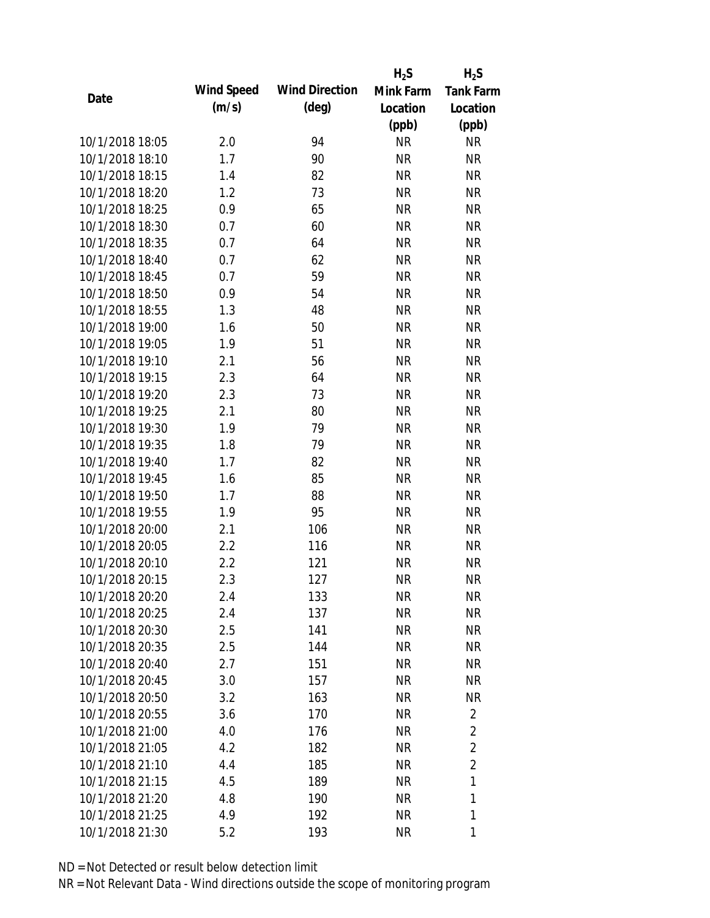| Date | Wind Speed (m/s) | Wind Direction (deg) | $H_2S$ Mink Farm Location (ppb) | $H_2S$ Tank Farm Location (ppb) |
|---|---|---|---|---|
| 10/1/2018 18:05 | 2.0 | 94 | NR | NR |
| 10/1/2018 18:10 | 1.7 | 90 | NR | NR |
| 10/1/2018 18:15 | 1.4 | 82 | NR | NR |
| 10/1/2018 18:20 | 1.2 | 73 | NR | NR |
| 10/1/2018 18:25 | 0.9 | 65 | NR | NR |
| 10/1/2018 18:30 | 0.7 | 60 | NR | NR |
| 10/1/2018 18:35 | 0.7 | 64 | NR | NR |
| 10/1/2018 18:40 | 0.7 | 62 | NR | NR |
| 10/1/2018 18:45 | 0.7 | 59 | NR | NR |
| 10/1/2018 18:50 | 0.9 | 54 | NR | NR |
| 10/1/2018 18:55 | 1.3 | 48 | NR | NR |
| 10/1/2018 19:00 | 1.6 | 50 | NR | NR |
| 10/1/2018 19:05 | 1.9 | 51 | NR | NR |
| 10/1/2018 19:10 | 2.1 | 56 | NR | NR |
| 10/1/2018 19:15 | 2.3 | 64 | NR | NR |
| 10/1/2018 19:20 | 2.3 | 73 | NR | NR |
| 10/1/2018 19:25 | 2.1 | 80 | NR | NR |
| 10/1/2018 19:30 | 1.9 | 79 | NR | NR |
| 10/1/2018 19:35 | 1.8 | 79 | NR | NR |
| 10/1/2018 19:40 | 1.7 | 82 | NR | NR |
| 10/1/2018 19:45 | 1.6 | 85 | NR | NR |
| 10/1/2018 19:50 | 1.7 | 88 | NR | NR |
| 10/1/2018 19:55 | 1.9 | 95 | NR | NR |
| 10/1/2018 20:00 | 2.1 | 106 | NR | NR |
| 10/1/2018 20:05 | 2.2 | 116 | NR | NR |
| 10/1/2018 20:10 | 2.2 | 121 | NR | NR |
| 10/1/2018 20:15 | 2.3 | 127 | NR | NR |
| 10/1/2018 20:20 | 2.4 | 133 | NR | NR |
| 10/1/2018 20:25 | 2.4 | 137 | NR | NR |
| 10/1/2018 20:30 | 2.5 | 141 | NR | NR |
| 10/1/2018 20:35 | 2.5 | 144 | NR | NR |
| 10/1/2018 20:40 | 2.7 | 151 | NR | NR |
| 10/1/2018 20:45 | 3.0 | 157 | NR | NR |
| 10/1/2018 20:50 | 3.2 | 163 | NR | NR |
| 10/1/2018 20:55 | 3.6 | 170 | NR | 2 |
| 10/1/2018 21:00 | 4.0 | 176 | NR | 2 |
| 10/1/2018 21:05 | 4.2 | 182 | NR | 2 |
| 10/1/2018 21:10 | 4.4 | 185 | NR | 2 |
| 10/1/2018 21:15 | 4.5 | 189 | NR | 1 |
| 10/1/2018 21:20 | 4.8 | 190 | NR | 1 |
| 10/1/2018 21:25 | 4.9 | 192 | NR | 1 |
| 10/1/2018 21:30 | 5.2 | 193 | NR | 1 |

ND = Not Detected or result below detection limit

NR = Not Relevant Data - Wind directions outside the scope of monitoring program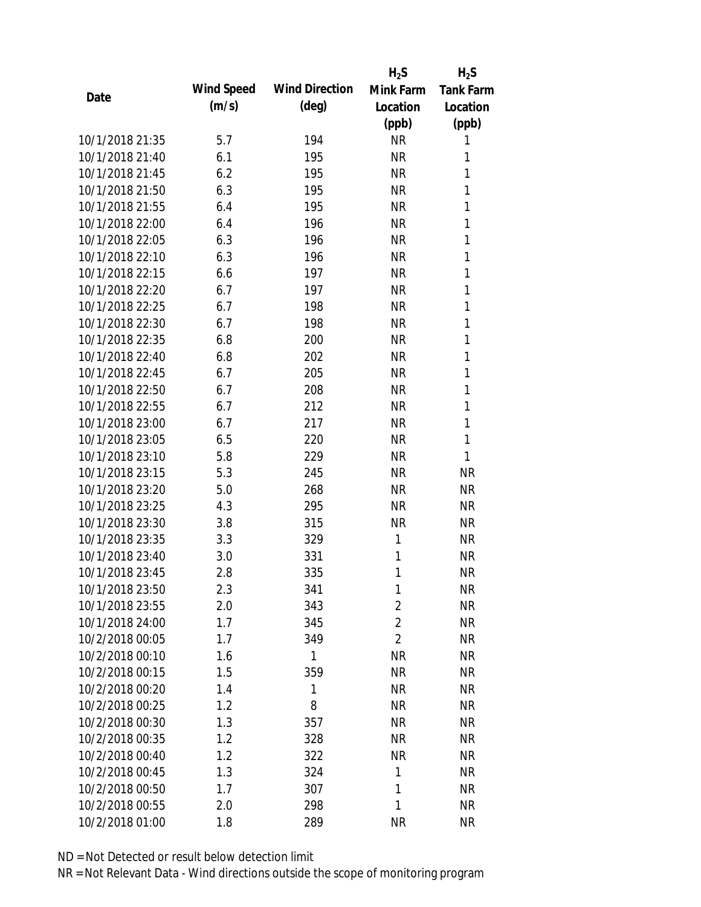| Date | Wind Speed (m/s) | Wind Direction (deg) | $H_2S$ Mink Farm Location (ppb) | $H_2S$ Tank Farm Location (ppb) |
|---|---|---|---|---|
| 10/1/2018 21:35 | 5.7 | 194 | NR | 1 |
| 10/1/2018 21:40 | 6.1 | 195 | NR | 1 |
| 10/1/2018 21:45 | 6.2 | 195 | NR | 1 |
| 10/1/2018 21:50 | 6.3 | 195 | NR | 1 |
| 10/1/2018 21:55 | 6.4 | 195 | NR | 1 |
| 10/1/2018 22:00 | 6.4 | 196 | NR | 1 |
| 10/1/2018 22:05 | 6.3 | 196 | NR | 1 |
| 10/1/2018 22:10 | 6.3 | 196 | NR | 1 |
| 10/1/2018 22:15 | 6.6 | 197 | NR | 1 |
| 10/1/2018 22:20 | 6.7 | 197 | NR | 1 |
| 10/1/2018 22:25 | 6.7 | 198 | NR | 1 |
| 10/1/2018 22:30 | 6.7 | 198 | NR | 1 |
| 10/1/2018 22:35 | 6.8 | 200 | NR | 1 |
| 10/1/2018 22:40 | 6.8 | 202 | NR | 1 |
| 10/1/2018 22:45 | 6.7 | 205 | NR | 1 |
| 10/1/2018 22:50 | 6.7 | 208 | NR | 1 |
| 10/1/2018 22:55 | 6.7 | 212 | NR | 1 |
| 10/1/2018 23:00 | 6.7 | 217 | NR | 1 |
| 10/1/2018 23:05 | 6.5 | 220 | NR | 1 |
| 10/1/2018 23:10 | 5.8 | 229 | NR | 1 |
| 10/1/2018 23:15 | 5.3 | 245 | NR | NR |
| 10/1/2018 23:20 | 5.0 | 268 | NR | NR |
| 10/1/2018 23:25 | 4.3 | 295 | NR | NR |
| 10/1/2018 23:30 | 3.8 | 315 | NR | NR |
| 10/1/2018 23:35 | 3.3 | 329 | 1 | NR |
| 10/1/2018 23:40 | 3.0 | 331 | 1 | NR |
| 10/1/2018 23:45 | 2.8 | 335 | 1 | NR |
| 10/1/2018 23:50 | 2.3 | 341 | 1 | NR |
| 10/1/2018 23:55 | 2.0 | 343 | 2 | NR |
| 10/1/2018 24:00 | 1.7 | 345 | 2 | NR |
| 10/2/2018 00:05 | 1.7 | 349 | 2 | NR |
| 10/2/2018 00:10 | 1.6 | 1 | NR | NR |
| 10/2/2018 00:15 | 1.5 | 359 | NR | NR |
| 10/2/2018 00:20 | 1.4 | 1 | NR | NR |
| 10/2/2018 00:25 | 1.2 | 8 | NR | NR |
| 10/2/2018 00:30 | 1.3 | 357 | NR | NR |
| 10/2/2018 00:35 | 1.2 | 328 | NR | NR |
| 10/2/2018 00:40 | 1.2 | 322 | NR | NR |
| 10/2/2018 00:45 | 1.3 | 324 | 1 | NR |
| 10/2/2018 00:50 | 1.7 | 307 | 1 | NR |
| 10/2/2018 00:55 | 2.0 | 298 | 1 | NR |
| 10/2/2018 01:00 | 1.8 | 289 | NR | NR |

ND = Not Detected or result below detection limit

NR = Not Relevant Data - Wind directions outside the scope of monitoring program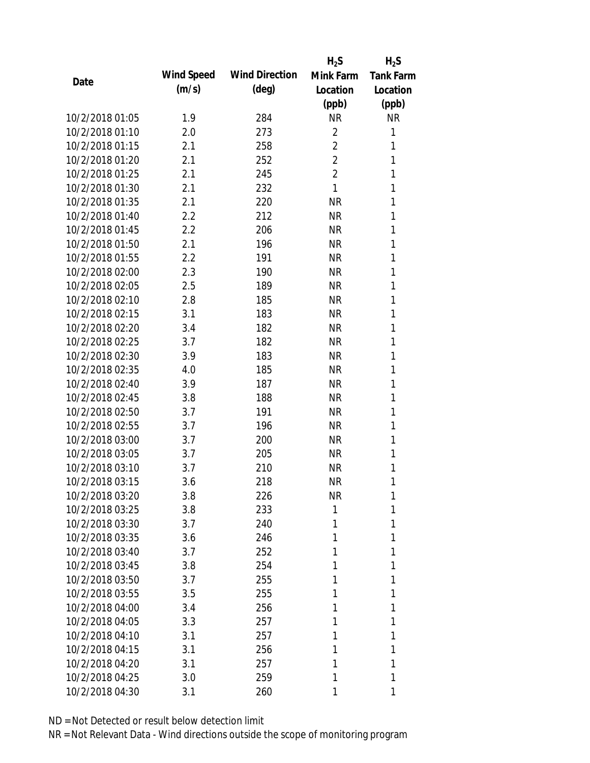| Date | Wind Speed (m/s) | Wind Direction (deg) | $H_2S$ Mink Farm Location (ppb) | $H_2S$ Tank Farm Location (ppb) |
|---|---|---|---|---|
| 10/2/2018 01:05 | 1.9 | 284 | NR | NR |
| 10/2/2018 01:10 | 2.0 | 273 | 2 | 1 |
| 10/2/2018 01:15 | 2.1 | 258 | 2 | 1 |
| 10/2/2018 01:20 | 2.1 | 252 | 2 | 1 |
| 10/2/2018 01:25 | 2.1 | 245 | 2 | 1 |
| 10/2/2018 01:30 | 2.1 | 232 | 1 | 1 |
| 10/2/2018 01:35 | 2.1 | 220 | NR | 1 |
| 10/2/2018 01:40 | 2.2 | 212 | NR | 1 |
| 10/2/2018 01:45 | 2.2 | 206 | NR | 1 |
| 10/2/2018 01:50 | 2.1 | 196 | NR | 1 |
| 10/2/2018 01:55 | 2.2 | 191 | NR | 1 |
| 10/2/2018 02:00 | 2.3 | 190 | NR | 1 |
| 10/2/2018 02:05 | 2.5 | 189 | NR | 1 |
| 10/2/2018 02:10 | 2.8 | 185 | NR | 1 |
| 10/2/2018 02:15 | 3.1 | 183 | NR | 1 |
| 10/2/2018 02:20 | 3.4 | 182 | NR | 1 |
| 10/2/2018 02:25 | 3.7 | 182 | NR | 1 |
| 10/2/2018 02:30 | 3.9 | 183 | NR | 1 |
| 10/2/2018 02:35 | 4.0 | 185 | NR | 1 |
| 10/2/2018 02:40 | 3.9 | 187 | NR | 1 |
| 10/2/2018 02:45 | 3.8 | 188 | NR | 1 |
| 10/2/2018 02:50 | 3.7 | 191 | NR | 1 |
| 10/2/2018 02:55 | 3.7 | 196 | NR | 1 |
| 10/2/2018 03:00 | 3.7 | 200 | NR | 1 |
| 10/2/2018 03:05 | 3.7 | 205 | NR | 1 |
| 10/2/2018 03:10 | 3.7 | 210 | NR | 1 |
| 10/2/2018 03:15 | 3.6 | 218 | NR | 1 |
| 10/2/2018 03:20 | 3.8 | 226 | NR | 1 |
| 10/2/2018 03:25 | 3.8 | 233 | 1 | 1 |
| 10/2/2018 03:30 | 3.7 | 240 | 1 | 1 |
| 10/2/2018 03:35 | 3.6 | 246 | 1 | 1 |
| 10/2/2018 03:40 | 3.7 | 252 | 1 | 1 |
| 10/2/2018 03:45 | 3.8 | 254 | 1 | 1 |
| 10/2/2018 03:50 | 3.7 | 255 | 1 | 1 |
| 10/2/2018 03:55 | 3.5 | 255 | 1 | 1 |
| 10/2/2018 04:00 | 3.4 | 256 | 1 | 1 |
| 10/2/2018 04:05 | 3.3 | 257 | 1 | 1 |
| 10/2/2018 04:10 | 3.1 | 257 | 1 | 1 |
| 10/2/2018 04:15 | 3.1 | 256 | 1 | 1 |
| 10/2/2018 04:20 | 3.1 | 257 | 1 | 1 |
| 10/2/2018 04:25 | 3.0 | 259 | 1 | 1 |
| 10/2/2018 04:30 | 3.1 | 260 | 1 | 1 |

ND = Not Detected or result below detection limit

NR = Not Relevant Data - Wind directions outside the scope of monitoring program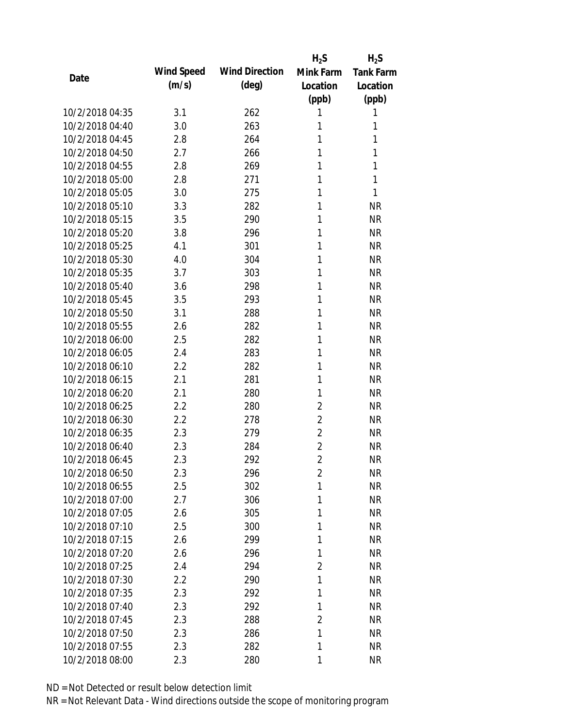| Date | Wind Speed (m/s) | Wind Direction (deg) | $H_2S$ Mink Farm Location (ppb) | $H_2S$ Tank Farm Location (ppb) |
|---|---|---|---|---|
| 10/2/2018 04:35 | 3.1 | 262 | 1 | 1 |
| 10/2/2018 04:40 | 3.0 | 263 | 1 | 1 |
| 10/2/2018 04:45 | 2.8 | 264 | 1 | 1 |
| 10/2/2018 04:50 | 2.7 | 266 | 1 | 1 |
| 10/2/2018 04:55 | 2.8 | 269 | 1 | 1 |
| 10/2/2018 05:00 | 2.8 | 271 | 1 | 1 |
| 10/2/2018 05:05 | 3.0 | 275 | 1 | 1 |
| 10/2/2018 05:10 | 3.3 | 282 | 1 | NR |
| 10/2/2018 05:15 | 3.5 | 290 | 1 | NR |
| 10/2/2018 05:20 | 3.8 | 296 | 1 | NR |
| 10/2/2018 05:25 | 4.1 | 301 | 1 | NR |
| 10/2/2018 05:30 | 4.0 | 304 | 1 | NR |
| 10/2/2018 05:35 | 3.7 | 303 | 1 | NR |
| 10/2/2018 05:40 | 3.6 | 298 | 1 | NR |
| 10/2/2018 05:45 | 3.5 | 293 | 1 | NR |
| 10/2/2018 05:50 | 3.1 | 288 | 1 | NR |
| 10/2/2018 05:55 | 2.6 | 282 | 1 | NR |
| 10/2/2018 06:00 | 2.5 | 282 | 1 | NR |
| 10/2/2018 06:05 | 2.4 | 283 | 1 | NR |
| 10/2/2018 06:10 | 2.2 | 282 | 1 | NR |
| 10/2/2018 06:15 | 2.1 | 281 | 1 | NR |
| 10/2/2018 06:20 | 2.1 | 280 | 1 | NR |
| 10/2/2018 06:25 | 2.2 | 280 | 2 | NR |
| 10/2/2018 06:30 | 2.2 | 278 | 2 | NR |
| 10/2/2018 06:35 | 2.3 | 279 | 2 | NR |
| 10/2/2018 06:40 | 2.3 | 284 | 2 | NR |
| 10/2/2018 06:45 | 2.3 | 292 | 2 | NR |
| 10/2/2018 06:50 | 2.3 | 296 | 2 | NR |
| 10/2/2018 06:55 | 2.5 | 302 | 1 | NR |
| 10/2/2018 07:00 | 2.7 | 306 | 1 | NR |
| 10/2/2018 07:05 | 2.6 | 305 | 1 | NR |
| 10/2/2018 07:10 | 2.5 | 300 | 1 | NR |
| 10/2/2018 07:15 | 2.6 | 299 | 1 | NR |
| 10/2/2018 07:20 | 2.6 | 296 | 1 | NR |
| 10/2/2018 07:25 | 2.4 | 294 | 2 | NR |
| 10/2/2018 07:30 | 2.2 | 290 | 1 | NR |
| 10/2/2018 07:35 | 2.3 | 292 | 1 | NR |
| 10/2/2018 07:40 | 2.3 | 292 | 1 | NR |
| 10/2/2018 07:45 | 2.3 | 288 | 2 | NR |
| 10/2/2018 07:50 | 2.3 | 286 | 1 | NR |
| 10/2/2018 07:55 | 2.3 | 282 | 1 | NR |
| 10/2/2018 08:00 | 2.3 | 280 | 1 | NR |

ND = Not Detected or result below detection limit
NR = Not Relevant Data - Wind directions outside the scope of monitoring program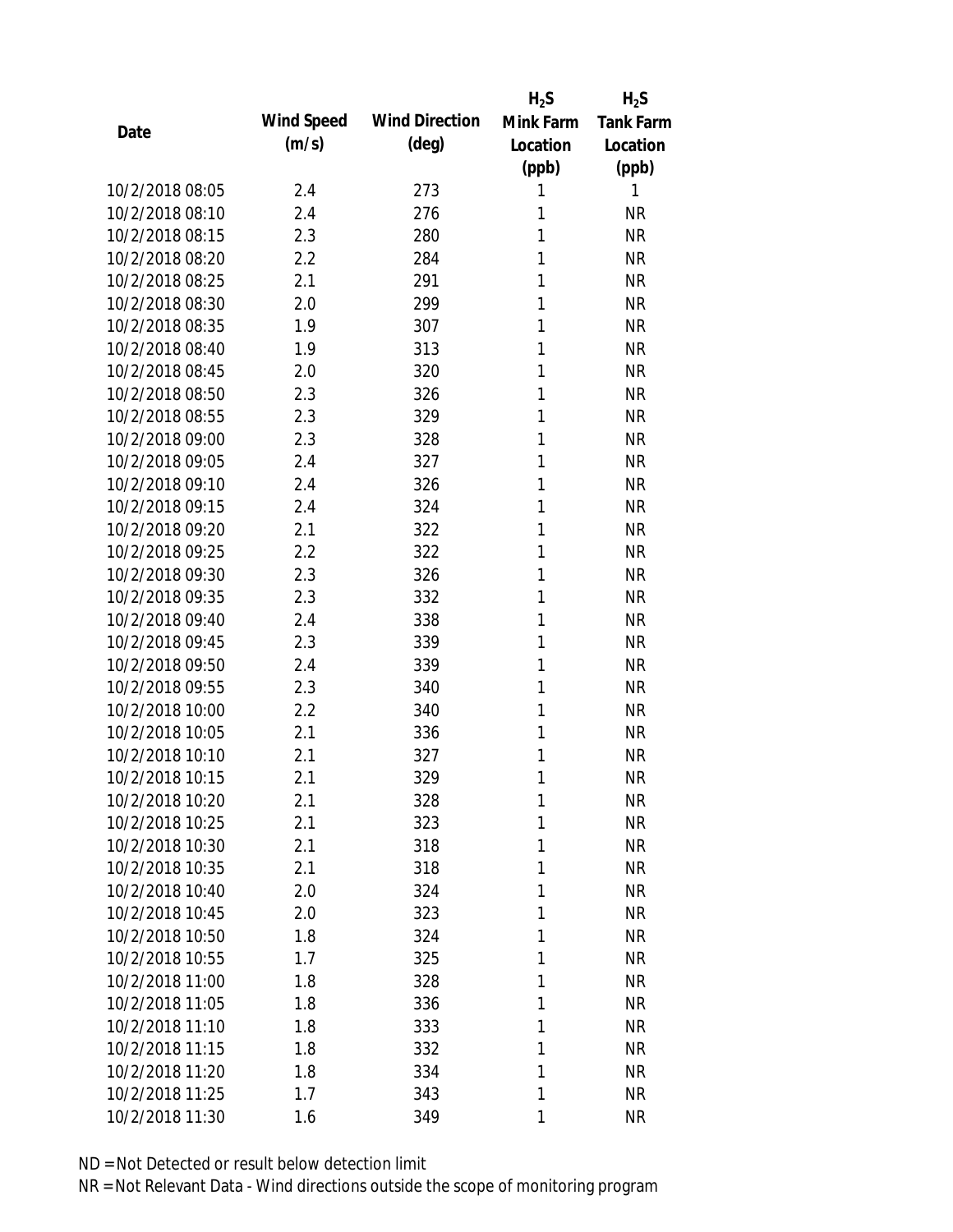| Date | Wind Speed (m/s) | Wind Direction (deg) | $H_2S$ Mink Farm Location (ppb) | $H_2S$ Tank Farm Location (ppb) |
|---|---|---|---|---|
| 10/2/2018 08:05 | 2.4 | 273 | 1 | 1 |
| 10/2/2018 08:10 | 2.4 | 276 | 1 | NR |
| 10/2/2018 08:15 | 2.3 | 280 | 1 | NR |
| 10/2/2018 08:20 | 2.2 | 284 | 1 | NR |
| 10/2/2018 08:25 | 2.1 | 291 | 1 | NR |
| 10/2/2018 08:30 | 2.0 | 299 | 1 | NR |
| 10/2/2018 08:35 | 1.9 | 307 | 1 | NR |
| 10/2/2018 08:40 | 1.9 | 313 | 1 | NR |
| 10/2/2018 08:45 | 2.0 | 320 | 1 | NR |
| 10/2/2018 08:50 | 2.3 | 326 | 1 | NR |
| 10/2/2018 08:55 | 2.3 | 329 | 1 | NR |
| 10/2/2018 09:00 | 2.3 | 328 | 1 | NR |
| 10/2/2018 09:05 | 2.4 | 327 | 1 | NR |
| 10/2/2018 09:10 | 2.4 | 326 | 1 | NR |
| 10/2/2018 09:15 | 2.4 | 324 | 1 | NR |
| 10/2/2018 09:20 | 2.1 | 322 | 1 | NR |
| 10/2/2018 09:25 | 2.2 | 322 | 1 | NR |
| 10/2/2018 09:30 | 2.3 | 326 | 1 | NR |
| 10/2/2018 09:35 | 2.3 | 332 | 1 | NR |
| 10/2/2018 09:40 | 2.4 | 338 | 1 | NR |
| 10/2/2018 09:45 | 2.3 | 339 | 1 | NR |
| 10/2/2018 09:50 | 2.4 | 339 | 1 | NR |
| 10/2/2018 09:55 | 2.3 | 340 | 1 | NR |
| 10/2/2018 10:00 | 2.2 | 340 | 1 | NR |
| 10/2/2018 10:05 | 2.1 | 336 | 1 | NR |
| 10/2/2018 10:10 | 2.1 | 327 | 1 | NR |
| 10/2/2018 10:15 | 2.1 | 329 | 1 | NR |
| 10/2/2018 10:20 | 2.1 | 328 | 1 | NR |
| 10/2/2018 10:25 | 2.1 | 323 | 1 | NR |
| 10/2/2018 10:30 | 2.1 | 318 | 1 | NR |
| 10/2/2018 10:35 | 2.1 | 318 | 1 | NR |
| 10/2/2018 10:40 | 2.0 | 324 | 1 | NR |
| 10/2/2018 10:45 | 2.0 | 323 | 1 | NR |
| 10/2/2018 10:50 | 1.8 | 324 | 1 | NR |
| 10/2/2018 10:55 | 1.7 | 325 | 1 | NR |
| 10/2/2018 11:00 | 1.8 | 328 | 1 | NR |
| 10/2/2018 11:05 | 1.8 | 336 | 1 | NR |
| 10/2/2018 11:10 | 1.8 | 333 | 1 | NR |
| 10/2/2018 11:15 | 1.8 | 332 | 1 | NR |
| 10/2/2018 11:20 | 1.8 | 334 | 1 | NR |
| 10/2/2018 11:25 | 1.7 | 343 | 1 | NR |
| 10/2/2018 11:30 | 1.6 | 349 | 1 | NR |

ND = Not Detected or result below detection limit

NR = Not Relevant Data - Wind directions outside the scope of monitoring program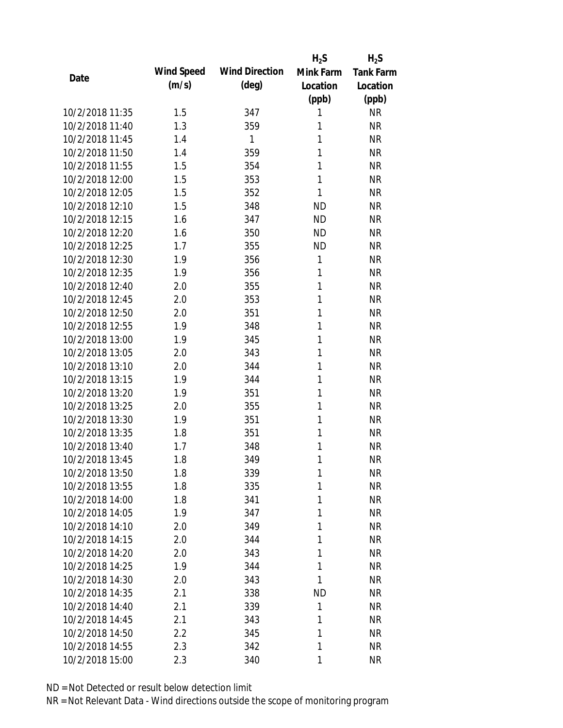| Date | Wind Speed (m/s) | Wind Direction (deg) | $H_2S$ Mink Farm Location (ppb) | $H_2S$ Tank Farm Location (ppb) |
|---|---|---|---|---|
| 10/2/2018 11:35 | 1.5 | 347 | 1 | NR |
| 10/2/2018 11:40 | 1.3 | 359 | 1 | NR |
| 10/2/2018 11:45 | 1.4 | 1 | 1 | NR |
| 10/2/2018 11:50 | 1.4 | 359 | 1 | NR |
| 10/2/2018 11:55 | 1.5 | 354 | 1 | NR |
| 10/2/2018 12:00 | 1.5 | 353 | 1 | NR |
| 10/2/2018 12:05 | 1.5 | 352 | 1 | NR |
| 10/2/2018 12:10 | 1.5 | 348 | ND | NR |
| 10/2/2018 12:15 | 1.6 | 347 | ND | NR |
| 10/2/2018 12:20 | 1.6 | 350 | ND | NR |
| 10/2/2018 12:25 | 1.7 | 355 | ND | NR |
| 10/2/2018 12:30 | 1.9 | 356 | 1 | NR |
| 10/2/2018 12:35 | 1.9 | 356 | 1 | NR |
| 10/2/2018 12:40 | 2.0 | 355 | 1 | NR |
| 10/2/2018 12:45 | 2.0 | 353 | 1 | NR |
| 10/2/2018 12:50 | 2.0 | 351 | 1 | NR |
| 10/2/2018 12:55 | 1.9 | 348 | 1 | NR |
| 10/2/2018 13:00 | 1.9 | 345 | 1 | NR |
| 10/2/2018 13:05 | 2.0 | 343 | 1 | NR |
| 10/2/2018 13:10 | 2.0 | 344 | 1 | NR |
| 10/2/2018 13:15 | 1.9 | 344 | 1 | NR |
| 10/2/2018 13:20 | 1.9 | 351 | 1 | NR |
| 10/2/2018 13:25 | 2.0 | 355 | 1 | NR |
| 10/2/2018 13:30 | 1.9 | 351 | 1 | NR |
| 10/2/2018 13:35 | 1.8 | 351 | 1 | NR |
| 10/2/2018 13:40 | 1.7 | 348 | 1 | NR |
| 10/2/2018 13:45 | 1.8 | 349 | 1 | NR |
| 10/2/2018 13:50 | 1.8 | 339 | 1 | NR |
| 10/2/2018 13:55 | 1.8 | 335 | 1 | NR |
| 10/2/2018 14:00 | 1.8 | 341 | 1 | NR |
| 10/2/2018 14:05 | 1.9 | 347 | 1 | NR |
| 10/2/2018 14:10 | 2.0 | 349 | 1 | NR |
| 10/2/2018 14:15 | 2.0 | 344 | 1 | NR |
| 10/2/2018 14:20 | 2.0 | 343 | 1 | NR |
| 10/2/2018 14:25 | 1.9 | 344 | 1 | NR |
| 10/2/2018 14:30 | 2.0 | 343 | 1 | NR |
| 10/2/2018 14:35 | 2.1 | 338 | ND | NR |
| 10/2/2018 14:40 | 2.1 | 339 | 1 | NR |
| 10/2/2018 14:45 | 2.1 | 343 | 1 | NR |
| 10/2/2018 14:50 | 2.2 | 345 | 1 | NR |
| 10/2/2018 14:55 | 2.3 | 342 | 1 | NR |
| 10/2/2018 15:00 | 2.3 | 340 | 1 | NR |

ND = Not Detected or result below detection limit

NR = Not Relevant Data - Wind directions outside the scope of monitoring program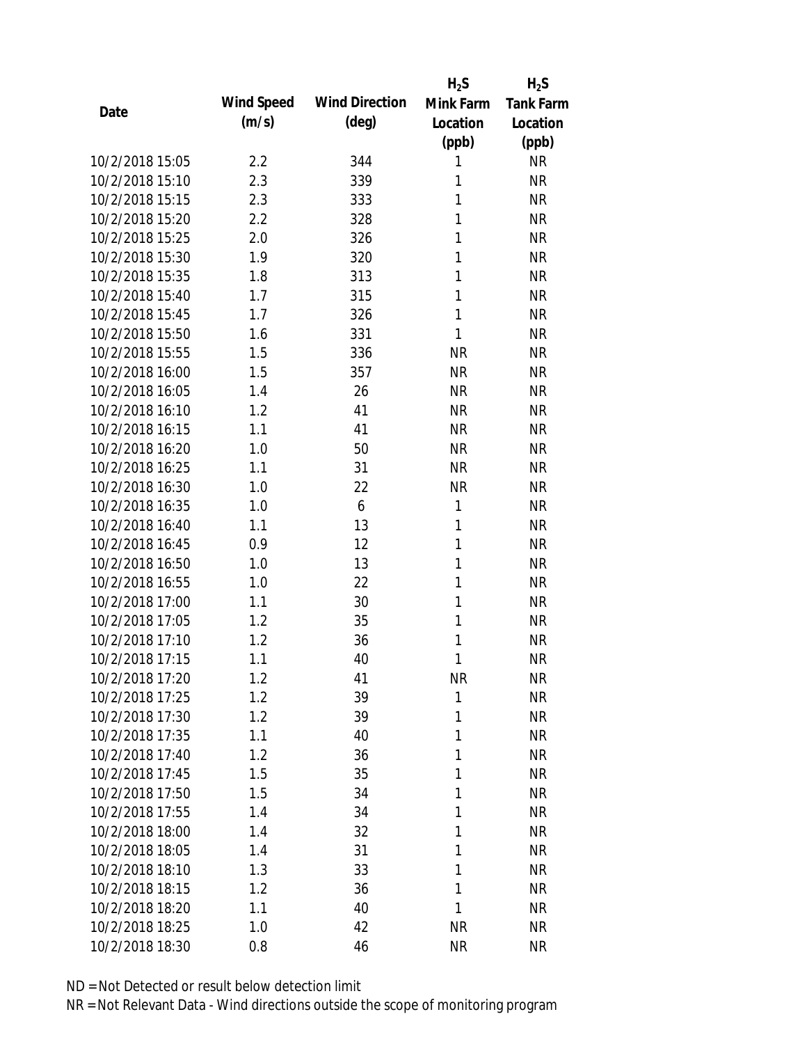| Date | Wind Speed (m/s) | Wind Direction (deg) | $H_2S$ Mink Farm Location (ppb) | $H_2S$ Tank Farm Location (ppb) |
| --- | --- | --- | --- | --- |
| 10/2/2018 15:05 | 2.2 | 344 | 1 | NR |
| 10/2/2018 15:10 | 2.3 | 339 | 1 | NR |
| 10/2/2018 15:15 | 2.3 | 333 | 1 | NR |
| 10/2/2018 15:20 | 2.2 | 328 | 1 | NR |
| 10/2/2018 15:25 | 2.0 | 326 | 1 | NR |
| 10/2/2018 15:30 | 1.9 | 320 | 1 | NR |
| 10/2/2018 15:35 | 1.8 | 313 | 1 | NR |
| 10/2/2018 15:40 | 1.7 | 315 | 1 | NR |
| 10/2/2018 15:45 | 1.7 | 326 | 1 | NR |
| 10/2/2018 15:50 | 1.6 | 331 | 1 | NR |
| 10/2/2018 15:55 | 1.5 | 336 | NR | NR |
| 10/2/2018 16:00 | 1.5 | 357 | NR | NR |
| 10/2/2018 16:05 | 1.4 | 26 | NR | NR |
| 10/2/2018 16:10 | 1.2 | 41 | NR | NR |
| 10/2/2018 16:15 | 1.1 | 41 | NR | NR |
| 10/2/2018 16:20 | 1.0 | 50 | NR | NR |
| 10/2/2018 16:25 | 1.1 | 31 | NR | NR |
| 10/2/2018 16:30 | 1.0 | 22 | NR | NR |
| 10/2/2018 16:35 | 1.0 | 6 | 1 | NR |
| 10/2/2018 16:40 | 1.1 | 13 | 1 | NR |
| 10/2/2018 16:45 | 0.9 | 12 | 1 | NR |
| 10/2/2018 16:50 | 1.0 | 13 | 1 | NR |
| 10/2/2018 16:55 | 1.0 | 22 | 1 | NR |
| 10/2/2018 17:00 | 1.1 | 30 | 1 | NR |
| 10/2/2018 17:05 | 1.2 | 35 | 1 | NR |
| 10/2/2018 17:10 | 1.2 | 36 | 1 | NR |
| 10/2/2018 17:15 | 1.1 | 40 | 1 | NR |
| 10/2/2018 17:20 | 1.2 | 41 | NR | NR |
| 10/2/2018 17:25 | 1.2 | 39 | 1 | NR |
| 10/2/2018 17:30 | 1.2 | 39 | 1 | NR |
| 10/2/2018 17:35 | 1.1 | 40 | 1 | NR |
| 10/2/2018 17:40 | 1.2 | 36 | 1 | NR |
| 10/2/2018 17:45 | 1.5 | 35 | 1 | NR |
| 10/2/2018 17:50 | 1.5 | 34 | 1 | NR |
| 10/2/2018 17:55 | 1.4 | 34 | 1 | NR |
| 10/2/2018 18:00 | 1.4 | 32 | 1 | NR |
| 10/2/2018 18:05 | 1.4 | 31 | 1 | NR |
| 10/2/2018 18:10 | 1.3 | 33 | 1 | NR |
| 10/2/2018 18:15 | 1.2 | 36 | 1 | NR |
| 10/2/2018 18:20 | 1.1 | 40 | 1 | NR |
| 10/2/2018 18:25 | 1.0 | 42 | NR | NR |
| 10/2/2018 18:30 | 0.8 | 46 | NR | NR |

ND = Not Detected or result below detection limit

NR = Not Relevant Data - Wind directions outside the scope of monitoring program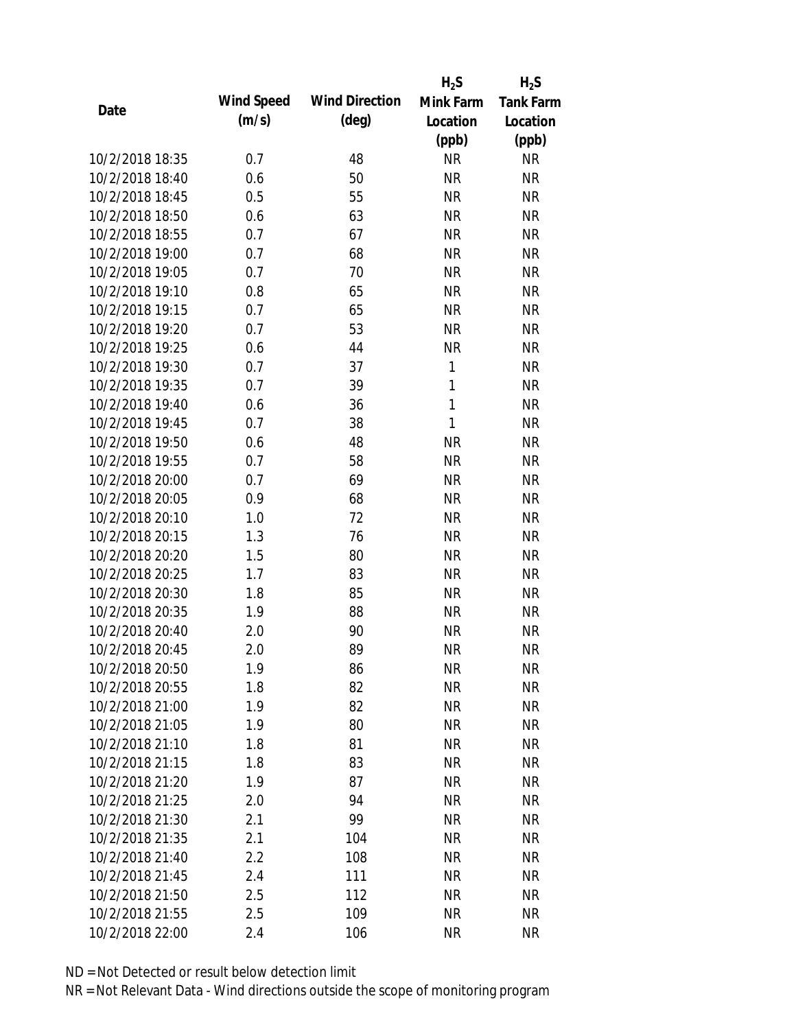| Date | Wind Speed (m/s) | Wind Direction (deg) | $H_2S$ Mink Farm Location (ppb) | $H_2S$ Tank Farm Location (ppb) |
|---|---|---|---|---|
| 10/2/2018 18:35 | 0.7 | 48 | NR | NR |
| 10/2/2018 18:40 | 0.6 | 50 | NR | NR |
| 10/2/2018 18:45 | 0.5 | 55 | NR | NR |
| 10/2/2018 18:50 | 0.6 | 63 | NR | NR |
| 10/2/2018 18:55 | 0.7 | 67 | NR | NR |
| 10/2/2018 19:00 | 0.7 | 68 | NR | NR |
| 10/2/2018 19:05 | 0.7 | 70 | NR | NR |
| 10/2/2018 19:10 | 0.8 | 65 | NR | NR |
| 10/2/2018 19:15 | 0.7 | 65 | NR | NR |
| 10/2/2018 19:20 | 0.7 | 53 | NR | NR |
| 10/2/2018 19:25 | 0.6 | 44 | NR | NR |
| 10/2/2018 19:30 | 0.7 | 37 | 1 | NR |
| 10/2/2018 19:35 | 0.7 | 39 | 1 | NR |
| 10/2/2018 19:40 | 0.6 | 36 | 1 | NR |
| 10/2/2018 19:45 | 0.7 | 38 | 1 | NR |
| 10/2/2018 19:50 | 0.6 | 48 | NR | NR |
| 10/2/2018 19:55 | 0.7 | 58 | NR | NR |
| 10/2/2018 20:00 | 0.7 | 69 | NR | NR |
| 10/2/2018 20:05 | 0.9 | 68 | NR | NR |
| 10/2/2018 20:10 | 1.0 | 72 | NR | NR |
| 10/2/2018 20:15 | 1.3 | 76 | NR | NR |
| 10/2/2018 20:20 | 1.5 | 80 | NR | NR |
| 10/2/2018 20:25 | 1.7 | 83 | NR | NR |
| 10/2/2018 20:30 | 1.8 | 85 | NR | NR |
| 10/2/2018 20:35 | 1.9 | 88 | NR | NR |
| 10/2/2018 20:40 | 2.0 | 90 | NR | NR |
| 10/2/2018 20:45 | 2.0 | 89 | NR | NR |
| 10/2/2018 20:50 | 1.9 | 86 | NR | NR |
| 10/2/2018 20:55 | 1.8 | 82 | NR | NR |
| 10/2/2018 21:00 | 1.9 | 82 | NR | NR |
| 10/2/2018 21:05 | 1.9 | 80 | NR | NR |
| 10/2/2018 21:10 | 1.8 | 81 | NR | NR |
| 10/2/2018 21:15 | 1.8 | 83 | NR | NR |
| 10/2/2018 21:20 | 1.9 | 87 | NR | NR |
| 10/2/2018 21:25 | 2.0 | 94 | NR | NR |
| 10/2/2018 21:30 | 2.1 | 99 | NR | NR |
| 10/2/2018 21:35 | 2.1 | 104 | NR | NR |
| 10/2/2018 21:40 | 2.2 | 108 | NR | NR |
| 10/2/2018 21:45 | 2.4 | 111 | NR | NR |
| 10/2/2018 21:50 | 2.5 | 112 | NR | NR |
| 10/2/2018 21:55 | 2.5 | 109 | NR | NR |
| 10/2/2018 22:00 | 2.4 | 106 | NR | NR |

ND = Not Detected or result below detection limit

NR = Not Relevant Data - Wind directions outside the scope of monitoring program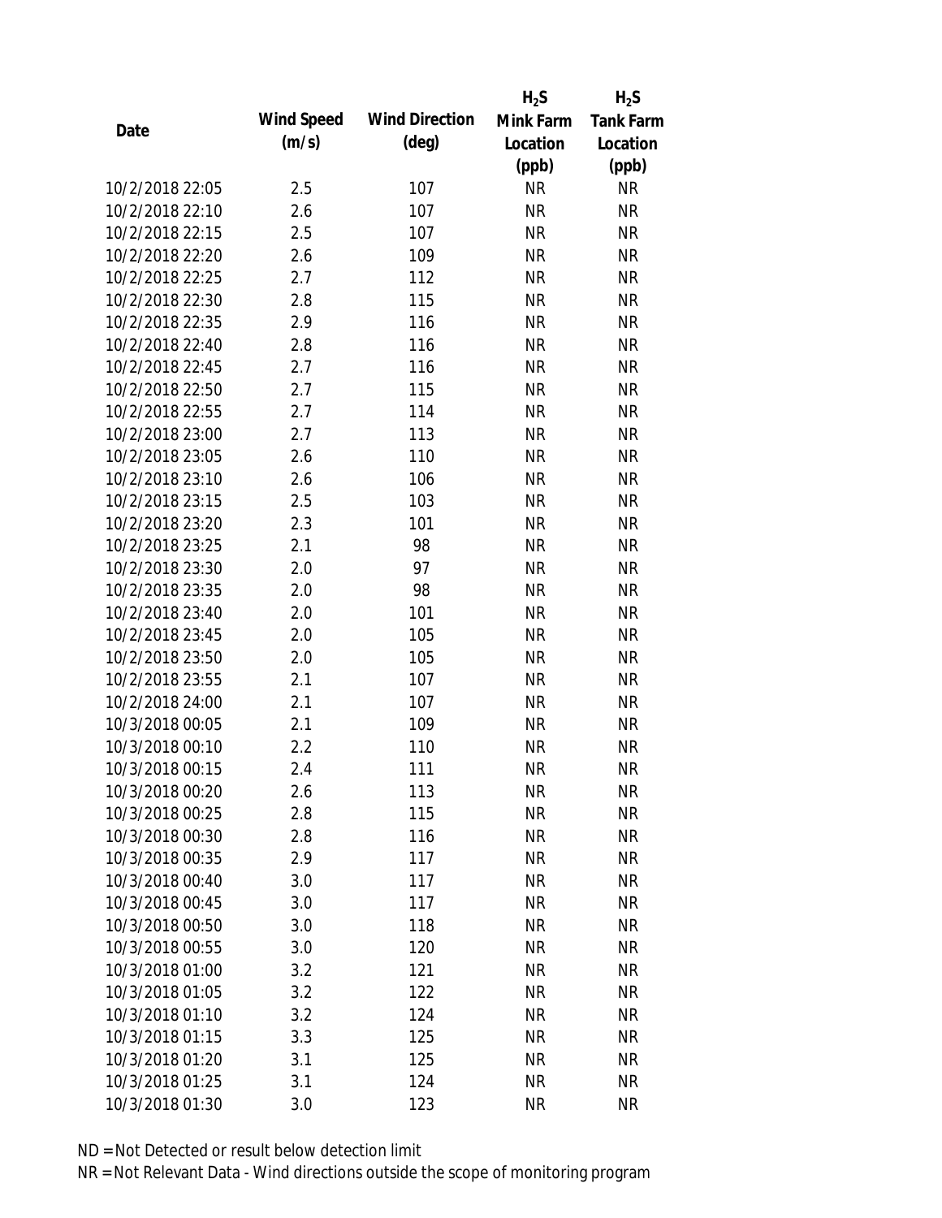| Date | Wind Speed (m/s) | Wind Direction (deg) | $H_2S$ Mink Farm Location (ppb) | $H_2S$ Tank Farm Location (ppb) |
|---|---|---|---|---|
| 10/2/2018 22:05 | 2.5 | 107 | NR | NR |
| 10/2/2018 22:10 | 2.6 | 107 | NR | NR |
| 10/2/2018 22:15 | 2.5 | 107 | NR | NR |
| 10/2/2018 22:20 | 2.6 | 109 | NR | NR |
| 10/2/2018 22:25 | 2.7 | 112 | NR | NR |
| 10/2/2018 22:30 | 2.8 | 115 | NR | NR |
| 10/2/2018 22:35 | 2.9 | 116 | NR | NR |
| 10/2/2018 22:40 | 2.8 | 116 | NR | NR |
| 10/2/2018 22:45 | 2.7 | 116 | NR | NR |
| 10/2/2018 22:50 | 2.7 | 115 | NR | NR |
| 10/2/2018 22:55 | 2.7 | 114 | NR | NR |
| 10/2/2018 23:00 | 2.7 | 113 | NR | NR |
| 10/2/2018 23:05 | 2.6 | 110 | NR | NR |
| 10/2/2018 23:10 | 2.6 | 106 | NR | NR |
| 10/2/2018 23:15 | 2.5 | 103 | NR | NR |
| 10/2/2018 23:20 | 2.3 | 101 | NR | NR |
| 10/2/2018 23:25 | 2.1 | 98 | NR | NR |
| 10/2/2018 23:30 | 2.0 | 97 | NR | NR |
| 10/2/2018 23:35 | 2.0 | 98 | NR | NR |
| 10/2/2018 23:40 | 2.0 | 101 | NR | NR |
| 10/2/2018 23:45 | 2.0 | 105 | NR | NR |
| 10/2/2018 23:50 | 2.0 | 105 | NR | NR |
| 10/2/2018 23:55 | 2.1 | 107 | NR | NR |
| 10/2/2018 24:00 | 2.1 | 107 | NR | NR |
| 10/3/2018 00:05 | 2.1 | 109 | NR | NR |
| 10/3/2018 00:10 | 2.2 | 110 | NR | NR |
| 10/3/2018 00:15 | 2.4 | 111 | NR | NR |
| 10/3/2018 00:20 | 2.6 | 113 | NR | NR |
| 10/3/2018 00:25 | 2.8 | 115 | NR | NR |
| 10/3/2018 00:30 | 2.8 | 116 | NR | NR |
| 10/3/2018 00:35 | 2.9 | 117 | NR | NR |
| 10/3/2018 00:40 | 3.0 | 117 | NR | NR |
| 10/3/2018 00:45 | 3.0 | 117 | NR | NR |
| 10/3/2018 00:50 | 3.0 | 118 | NR | NR |
| 10/3/2018 00:55 | 3.0 | 120 | NR | NR |
| 10/3/2018 01:00 | 3.2 | 121 | NR | NR |
| 10/3/2018 01:05 | 3.2 | 122 | NR | NR |
| 10/3/2018 01:10 | 3.2 | 124 | NR | NR |
| 10/3/2018 01:15 | 3.3 | 125 | NR | NR |
| 10/3/2018 01:20 | 3.1 | 125 | NR | NR |
| 10/3/2018 01:25 | 3.1 | 124 | NR | NR |
| 10/3/2018 01:30 | 3.0 | 123 | NR | NR |

ND = Not Detected or result below detection limit

NR = Not Relevant Data - Wind directions outside the scope of monitoring program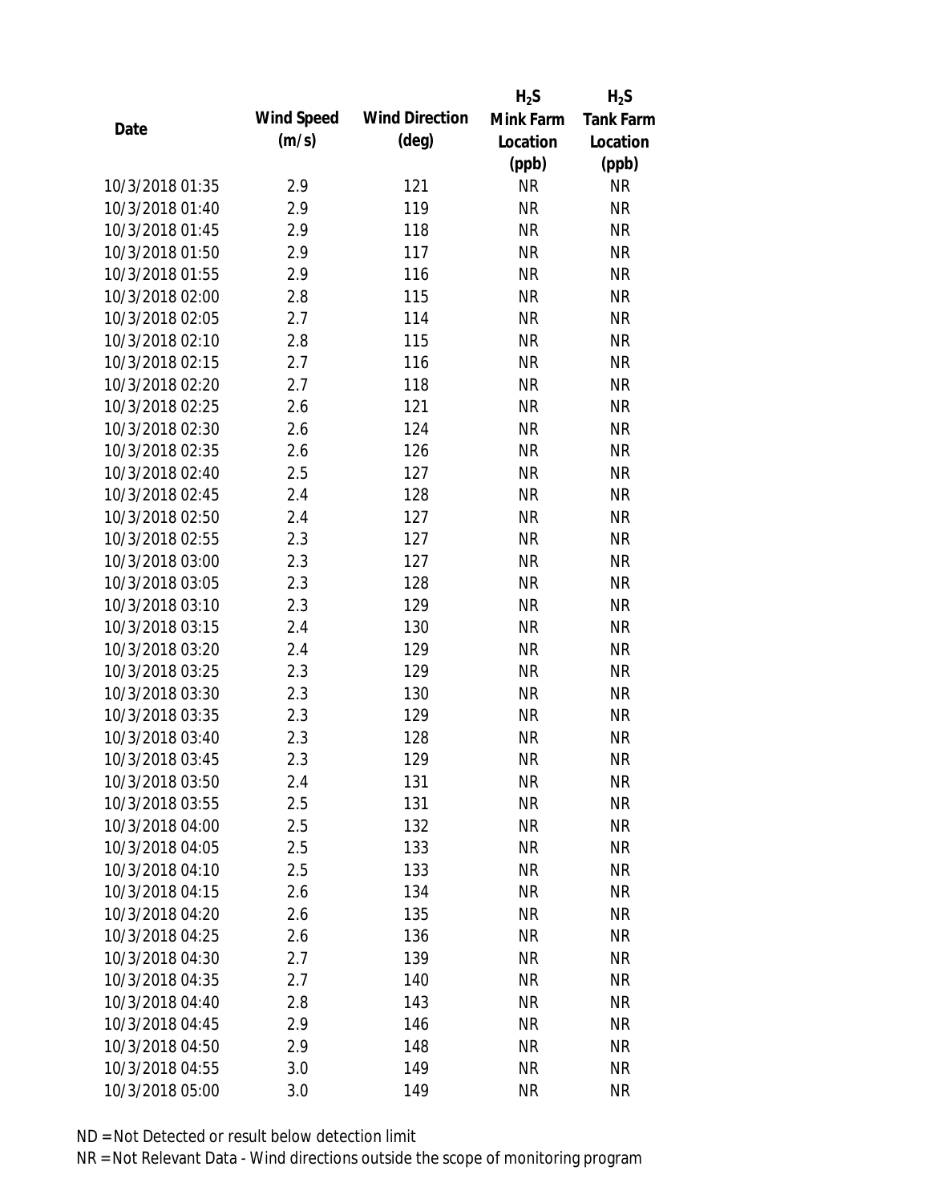| Date | Wind Speed (m/s) | Wind Direction (deg) | $H_2S$ Mink Farm Location (ppb) | $H_2S$ Tank Farm Location (ppb) |
|---|---|---|---|---|
| 10/3/2018 01:35 | 2.9 | 121 | NR | NR |
| 10/3/2018 01:40 | 2.9 | 119 | NR | NR |
| 10/3/2018 01:45 | 2.9 | 118 | NR | NR |
| 10/3/2018 01:50 | 2.9 | 117 | NR | NR |
| 10/3/2018 01:55 | 2.9 | 116 | NR | NR |
| 10/3/2018 02:00 | 2.8 | 115 | NR | NR |
| 10/3/2018 02:05 | 2.7 | 114 | NR | NR |
| 10/3/2018 02:10 | 2.8 | 115 | NR | NR |
| 10/3/2018 02:15 | 2.7 | 116 | NR | NR |
| 10/3/2018 02:20 | 2.7 | 118 | NR | NR |
| 10/3/2018 02:25 | 2.6 | 121 | NR | NR |
| 10/3/2018 02:30 | 2.6 | 124 | NR | NR |
| 10/3/2018 02:35 | 2.6 | 126 | NR | NR |
| 10/3/2018 02:40 | 2.5 | 127 | NR | NR |
| 10/3/2018 02:45 | 2.4 | 128 | NR | NR |
| 10/3/2018 02:50 | 2.4 | 127 | NR | NR |
| 10/3/2018 02:55 | 2.3 | 127 | NR | NR |
| 10/3/2018 03:00 | 2.3 | 127 | NR | NR |
| 10/3/2018 03:05 | 2.3 | 128 | NR | NR |
| 10/3/2018 03:10 | 2.3 | 129 | NR | NR |
| 10/3/2018 03:15 | 2.4 | 130 | NR | NR |
| 10/3/2018 03:20 | 2.4 | 129 | NR | NR |
| 10/3/2018 03:25 | 2.3 | 129 | NR | NR |
| 10/3/2018 03:30 | 2.3 | 130 | NR | NR |
| 10/3/2018 03:35 | 2.3 | 129 | NR | NR |
| 10/3/2018 03:40 | 2.3 | 128 | NR | NR |
| 10/3/2018 03:45 | 2.3 | 129 | NR | NR |
| 10/3/2018 03:50 | 2.4 | 131 | NR | NR |
| 10/3/2018 03:55 | 2.5 | 131 | NR | NR |
| 10/3/2018 04:00 | 2.5 | 132 | NR | NR |
| 10/3/2018 04:05 | 2.5 | 133 | NR | NR |
| 10/3/2018 04:10 | 2.5 | 133 | NR | NR |
| 10/3/2018 04:15 | 2.6 | 134 | NR | NR |
| 10/3/2018 04:20 | 2.6 | 135 | NR | NR |
| 10/3/2018 04:25 | 2.6 | 136 | NR | NR |
| 10/3/2018 04:30 | 2.7 | 139 | NR | NR |
| 10/3/2018 04:35 | 2.7 | 140 | NR | NR |
| 10/3/2018 04:40 | 2.8 | 143 | NR | NR |
| 10/3/2018 04:45 | 2.9 | 146 | NR | NR |
| 10/3/2018 04:50 | 2.9 | 148 | NR | NR |
| 10/3/2018 04:55 | 3.0 | 149 | NR | NR |
| 10/3/2018 05:00 | 3.0 | 149 | NR | NR |

ND = Not Detected or result below detection limit

NR = Not Relevant Data - Wind directions outside the scope of monitoring program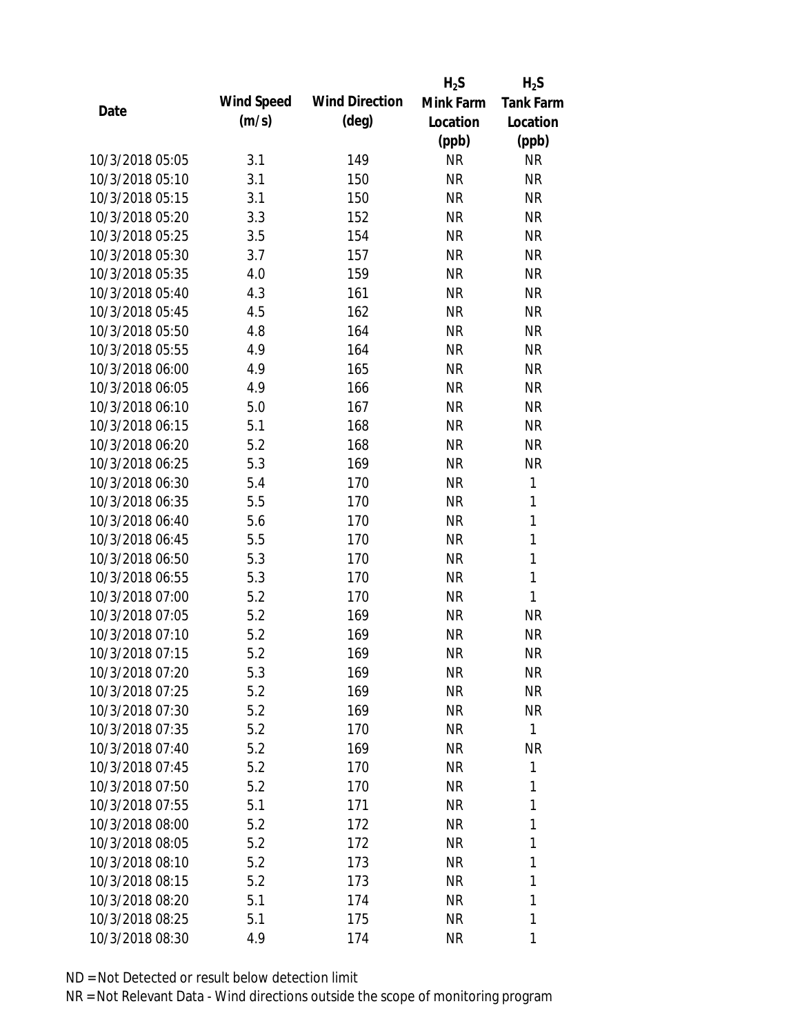| Date | Wind Speed (m/s) | Wind Direction (deg) | $H_2S$ Mink Farm Location (ppb) | $H_2S$ Tank Farm Location (ppb) |
| --- | --- | --- | --- | --- |
| 10/3/2018 05:05 | 3.1 | 149 | NR | NR |
| 10/3/2018 05:10 | 3.1 | 150 | NR | NR |
| 10/3/2018 05:15 | 3.1 | 150 | NR | NR |
| 10/3/2018 05:20 | 3.3 | 152 | NR | NR |
| 10/3/2018 05:25 | 3.5 | 154 | NR | NR |
| 10/3/2018 05:30 | 3.7 | 157 | NR | NR |
| 10/3/2018 05:35 | 4.0 | 159 | NR | NR |
| 10/3/2018 05:40 | 4.3 | 161 | NR | NR |
| 10/3/2018 05:45 | 4.5 | 162 | NR | NR |
| 10/3/2018 05:50 | 4.8 | 164 | NR | NR |
| 10/3/2018 05:55 | 4.9 | 164 | NR | NR |
| 10/3/2018 06:00 | 4.9 | 165 | NR | NR |
| 10/3/2018 06:05 | 4.9 | 166 | NR | NR |
| 10/3/2018 06:10 | 5.0 | 167 | NR | NR |
| 10/3/2018 06:15 | 5.1 | 168 | NR | NR |
| 10/3/2018 06:20 | 5.2 | 168 | NR | NR |
| 10/3/2018 06:25 | 5.3 | 169 | NR | NR |
| 10/3/2018 06:30 | 5.4 | 170 | NR | 1 |
| 10/3/2018 06:35 | 5.5 | 170 | NR | 1 |
| 10/3/2018 06:40 | 5.6 | 170 | NR | 1 |
| 10/3/2018 06:45 | 5.5 | 170 | NR | 1 |
| 10/3/2018 06:50 | 5.3 | 170 | NR | 1 |
| 10/3/2018 06:55 | 5.3 | 170 | NR | 1 |
| 10/3/2018 07:00 | 5.2 | 170 | NR | 1 |
| 10/3/2018 07:05 | 5.2 | 169 | NR | NR |
| 10/3/2018 07:10 | 5.2 | 169 | NR | NR |
| 10/3/2018 07:15 | 5.2 | 169 | NR | NR |
| 10/3/2018 07:20 | 5.3 | 169 | NR | NR |
| 10/3/2018 07:25 | 5.2 | 169 | NR | NR |
| 10/3/2018 07:30 | 5.2 | 169 | NR | NR |
| 10/3/2018 07:35 | 5.2 | 170 | NR | 1 |
| 10/3/2018 07:40 | 5.2 | 169 | NR | NR |
| 10/3/2018 07:45 | 5.2 | 170 | NR | 1 |
| 10/3/2018 07:50 | 5.2 | 170 | NR | 1 |
| 10/3/2018 07:55 | 5.1 | 171 | NR | 1 |
| 10/3/2018 08:00 | 5.2 | 172 | NR | 1 |
| 10/3/2018 08:05 | 5.2 | 172 | NR | 1 |
| 10/3/2018 08:10 | 5.2 | 173 | NR | 1 |
| 10/3/2018 08:15 | 5.2 | 173 | NR | 1 |
| 10/3/2018 08:20 | 5.1 | 174 | NR | 1 |
| 10/3/2018 08:25 | 5.1 | 175 | NR | 1 |
| 10/3/2018 08:30 | 4.9 | 174 | NR | 1 |

ND = Not Detected or result below detection limit

NR = Not Relevant Data - Wind directions outside the scope of monitoring program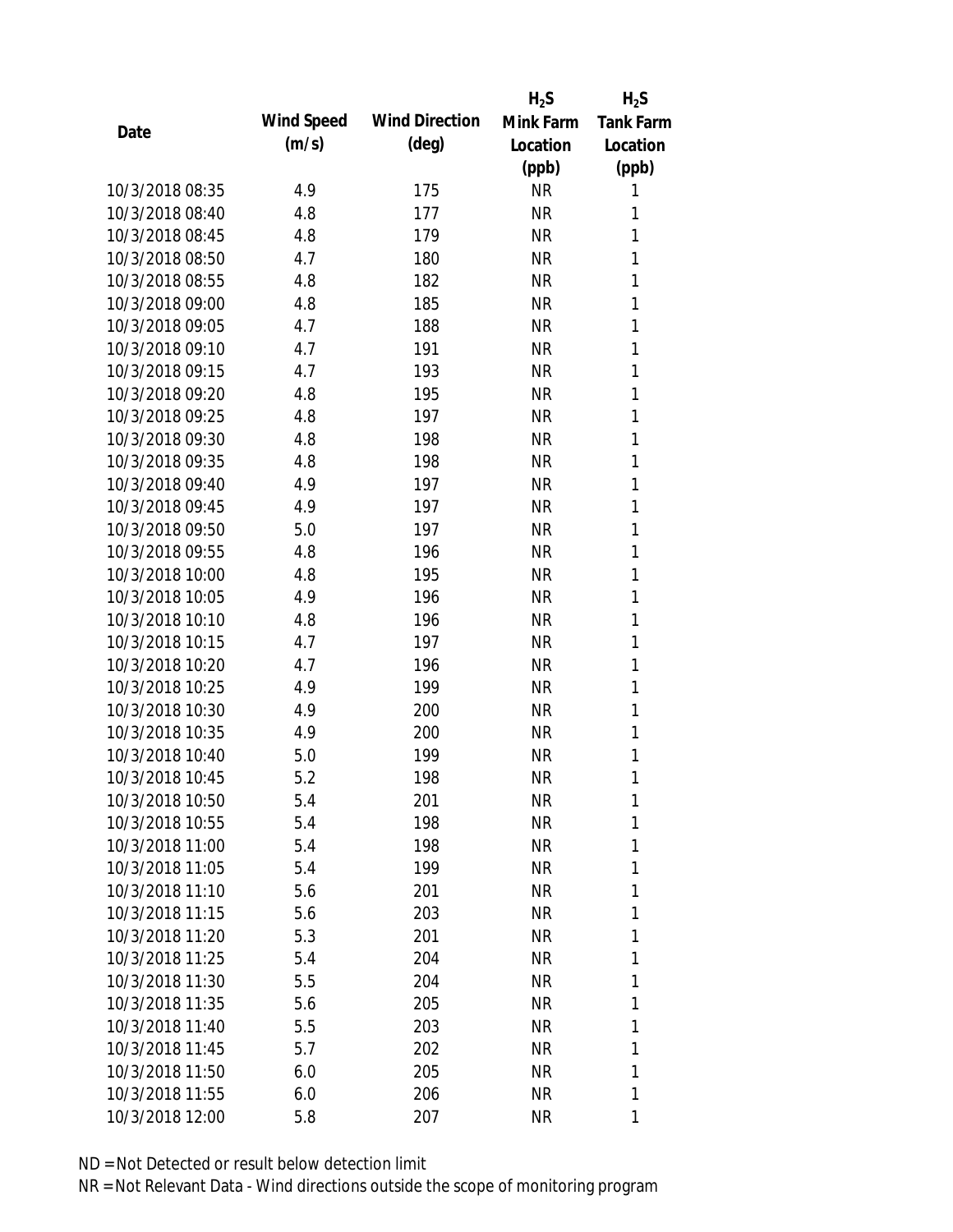| Date | Wind Speed (m/s) | Wind Direction (deg) | $H_2S$ Mink Farm Location (ppb) | $H_2S$ Tank Farm Location (ppb) |
|---|---|---|---|---|
| 10/3/2018 08:35 | 4.9 | 175 | NR | 1 |
| 10/3/2018 08:40 | 4.8 | 177 | NR | 1 |
| 10/3/2018 08:45 | 4.8 | 179 | NR | 1 |
| 10/3/2018 08:50 | 4.7 | 180 | NR | 1 |
| 10/3/2018 08:55 | 4.8 | 182 | NR | 1 |
| 10/3/2018 09:00 | 4.8 | 185 | NR | 1 |
| 10/3/2018 09:05 | 4.7 | 188 | NR | 1 |
| 10/3/2018 09:10 | 4.7 | 191 | NR | 1 |
| 10/3/2018 09:15 | 4.7 | 193 | NR | 1 |
| 10/3/2018 09:20 | 4.8 | 195 | NR | 1 |
| 10/3/2018 09:25 | 4.8 | 197 | NR | 1 |
| 10/3/2018 09:30 | 4.8 | 198 | NR | 1 |
| 10/3/2018 09:35 | 4.8 | 198 | NR | 1 |
| 10/3/2018 09:40 | 4.9 | 197 | NR | 1 |
| 10/3/2018 09:45 | 4.9 | 197 | NR | 1 |
| 10/3/2018 09:50 | 5.0 | 197 | NR | 1 |
| 10/3/2018 09:55 | 4.8 | 196 | NR | 1 |
| 10/3/2018 10:00 | 4.8 | 195 | NR | 1 |
| 10/3/2018 10:05 | 4.9 | 196 | NR | 1 |
| 10/3/2018 10:10 | 4.8 | 196 | NR | 1 |
| 10/3/2018 10:15 | 4.7 | 197 | NR | 1 |
| 10/3/2018 10:20 | 4.7 | 196 | NR | 1 |
| 10/3/2018 10:25 | 4.9 | 199 | NR | 1 |
| 10/3/2018 10:30 | 4.9 | 200 | NR | 1 |
| 10/3/2018 10:35 | 4.9 | 200 | NR | 1 |
| 10/3/2018 10:40 | 5.0 | 199 | NR | 1 |
| 10/3/2018 10:45 | 5.2 | 198 | NR | 1 |
| 10/3/2018 10:50 | 5.4 | 201 | NR | 1 |
| 10/3/2018 10:55 | 5.4 | 198 | NR | 1 |
| 10/3/2018 11:00 | 5.4 | 198 | NR | 1 |
| 10/3/2018 11:05 | 5.4 | 199 | NR | 1 |
| 10/3/2018 11:10 | 5.6 | 201 | NR | 1 |
| 10/3/2018 11:15 | 5.6 | 203 | NR | 1 |
| 10/3/2018 11:20 | 5.3 | 201 | NR | 1 |
| 10/3/2018 11:25 | 5.4 | 204 | NR | 1 |
| 10/3/2018 11:30 | 5.5 | 204 | NR | 1 |
| 10/3/2018 11:35 | 5.6 | 205 | NR | 1 |
| 10/3/2018 11:40 | 5.5 | 203 | NR | 1 |
| 10/3/2018 11:45 | 5.7 | 202 | NR | 1 |
| 10/3/2018 11:50 | 6.0 | 205 | NR | 1 |
| 10/3/2018 11:55 | 6.0 | 206 | NR | 1 |
| 10/3/2018 12:00 | 5.8 | 207 | NR | 1 |

ND = Not Detected or result below detection limit

NR = Not Relevant Data - Wind directions outside the scope of monitoring program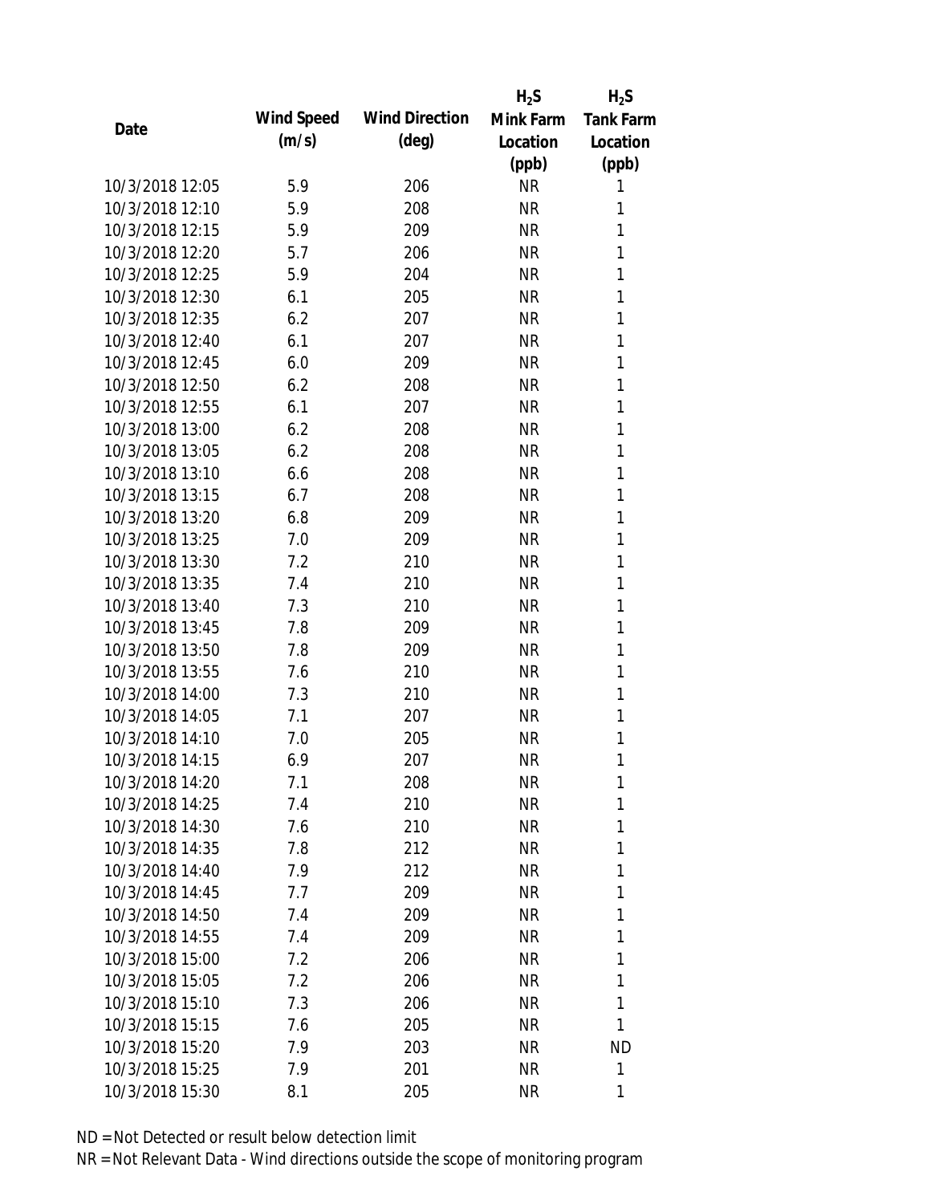| Date | Wind Speed (m/s) | Wind Direction (deg) | $H_2S$ Mink Farm Location (ppb) | $H_2S$ Tank Farm Location (ppb) |
|---|---|---|---|---|
| 10/3/2018 12:05 | 5.9 | 206 | NR | 1 |
| 10/3/2018 12:10 | 5.9 | 208 | NR | 1 |
| 10/3/2018 12:15 | 5.9 | 209 | NR | 1 |
| 10/3/2018 12:20 | 5.7 | 206 | NR | 1 |
| 10/3/2018 12:25 | 5.9 | 204 | NR | 1 |
| 10/3/2018 12:30 | 6.1 | 205 | NR | 1 |
| 10/3/2018 12:35 | 6.2 | 207 | NR | 1 |
| 10/3/2018 12:40 | 6.1 | 207 | NR | 1 |
| 10/3/2018 12:45 | 6.0 | 209 | NR | 1 |
| 10/3/2018 12:50 | 6.2 | 208 | NR | 1 |
| 10/3/2018 12:55 | 6.1 | 207 | NR | 1 |
| 10/3/2018 13:00 | 6.2 | 208 | NR | 1 |
| 10/3/2018 13:05 | 6.2 | 208 | NR | 1 |
| 10/3/2018 13:10 | 6.6 | 208 | NR | 1 |
| 10/3/2018 13:15 | 6.7 | 208 | NR | 1 |
| 10/3/2018 13:20 | 6.8 | 209 | NR | 1 |
| 10/3/2018 13:25 | 7.0 | 209 | NR | 1 |
| 10/3/2018 13:30 | 7.2 | 210 | NR | 1 |
| 10/3/2018 13:35 | 7.4 | 210 | NR | 1 |
| 10/3/2018 13:40 | 7.3 | 210 | NR | 1 |
| 10/3/2018 13:45 | 7.8 | 209 | NR | 1 |
| 10/3/2018 13:50 | 7.8 | 209 | NR | 1 |
| 10/3/2018 13:55 | 7.6 | 210 | NR | 1 |
| 10/3/2018 14:00 | 7.3 | 210 | NR | 1 |
| 10/3/2018 14:05 | 7.1 | 207 | NR | 1 |
| 10/3/2018 14:10 | 7.0 | 205 | NR | 1 |
| 10/3/2018 14:15 | 6.9 | 207 | NR | 1 |
| 10/3/2018 14:20 | 7.1 | 208 | NR | 1 |
| 10/3/2018 14:25 | 7.4 | 210 | NR | 1 |
| 10/3/2018 14:30 | 7.6 | 210 | NR | 1 |
| 10/3/2018 14:35 | 7.8 | 212 | NR | 1 |
| 10/3/2018 14:40 | 7.9 | 212 | NR | 1 |
| 10/3/2018 14:45 | 7.7 | 209 | NR | 1 |
| 10/3/2018 14:50 | 7.4 | 209 | NR | 1 |
| 10/3/2018 14:55 | 7.4 | 209 | NR | 1 |
| 10/3/2018 15:00 | 7.2 | 206 | NR | 1 |
| 10/3/2018 15:05 | 7.2 | 206 | NR | 1 |
| 10/3/2018 15:10 | 7.3 | 206 | NR | 1 |
| 10/3/2018 15:15 | 7.6 | 205 | NR | 1 |
| 10/3/2018 15:20 | 7.9 | 203 | NR | ND |
| 10/3/2018 15:25 | 7.9 | 201 | NR | 1 |
| 10/3/2018 15:30 | 8.1 | 205 | NR | 1 |

ND = Not Detected or result below detection limit

NR = Not Relevant Data - Wind directions outside the scope of monitoring program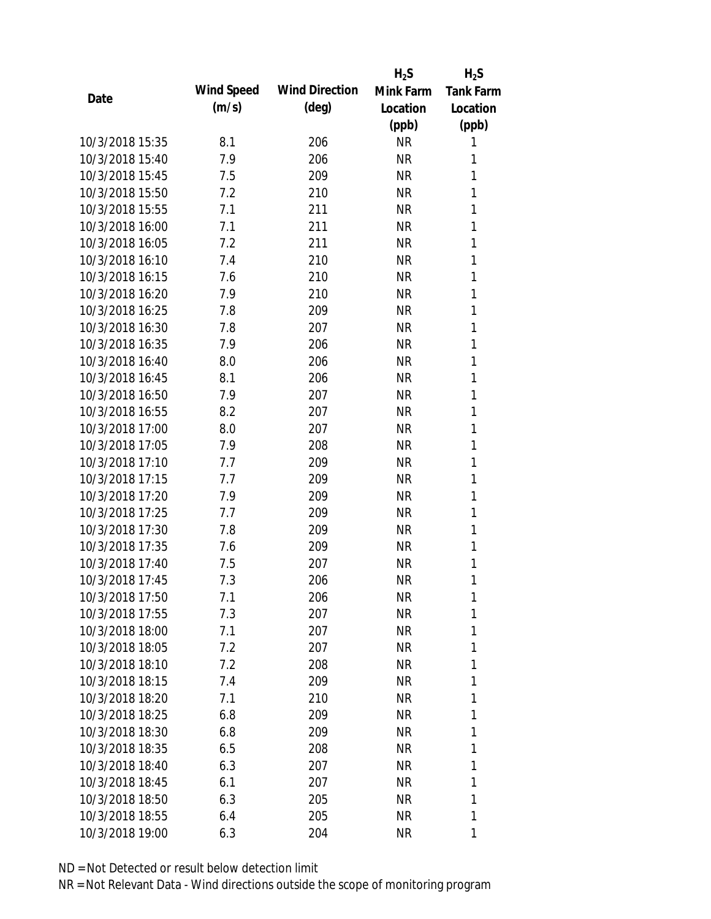| Date | Wind Speed (m/s) | Wind Direction (deg) | $H_2S$ Mink Farm Location (ppb) | $H_2S$ Tank Farm Location (ppb) |
|---|---|---|---|---|
| 10/3/2018 15:35 | 8.1 | 206 | NR | 1 |
| 10/3/2018 15:40 | 7.9 | 206 | NR | 1 |
| 10/3/2018 15:45 | 7.5 | 209 | NR | 1 |
| 10/3/2018 15:50 | 7.2 | 210 | NR | 1 |
| 10/3/2018 15:55 | 7.1 | 211 | NR | 1 |
| 10/3/2018 16:00 | 7.1 | 211 | NR | 1 |
| 10/3/2018 16:05 | 7.2 | 211 | NR | 1 |
| 10/3/2018 16:10 | 7.4 | 210 | NR | 1 |
| 10/3/2018 16:15 | 7.6 | 210 | NR | 1 |
| 10/3/2018 16:20 | 7.9 | 210 | NR | 1 |
| 10/3/2018 16:25 | 7.8 | 209 | NR | 1 |
| 10/3/2018 16:30 | 7.8 | 207 | NR | 1 |
| 10/3/2018 16:35 | 7.9 | 206 | NR | 1 |
| 10/3/2018 16:40 | 8.0 | 206 | NR | 1 |
| 10/3/2018 16:45 | 8.1 | 206 | NR | 1 |
| 10/3/2018 16:50 | 7.9 | 207 | NR | 1 |
| 10/3/2018 16:55 | 8.2 | 207 | NR | 1 |
| 10/3/2018 17:00 | 8.0 | 207 | NR | 1 |
| 10/3/2018 17:05 | 7.9 | 208 | NR | 1 |
| 10/3/2018 17:10 | 7.7 | 209 | NR | 1 |
| 10/3/2018 17:15 | 7.7 | 209 | NR | 1 |
| 10/3/2018 17:20 | 7.9 | 209 | NR | 1 |
| 10/3/2018 17:25 | 7.7 | 209 | NR | 1 |
| 10/3/2018 17:30 | 7.8 | 209 | NR | 1 |
| 10/3/2018 17:35 | 7.6 | 209 | NR | 1 |
| 10/3/2018 17:40 | 7.5 | 207 | NR | 1 |
| 10/3/2018 17:45 | 7.3 | 206 | NR | 1 |
| 10/3/2018 17:50 | 7.1 | 206 | NR | 1 |
| 10/3/2018 17:55 | 7.3 | 207 | NR | 1 |
| 10/3/2018 18:00 | 7.1 | 207 | NR | 1 |
| 10/3/2018 18:05 | 7.2 | 207 | NR | 1 |
| 10/3/2018 18:10 | 7.2 | 208 | NR | 1 |
| 10/3/2018 18:15 | 7.4 | 209 | NR | 1 |
| 10/3/2018 18:20 | 7.1 | 210 | NR | 1 |
| 10/3/2018 18:25 | 6.8 | 209 | NR | 1 |
| 10/3/2018 18:30 | 6.8 | 209 | NR | 1 |
| 10/3/2018 18:35 | 6.5 | 208 | NR | 1 |
| 10/3/2018 18:40 | 6.3 | 207 | NR | 1 |
| 10/3/2018 18:45 | 6.1 | 207 | NR | 1 |
| 10/3/2018 18:50 | 6.3 | 205 | NR | 1 |
| 10/3/2018 18:55 | 6.4 | 205 | NR | 1 |
| 10/3/2018 19:00 | 6.3 | 204 | NR | 1 |

ND = Not Detected or result below detection limit

NR = Not Relevant Data - Wind directions outside the scope of monitoring program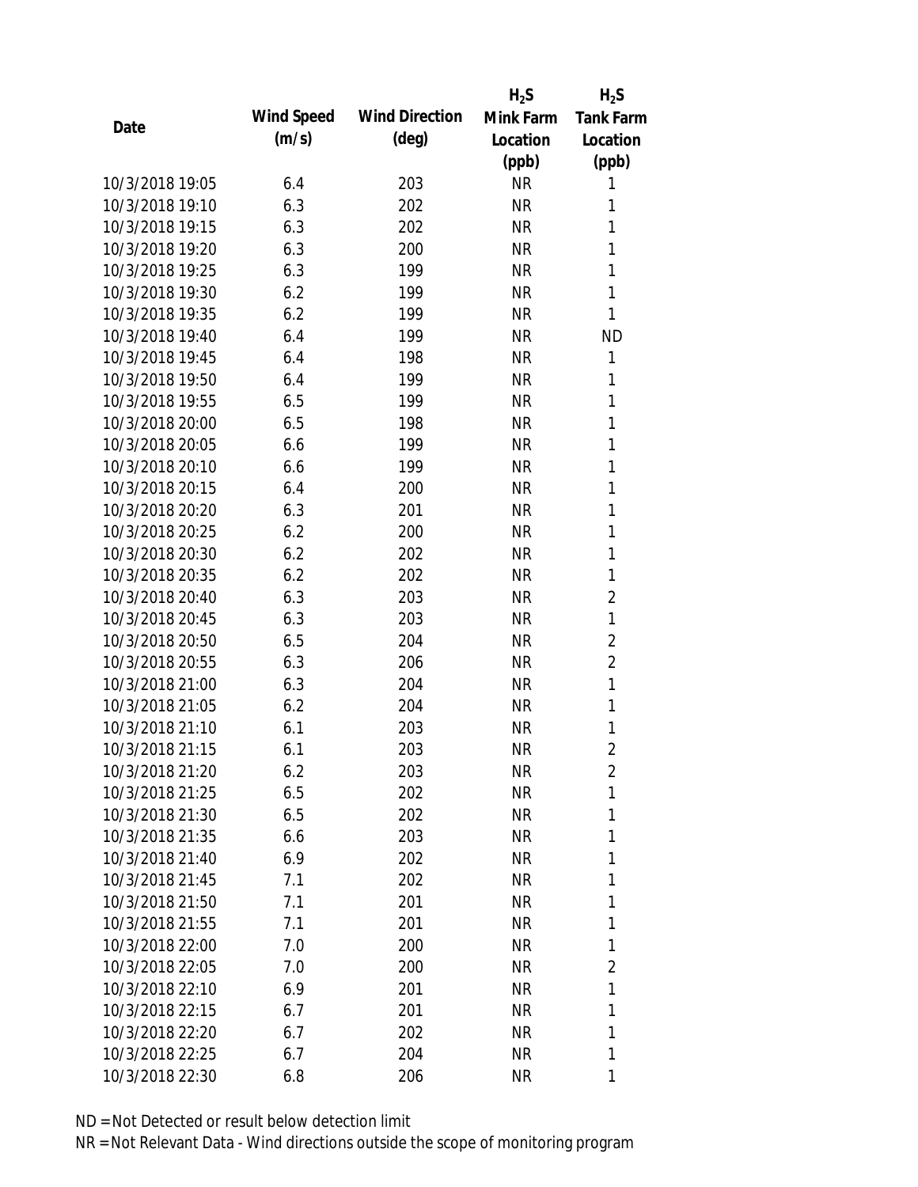| Date | Wind Speed (m/s) | Wind Direction (deg) | $H_2S$ Mink Farm Location (ppb) | $H_2S$ Tank Farm Location (ppb) |
|---|---|---|---|---|
| 10/3/2018 19:05 | 6.4 | 203 | NR | 1 |
| 10/3/2018 19:10 | 6.3 | 202 | NR | 1 |
| 10/3/2018 19:15 | 6.3 | 202 | NR | 1 |
| 10/3/2018 19:20 | 6.3 | 200 | NR | 1 |
| 10/3/2018 19:25 | 6.3 | 199 | NR | 1 |
| 10/3/2018 19:30 | 6.2 | 199 | NR | 1 |
| 10/3/2018 19:35 | 6.2 | 199 | NR | 1 |
| 10/3/2018 19:40 | 6.4 | 199 | NR | ND |
| 10/3/2018 19:45 | 6.4 | 198 | NR | 1 |
| 10/3/2018 19:50 | 6.4 | 199 | NR | 1 |
| 10/3/2018 19:55 | 6.5 | 199 | NR | 1 |
| 10/3/2018 20:00 | 6.5 | 198 | NR | 1 |
| 10/3/2018 20:05 | 6.6 | 199 | NR | 1 |
| 10/3/2018 20:10 | 6.6 | 199 | NR | 1 |
| 10/3/2018 20:15 | 6.4 | 200 | NR | 1 |
| 10/3/2018 20:20 | 6.3 | 201 | NR | 1 |
| 10/3/2018 20:25 | 6.2 | 200 | NR | 1 |
| 10/3/2018 20:30 | 6.2 | 202 | NR | 1 |
| 10/3/2018 20:35 | 6.2 | 202 | NR | 1 |
| 10/3/2018 20:40 | 6.3 | 203 | NR | 2 |
| 10/3/2018 20:45 | 6.3 | 203 | NR | 1 |
| 10/3/2018 20:50 | 6.5 | 204 | NR | 2 |
| 10/3/2018 20:55 | 6.3 | 206 | NR | 2 |
| 10/3/2018 21:00 | 6.3 | 204 | NR | 1 |
| 10/3/2018 21:05 | 6.2 | 204 | NR | 1 |
| 10/3/2018 21:10 | 6.1 | 203 | NR | 1 |
| 10/3/2018 21:15 | 6.1 | 203 | NR | 2 |
| 10/3/2018 21:20 | 6.2 | 203 | NR | 2 |
| 10/3/2018 21:25 | 6.5 | 202 | NR | 1 |
| 10/3/2018 21:30 | 6.5 | 202 | NR | 1 |
| 10/3/2018 21:35 | 6.6 | 203 | NR | 1 |
| 10/3/2018 21:40 | 6.9 | 202 | NR | 1 |
| 10/3/2018 21:45 | 7.1 | 202 | NR | 1 |
| 10/3/2018 21:50 | 7.1 | 201 | NR | 1 |
| 10/3/2018 21:55 | 7.1 | 201 | NR | 1 |
| 10/3/2018 22:00 | 7.0 | 200 | NR | 1 |
| 10/3/2018 22:05 | 7.0 | 200 | NR | 2 |
| 10/3/2018 22:10 | 6.9 | 201 | NR | 1 |
| 10/3/2018 22:15 | 6.7 | 201 | NR | 1 |
| 10/3/2018 22:20 | 6.7 | 202 | NR | 1 |
| 10/3/2018 22:25 | 6.7 | 204 | NR | 1 |
| 10/3/2018 22:30 | 6.8 | 206 | NR | 1 |

ND = Not Detected or result below detection limit

NR = Not Relevant Data - Wind directions outside the scope of monitoring program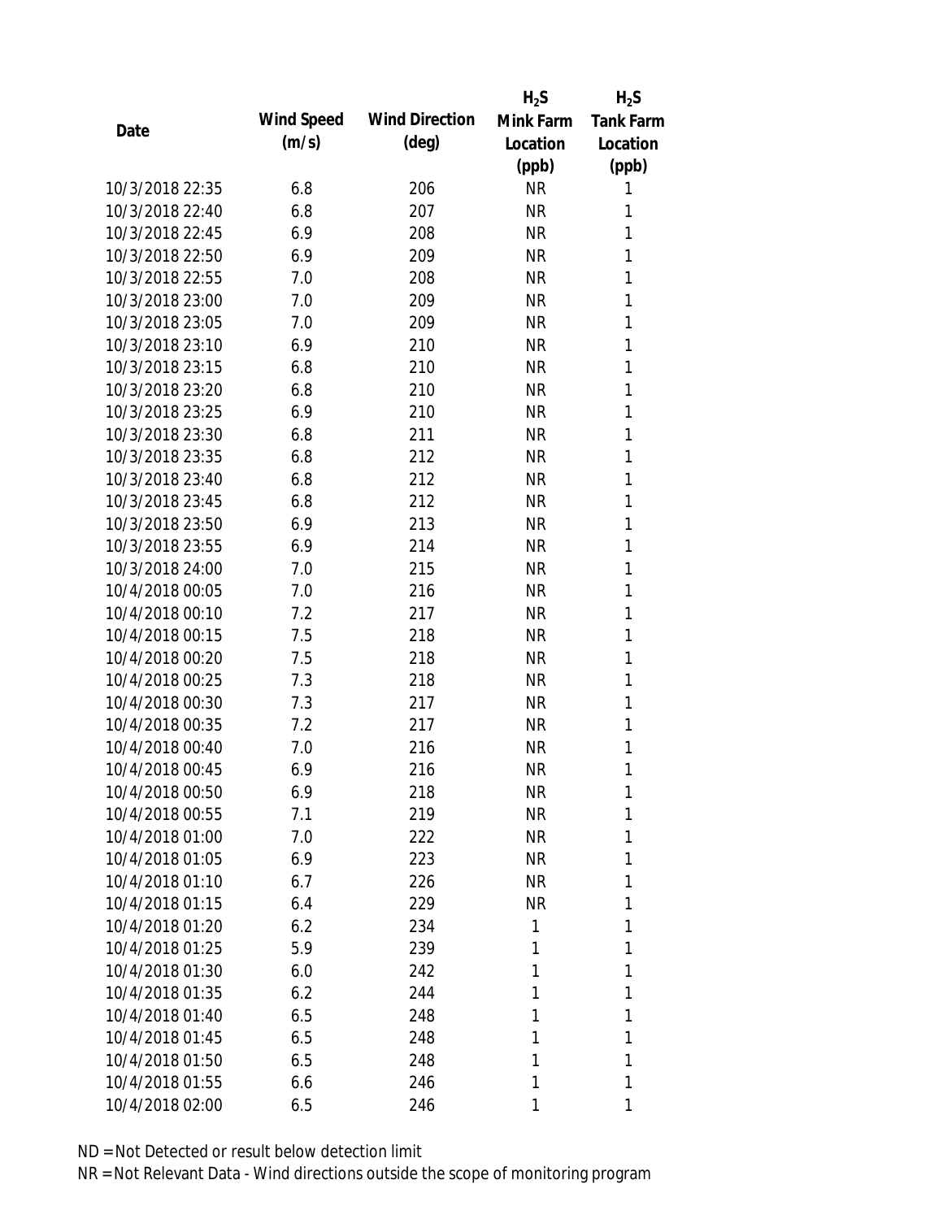| Date | Wind Speed (m/s) | Wind Direction (deg) | $H_2S$ Mink Farm Location (ppb) | $H_2S$ Tank Farm Location (ppb) |
|---|---|---|---|---|
| 10/3/2018 22:35 | 6.8 | 206 | NR | 1 |
| 10/3/2018 22:40 | 6.8 | 207 | NR | 1 |
| 10/3/2018 22:45 | 6.9 | 208 | NR | 1 |
| 10/3/2018 22:50 | 6.9 | 209 | NR | 1 |
| 10/3/2018 22:55 | 7.0 | 208 | NR | 1 |
| 10/3/2018 23:00 | 7.0 | 209 | NR | 1 |
| 10/3/2018 23:05 | 7.0 | 209 | NR | 1 |
| 10/3/2018 23:10 | 6.9 | 210 | NR | 1 |
| 10/3/2018 23:15 | 6.8 | 210 | NR | 1 |
| 10/3/2018 23:20 | 6.8 | 210 | NR | 1 |
| 10/3/2018 23:25 | 6.9 | 210 | NR | 1 |
| 10/3/2018 23:30 | 6.8 | 211 | NR | 1 |
| 10/3/2018 23:35 | 6.8 | 212 | NR | 1 |
| 10/3/2018 23:40 | 6.8 | 212 | NR | 1 |
| 10/3/2018 23:45 | 6.8 | 212 | NR | 1 |
| 10/3/2018 23:50 | 6.9 | 213 | NR | 1 |
| 10/3/2018 23:55 | 6.9 | 214 | NR | 1 |
| 10/3/2018 24:00 | 7.0 | 215 | NR | 1 |
| 10/4/2018 00:05 | 7.0 | 216 | NR | 1 |
| 10/4/2018 00:10 | 7.2 | 217 | NR | 1 |
| 10/4/2018 00:15 | 7.5 | 218 | NR | 1 |
| 10/4/2018 00:20 | 7.5 | 218 | NR | 1 |
| 10/4/2018 00:25 | 7.3 | 218 | NR | 1 |
| 10/4/2018 00:30 | 7.3 | 217 | NR | 1 |
| 10/4/2018 00:35 | 7.2 | 217 | NR | 1 |
| 10/4/2018 00:40 | 7.0 | 216 | NR | 1 |
| 10/4/2018 00:45 | 6.9 | 216 | NR | 1 |
| 10/4/2018 00:50 | 6.9 | 218 | NR | 1 |
| 10/4/2018 00:55 | 7.1 | 219 | NR | 1 |
| 10/4/2018 01:00 | 7.0 | 222 | NR | 1 |
| 10/4/2018 01:05 | 6.9 | 223 | NR | 1 |
| 10/4/2018 01:10 | 6.7 | 226 | NR | 1 |
| 10/4/2018 01:15 | 6.4 | 229 | NR | 1 |
| 10/4/2018 01:20 | 6.2 | 234 | 1 | 1 |
| 10/4/2018 01:25 | 5.9 | 239 | 1 | 1 |
| 10/4/2018 01:30 | 6.0 | 242 | 1 | 1 |
| 10/4/2018 01:35 | 6.2 | 244 | 1 | 1 |
| 10/4/2018 01:40 | 6.5 | 248 | 1 | 1 |
| 10/4/2018 01:45 | 6.5 | 248 | 1 | 1 |
| 10/4/2018 01:50 | 6.5 | 248 | 1 | 1 |
| 10/4/2018 01:55 | 6.6 | 246 | 1 | 1 |
| 10/4/2018 02:00 | 6.5 | 246 | 1 | 1 |

ND = Not Detected or result below detection limit

NR = Not Relevant Data - Wind directions outside the scope of monitoring program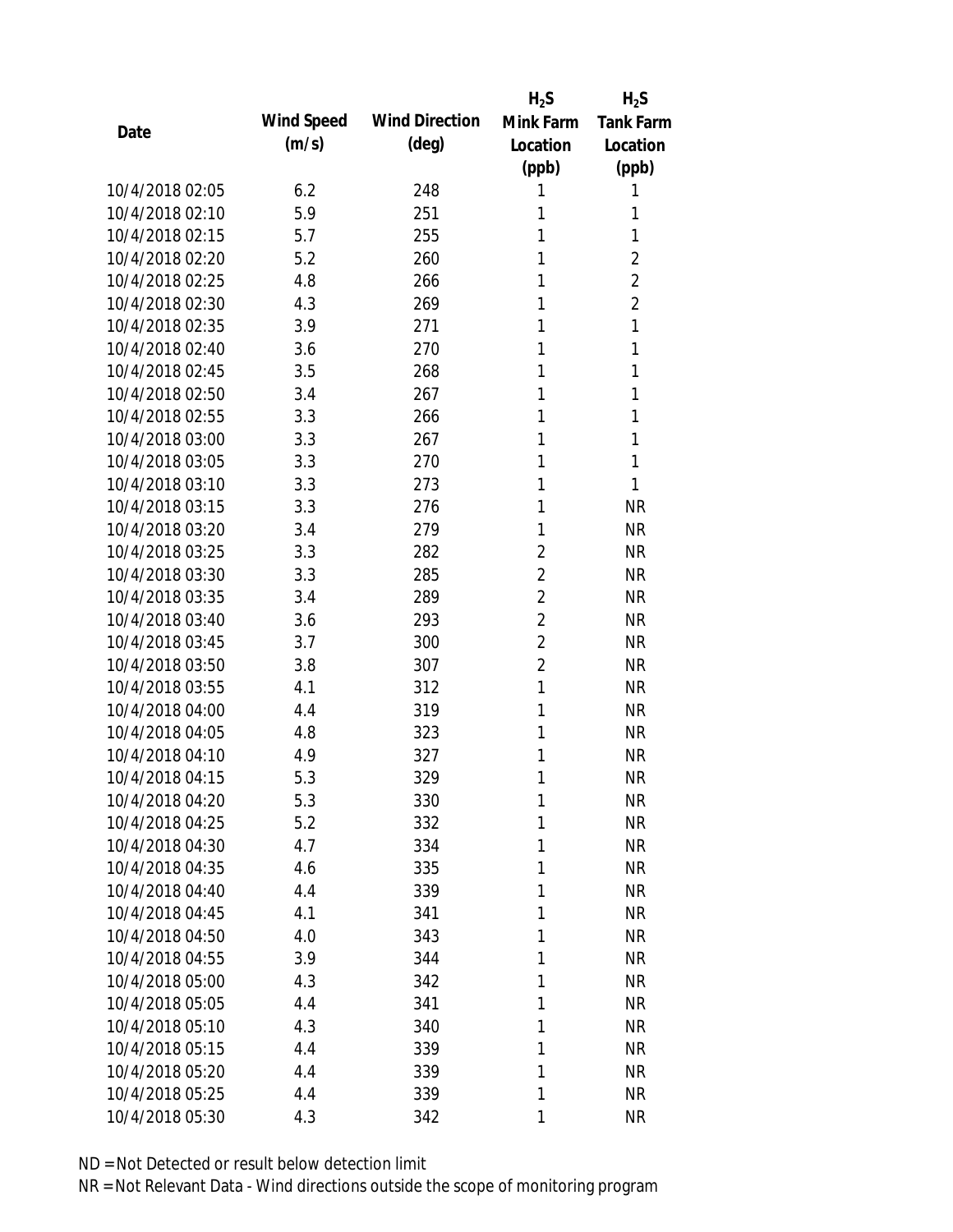| Date | Wind Speed (m/s) | Wind Direction (deg) | $H_2S$ Mink Farm Location (ppb) | $H_2S$ Tank Farm Location (ppb) |
|---|---|---|---|---|
| 10/4/2018 02:05 | 6.2 | 248 | 1 | 1 |
| 10/4/2018 02:10 | 5.9 | 251 | 1 | 1 |
| 10/4/2018 02:15 | 5.7 | 255 | 1 | 1 |
| 10/4/2018 02:20 | 5.2 | 260 | 1 | 2 |
| 10/4/2018 02:25 | 4.8 | 266 | 1 | 2 |
| 10/4/2018 02:30 | 4.3 | 269 | 1 | 2 |
| 10/4/2018 02:35 | 3.9 | 271 | 1 | 1 |
| 10/4/2018 02:40 | 3.6 | 270 | 1 | 1 |
| 10/4/2018 02:45 | 3.5 | 268 | 1 | 1 |
| 10/4/2018 02:50 | 3.4 | 267 | 1 | 1 |
| 10/4/2018 02:55 | 3.3 | 266 | 1 | 1 |
| 10/4/2018 03:00 | 3.3 | 267 | 1 | 1 |
| 10/4/2018 03:05 | 3.3 | 270 | 1 | 1 |
| 10/4/2018 03:10 | 3.3 | 273 | 1 | 1 |
| 10/4/2018 03:15 | 3.3 | 276 | 1 | NR |
| 10/4/2018 03:20 | 3.4 | 279 | 1 | NR |
| 10/4/2018 03:25 | 3.3 | 282 | 2 | NR |
| 10/4/2018 03:30 | 3.3 | 285 | 2 | NR |
| 10/4/2018 03:35 | 3.4 | 289 | 2 | NR |
| 10/4/2018 03:40 | 3.6 | 293 | 2 | NR |
| 10/4/2018 03:45 | 3.7 | 300 | 2 | NR |
| 10/4/2018 03:50 | 3.8 | 307 | 2 | NR |
| 10/4/2018 03:55 | 4.1 | 312 | 1 | NR |
| 10/4/2018 04:00 | 4.4 | 319 | 1 | NR |
| 10/4/2018 04:05 | 4.8 | 323 | 1 | NR |
| 10/4/2018 04:10 | 4.9 | 327 | 1 | NR |
| 10/4/2018 04:15 | 5.3 | 329 | 1 | NR |
| 10/4/2018 04:20 | 5.3 | 330 | 1 | NR |
| 10/4/2018 04:25 | 5.2 | 332 | 1 | NR |
| 10/4/2018 04:30 | 4.7 | 334 | 1 | NR |
| 10/4/2018 04:35 | 4.6 | 335 | 1 | NR |
| 10/4/2018 04:40 | 4.4 | 339 | 1 | NR |
| 10/4/2018 04:45 | 4.1 | 341 | 1 | NR |
| 10/4/2018 04:50 | 4.0 | 343 | 1 | NR |
| 10/4/2018 04:55 | 3.9 | 344 | 1 | NR |
| 10/4/2018 05:00 | 4.3 | 342 | 1 | NR |
| 10/4/2018 05:05 | 4.4 | 341 | 1 | NR |
| 10/4/2018 05:10 | 4.3 | 340 | 1 | NR |
| 10/4/2018 05:15 | 4.4 | 339 | 1 | NR |
| 10/4/2018 05:20 | 4.4 | 339 | 1 | NR |
| 10/4/2018 05:25 | 4.4 | 339 | 1 | NR |
| 10/4/2018 05:30 | 4.3 | 342 | 1 | NR |

ND = Not Detected or result below detection limit

NR = Not Relevant Data - Wind directions outside the scope of monitoring program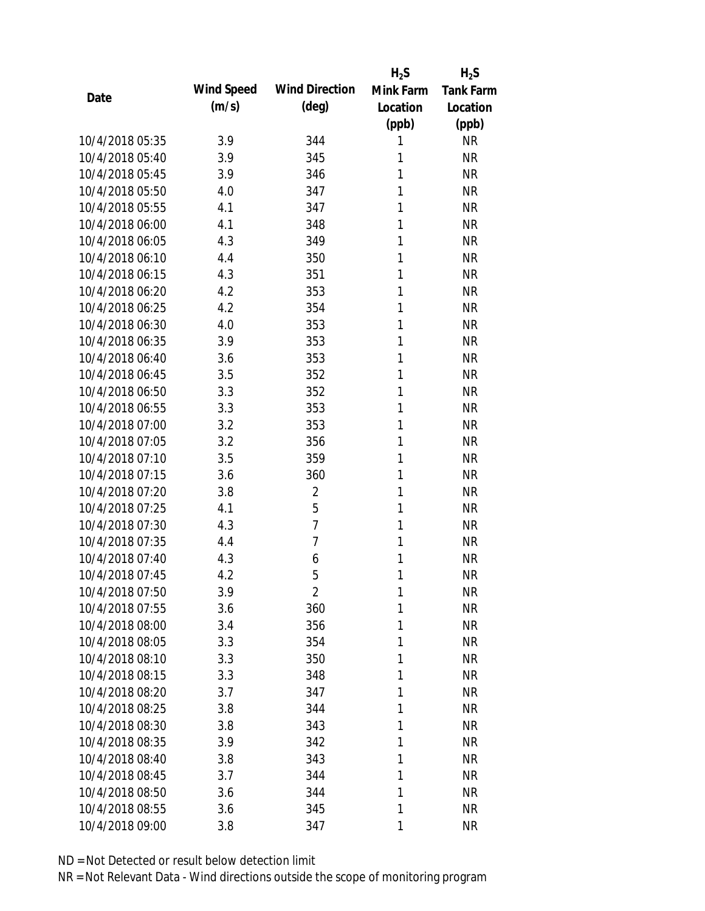| Date | Wind Speed (m/s) | Wind Direction (deg) | $H_2S$ Mink Farm Location (ppb) | $H_2S$ Tank Farm Location (ppb) |
|---|---|---|---|---|
| 10/4/2018 05:35 | 3.9 | 344 | 1 | NR |
| 10/4/2018 05:40 | 3.9 | 345 | 1 | NR |
| 10/4/2018 05:45 | 3.9 | 346 | 1 | NR |
| 10/4/2018 05:50 | 4.0 | 347 | 1 | NR |
| 10/4/2018 05:55 | 4.1 | 347 | 1 | NR |
| 10/4/2018 06:00 | 4.1 | 348 | 1 | NR |
| 10/4/2018 06:05 | 4.3 | 349 | 1 | NR |
| 10/4/2018 06:10 | 4.4 | 350 | 1 | NR |
| 10/4/2018 06:15 | 4.3 | 351 | 1 | NR |
| 10/4/2018 06:20 | 4.2 | 353 | 1 | NR |
| 10/4/2018 06:25 | 4.2 | 354 | 1 | NR |
| 10/4/2018 06:30 | 4.0 | 353 | 1 | NR |
| 10/4/2018 06:35 | 3.9 | 353 | 1 | NR |
| 10/4/2018 06:40 | 3.6 | 353 | 1 | NR |
| 10/4/2018 06:45 | 3.5 | 352 | 1 | NR |
| 10/4/2018 06:50 | 3.3 | 352 | 1 | NR |
| 10/4/2018 06:55 | 3.3 | 353 | 1 | NR |
| 10/4/2018 07:00 | 3.2 | 353 | 1 | NR |
| 10/4/2018 07:05 | 3.2 | 356 | 1 | NR |
| 10/4/2018 07:10 | 3.5 | 359 | 1 | NR |
| 10/4/2018 07:15 | 3.6 | 360 | 1 | NR |
| 10/4/2018 07:20 | 3.8 | 2 | 1 | NR |
| 10/4/2018 07:25 | 4.1 | 5 | 1 | NR |
| 10/4/2018 07:30 | 4.3 | 7 | 1 | NR |
| 10/4/2018 07:35 | 4.4 | 7 | 1 | NR |
| 10/4/2018 07:40 | 4.3 | 6 | 1 | NR |
| 10/4/2018 07:45 | 4.2 | 5 | 1 | NR |
| 10/4/2018 07:50 | 3.9 | 2 | 1 | NR |
| 10/4/2018 07:55 | 3.6 | 360 | 1 | NR |
| 10/4/2018 08:00 | 3.4 | 356 | 1 | NR |
| 10/4/2018 08:05 | 3.3 | 354 | 1 | NR |
| 10/4/2018 08:10 | 3.3 | 350 | 1 | NR |
| 10/4/2018 08:15 | 3.3 | 348 | 1 | NR |
| 10/4/2018 08:20 | 3.7 | 347 | 1 | NR |
| 10/4/2018 08:25 | 3.8 | 344 | 1 | NR |
| 10/4/2018 08:30 | 3.8 | 343 | 1 | NR |
| 10/4/2018 08:35 | 3.9 | 342 | 1 | NR |
| 10/4/2018 08:40 | 3.8 | 343 | 1 | NR |
| 10/4/2018 08:45 | 3.7 | 344 | 1 | NR |
| 10/4/2018 08:50 | 3.6 | 344 | 1 | NR |
| 10/4/2018 08:55 | 3.6 | 345 | 1 | NR |
| 10/4/2018 09:00 | 3.8 | 347 | 1 | NR |

ND = Not Detected or result below detection limit

NR = Not Relevant Data - Wind directions outside the scope of monitoring program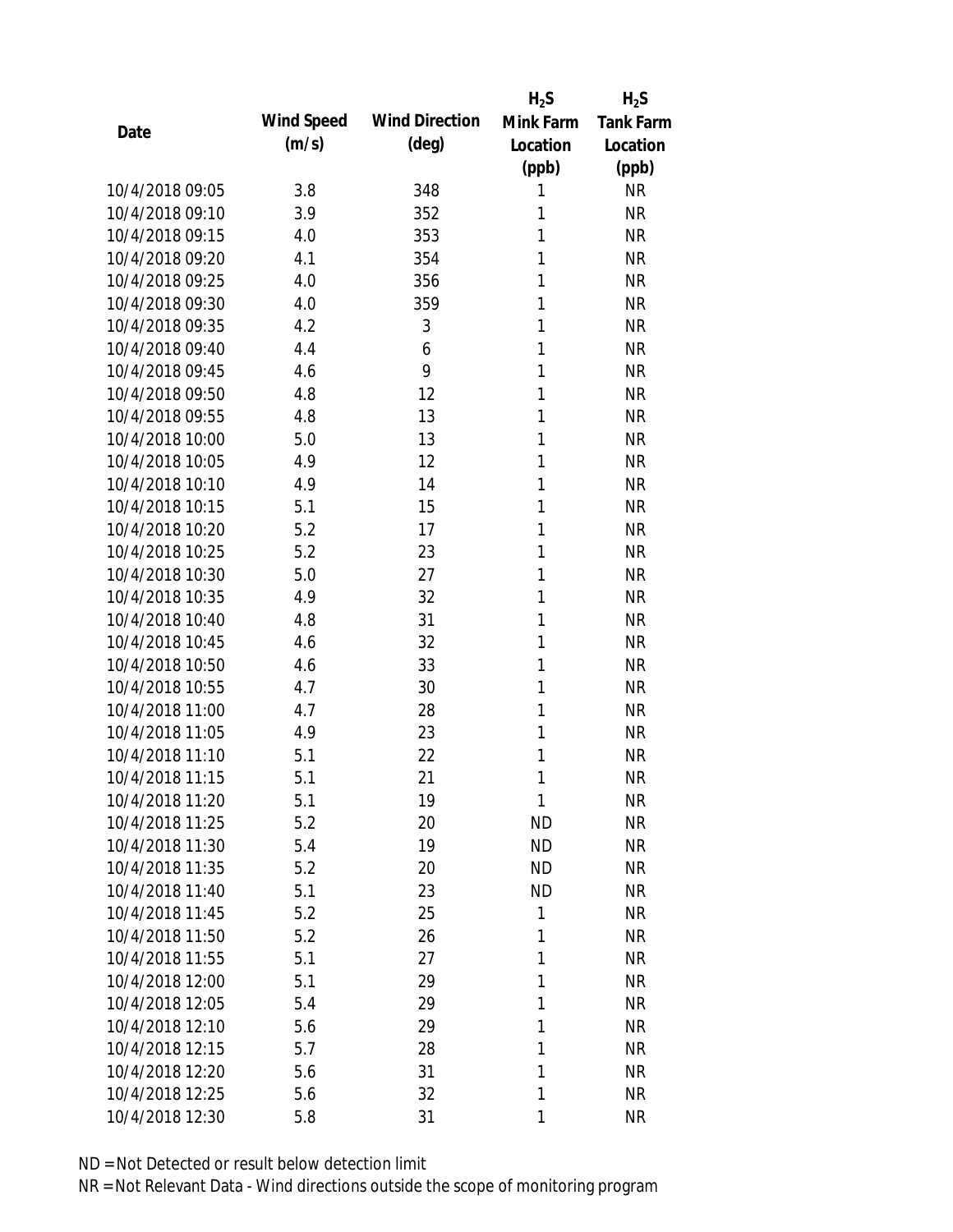| Date | Wind Speed (m/s) | Wind Direction (deg) | $H_2S$ Mink Farm Location (ppb) | $H_2S$ Tank Farm Location (ppb) |
|---|---|---|---|---|
| 10/4/2018 09:05 | 3.8 | 348 | 1 | NR |
| 10/4/2018 09:10 | 3.9 | 352 | 1 | NR |
| 10/4/2018 09:15 | 4.0 | 353 | 1 | NR |
| 10/4/2018 09:20 | 4.1 | 354 | 1 | NR |
| 10/4/2018 09:25 | 4.0 | 356 | 1 | NR |
| 10/4/2018 09:30 | 4.0 | 359 | 1 | NR |
| 10/4/2018 09:35 | 4.2 | 3 | 1 | NR |
| 10/4/2018 09:40 | 4.4 | 6 | 1 | NR |
| 10/4/2018 09:45 | 4.6 | 9 | 1 | NR |
| 10/4/2018 09:50 | 4.8 | 12 | 1 | NR |
| 10/4/2018 09:55 | 4.8 | 13 | 1 | NR |
| 10/4/2018 10:00 | 5.0 | 13 | 1 | NR |
| 10/4/2018 10:05 | 4.9 | 12 | 1 | NR |
| 10/4/2018 10:10 | 4.9 | 14 | 1 | NR |
| 10/4/2018 10:15 | 5.1 | 15 | 1 | NR |
| 10/4/2018 10:20 | 5.2 | 17 | 1 | NR |
| 10/4/2018 10:25 | 5.2 | 23 | 1 | NR |
| 10/4/2018 10:30 | 5.0 | 27 | 1 | NR |
| 10/4/2018 10:35 | 4.9 | 32 | 1 | NR |
| 10/4/2018 10:40 | 4.8 | 31 | 1 | NR |
| 10/4/2018 10:45 | 4.6 | 32 | 1 | NR |
| 10/4/2018 10:50 | 4.6 | 33 | 1 | NR |
| 10/4/2018 10:55 | 4.7 | 30 | 1 | NR |
| 10/4/2018 11:00 | 4.7 | 28 | 1 | NR |
| 10/4/2018 11:05 | 4.9 | 23 | 1 | NR |
| 10/4/2018 11:10 | 5.1 | 22 | 1 | NR |
| 10/4/2018 11:15 | 5.1 | 21 | 1 | NR |
| 10/4/2018 11:20 | 5.1 | 19 | 1 | NR |
| 10/4/2018 11:25 | 5.2 | 20 | ND | NR |
| 10/4/2018 11:30 | 5.4 | 19 | ND | NR |
| 10/4/2018 11:35 | 5.2 | 20 | ND | NR |
| 10/4/2018 11:40 | 5.1 | 23 | ND | NR |
| 10/4/2018 11:45 | 5.2 | 25 | 1 | NR |
| 10/4/2018 11:50 | 5.2 | 26 | 1 | NR |
| 10/4/2018 11:55 | 5.1 | 27 | 1 | NR |
| 10/4/2018 12:00 | 5.1 | 29 | 1 | NR |
| 10/4/2018 12:05 | 5.4 | 29 | 1 | NR |
| 10/4/2018 12:10 | 5.6 | 29 | 1 | NR |
| 10/4/2018 12:15 | 5.7 | 28 | 1 | NR |
| 10/4/2018 12:20 | 5.6 | 31 | 1 | NR |
| 10/4/2018 12:25 | 5.6 | 32 | 1 | NR |
| 10/4/2018 12:30 | 5.8 | 31 | 1 | NR |

ND = Not Detected or result below detection limit

NR = Not Relevant Data - Wind directions outside the scope of monitoring program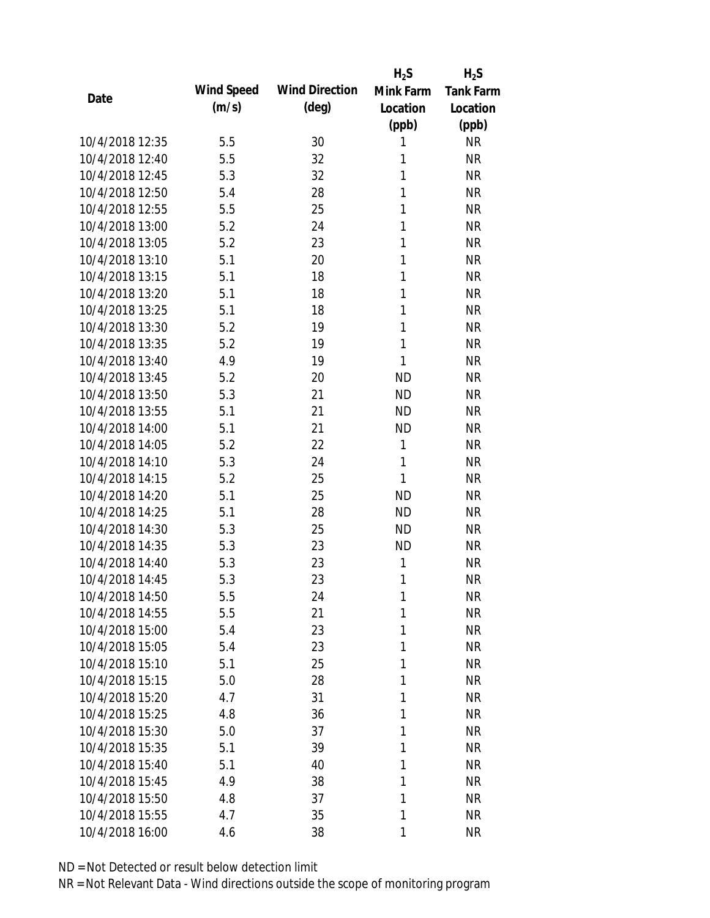| Date | Wind Speed (m/s) | Wind Direction (deg) | $H_2S$ Mink Farm Location (ppb) | $H_2S$ Tank Farm Location (ppb) |
|---|---|---|---|---|
| 10/4/2018 12:35 | 5.5 | 30 | 1 | NR |
| 10/4/2018 12:40 | 5.5 | 32 | 1 | NR |
| 10/4/2018 12:45 | 5.3 | 32 | 1 | NR |
| 10/4/2018 12:50 | 5.4 | 28 | 1 | NR |
| 10/4/2018 12:55 | 5.5 | 25 | 1 | NR |
| 10/4/2018 13:00 | 5.2 | 24 | 1 | NR |
| 10/4/2018 13:05 | 5.2 | 23 | 1 | NR |
| 10/4/2018 13:10 | 5.1 | 20 | 1 | NR |
| 10/4/2018 13:15 | 5.1 | 18 | 1 | NR |
| 10/4/2018 13:20 | 5.1 | 18 | 1 | NR |
| 10/4/2018 13:25 | 5.1 | 18 | 1 | NR |
| 10/4/2018 13:30 | 5.2 | 19 | 1 | NR |
| 10/4/2018 13:35 | 5.2 | 19 | 1 | NR |
| 10/4/2018 13:40 | 4.9 | 19 | 1 | NR |
| 10/4/2018 13:45 | 5.2 | 20 | ND | NR |
| 10/4/2018 13:50 | 5.3 | 21 | ND | NR |
| 10/4/2018 13:55 | 5.1 | 21 | ND | NR |
| 10/4/2018 14:00 | 5.1 | 21 | ND | NR |
| 10/4/2018 14:05 | 5.2 | 22 | 1 | NR |
| 10/4/2018 14:10 | 5.3 | 24 | 1 | NR |
| 10/4/2018 14:15 | 5.2 | 25 | 1 | NR |
| 10/4/2018 14:20 | 5.1 | 25 | ND | NR |
| 10/4/2018 14:25 | 5.1 | 28 | ND | NR |
| 10/4/2018 14:30 | 5.3 | 25 | ND | NR |
| 10/4/2018 14:35 | 5.3 | 23 | ND | NR |
| 10/4/2018 14:40 | 5.3 | 23 | 1 | NR |
| 10/4/2018 14:45 | 5.3 | 23 | 1 | NR |
| 10/4/2018 14:50 | 5.5 | 24 | 1 | NR |
| 10/4/2018 14:55 | 5.5 | 21 | 1 | NR |
| 10/4/2018 15:00 | 5.4 | 23 | 1 | NR |
| 10/4/2018 15:05 | 5.4 | 23 | 1 | NR |
| 10/4/2018 15:10 | 5.1 | 25 | 1 | NR |
| 10/4/2018 15:15 | 5.0 | 28 | 1 | NR |
| 10/4/2018 15:20 | 4.7 | 31 | 1 | NR |
| 10/4/2018 15:25 | 4.8 | 36 | 1 | NR |
| 10/4/2018 15:30 | 5.0 | 37 | 1 | NR |
| 10/4/2018 15:35 | 5.1 | 39 | 1 | NR |
| 10/4/2018 15:40 | 5.1 | 40 | 1 | NR |
| 10/4/2018 15:45 | 4.9 | 38 | 1 | NR |
| 10/4/2018 15:50 | 4.8 | 37 | 1 | NR |
| 10/4/2018 15:55 | 4.7 | 35 | 1 | NR |
| 10/4/2018 16:00 | 4.6 | 38 | 1 | NR |

ND = Not Detected or result below detection limit

NR = Not Relevant Data - Wind directions outside the scope of monitoring program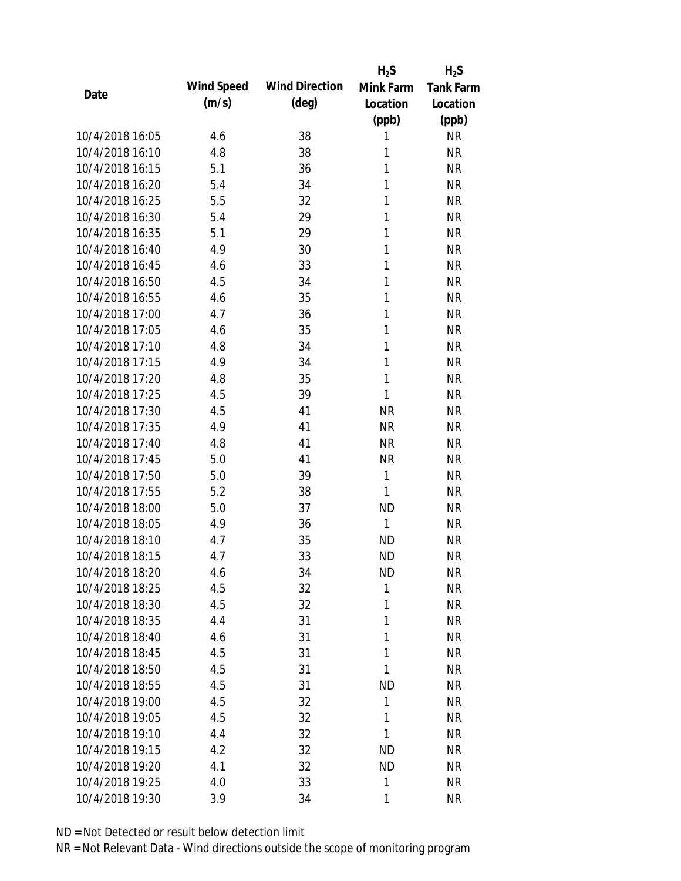| Date | Wind Speed (m/s) | Wind Direction (deg) | $H_2S$ Mink Farm Location (ppb) | $H_2S$ Tank Farm Location (ppb) |
|---|---|---|---|---|
| 10/4/2018 16:05 | 4.6 | 38 | 1 | NR |
| 10/4/2018 16:10 | 4.8 | 38 | 1 | NR |
| 10/4/2018 16:15 | 5.1 | 36 | 1 | NR |
| 10/4/2018 16:20 | 5.4 | 34 | 1 | NR |
| 10/4/2018 16:25 | 5.5 | 32 | 1 | NR |
| 10/4/2018 16:30 | 5.4 | 29 | 1 | NR |
| 10/4/2018 16:35 | 5.1 | 29 | 1 | NR |
| 10/4/2018 16:40 | 4.9 | 30 | 1 | NR |
| 10/4/2018 16:45 | 4.6 | 33 | 1 | NR |
| 10/4/2018 16:50 | 4.5 | 34 | 1 | NR |
| 10/4/2018 16:55 | 4.6 | 35 | 1 | NR |
| 10/4/2018 17:00 | 4.7 | 36 | 1 | NR |
| 10/4/2018 17:05 | 4.6 | 35 | 1 | NR |
| 10/4/2018 17:10 | 4.8 | 34 | 1 | NR |
| 10/4/2018 17:15 | 4.9 | 34 | 1 | NR |
| 10/4/2018 17:20 | 4.8 | 35 | 1 | NR |
| 10/4/2018 17:25 | 4.5 | 39 | 1 | NR |
| 10/4/2018 17:30 | 4.5 | 41 | NR | NR |
| 10/4/2018 17:35 | 4.9 | 41 | NR | NR |
| 10/4/2018 17:40 | 4.8 | 41 | NR | NR |
| 10/4/2018 17:45 | 5.0 | 41 | NR | NR |
| 10/4/2018 17:50 | 5.0 | 39 | 1 | NR |
| 10/4/2018 17:55 | 5.2 | 38 | 1 | NR |
| 10/4/2018 18:00 | 5.0 | 37 | ND | NR |
| 10/4/2018 18:05 | 4.9 | 36 | 1 | NR |
| 10/4/2018 18:10 | 4.7 | 35 | ND | NR |
| 10/4/2018 18:15 | 4.7 | 33 | ND | NR |
| 10/4/2018 18:20 | 4.6 | 34 | ND | NR |
| 10/4/2018 18:25 | 4.5 | 32 | 1 | NR |
| 10/4/2018 18:30 | 4.5 | 32 | 1 | NR |
| 10/4/2018 18:35 | 4.4 | 31 | 1 | NR |
| 10/4/2018 18:40 | 4.6 | 31 | 1 | NR |
| 10/4/2018 18:45 | 4.5 | 31 | 1 | NR |
| 10/4/2018 18:50 | 4.5 | 31 | 1 | NR |
| 10/4/2018 18:55 | 4.5 | 31 | ND | NR |
| 10/4/2018 19:00 | 4.5 | 32 | 1 | NR |
| 10/4/2018 19:05 | 4.5 | 32 | 1 | NR |
| 10/4/2018 19:10 | 4.4 | 32 | 1 | NR |
| 10/4/2018 19:15 | 4.2 | 32 | ND | NR |
| 10/4/2018 19:20 | 4.1 | 32 | ND | NR |
| 10/4/2018 19:25 | 4.0 | 33 | 1 | NR |
| 10/4/2018 19:30 | 3.9 | 34 | 1 | NR |

ND = Not Detected or result below detection limit

NR = Not Relevant Data - Wind directions outside the scope of monitoring program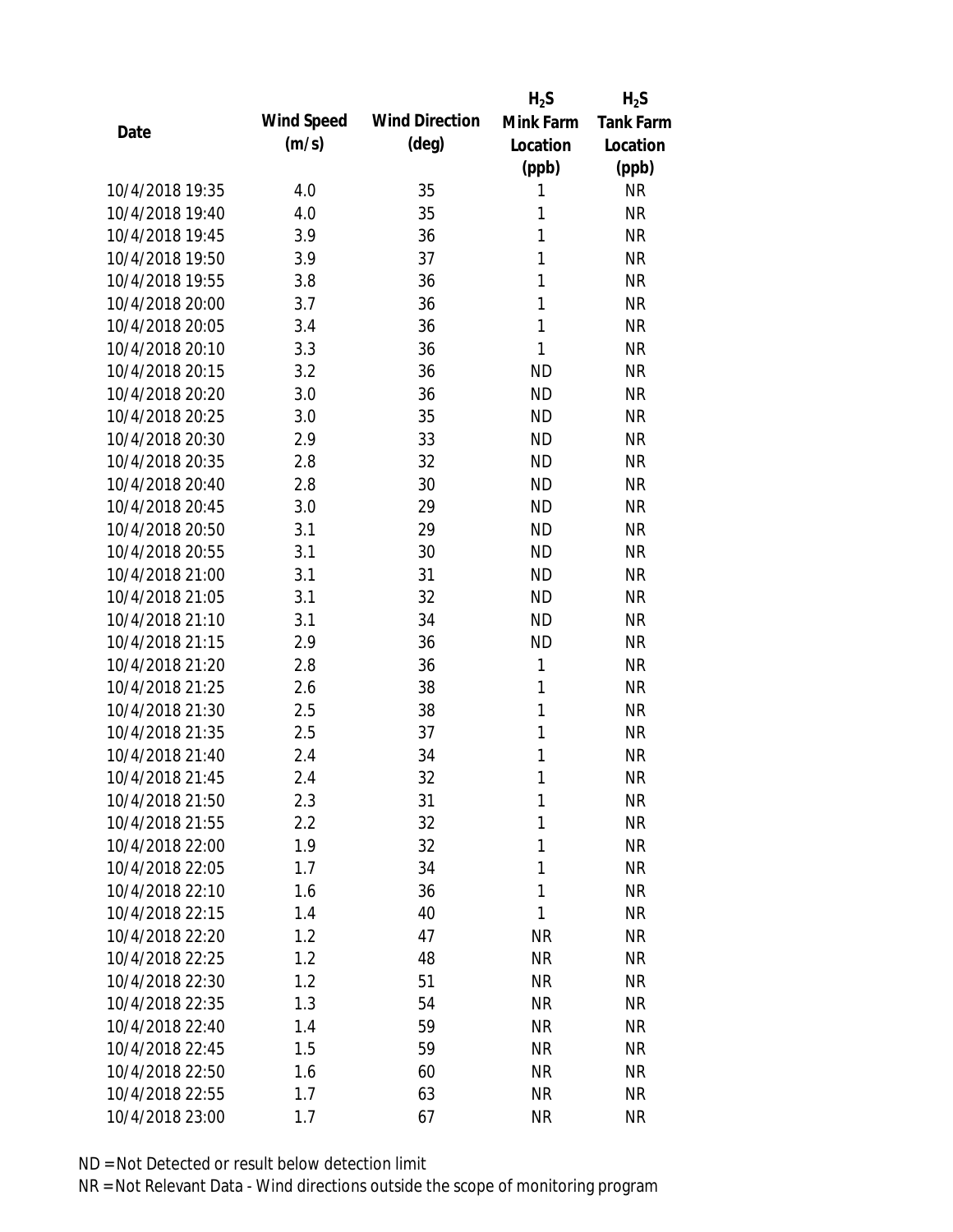| Date | Wind Speed (m/s) | Wind Direction (deg) | $H_2S$ Mink Farm Location (ppb) | $H_2S$ Tank Farm Location (ppb) |
|---|---|---|---|---|
| 10/4/2018 19:35 | 4.0 | 35 | 1 | NR |
| 10/4/2018 19:40 | 4.0 | 35 | 1 | NR |
| 10/4/2018 19:45 | 3.9 | 36 | 1 | NR |
| 10/4/2018 19:50 | 3.9 | 37 | 1 | NR |
| 10/4/2018 19:55 | 3.8 | 36 | 1 | NR |
| 10/4/2018 20:00 | 3.7 | 36 | 1 | NR |
| 10/4/2018 20:05 | 3.4 | 36 | 1 | NR |
| 10/4/2018 20:10 | 3.3 | 36 | 1 | NR |
| 10/4/2018 20:15 | 3.2 | 36 | ND | NR |
| 10/4/2018 20:20 | 3.0 | 36 | ND | NR |
| 10/4/2018 20:25 | 3.0 | 35 | ND | NR |
| 10/4/2018 20:30 | 2.9 | 33 | ND | NR |
| 10/4/2018 20:35 | 2.8 | 32 | ND | NR |
| 10/4/2018 20:40 | 2.8 | 30 | ND | NR |
| 10/4/2018 20:45 | 3.0 | 29 | ND | NR |
| 10/4/2018 20:50 | 3.1 | 29 | ND | NR |
| 10/4/2018 20:55 | 3.1 | 30 | ND | NR |
| 10/4/2018 21:00 | 3.1 | 31 | ND | NR |
| 10/4/2018 21:05 | 3.1 | 32 | ND | NR |
| 10/4/2018 21:10 | 3.1 | 34 | ND | NR |
| 10/4/2018 21:15 | 2.9 | 36 | ND | NR |
| 10/4/2018 21:20 | 2.8 | 36 | 1 | NR |
| 10/4/2018 21:25 | 2.6 | 38 | 1 | NR |
| 10/4/2018 21:30 | 2.5 | 38 | 1 | NR |
| 10/4/2018 21:35 | 2.5 | 37 | 1 | NR |
| 10/4/2018 21:40 | 2.4 | 34 | 1 | NR |
| 10/4/2018 21:45 | 2.4 | 32 | 1 | NR |
| 10/4/2018 21:50 | 2.3 | 31 | 1 | NR |
| 10/4/2018 21:55 | 2.2 | 32 | 1 | NR |
| 10/4/2018 22:00 | 1.9 | 32 | 1 | NR |
| 10/4/2018 22:05 | 1.7 | 34 | 1 | NR |
| 10/4/2018 22:10 | 1.6 | 36 | 1 | NR |
| 10/4/2018 22:15 | 1.4 | 40 | 1 | NR |
| 10/4/2018 22:20 | 1.2 | 47 | NR | NR |
| 10/4/2018 22:25 | 1.2 | 48 | NR | NR |
| 10/4/2018 22:30 | 1.2 | 51 | NR | NR |
| 10/4/2018 22:35 | 1.3 | 54 | NR | NR |
| 10/4/2018 22:40 | 1.4 | 59 | NR | NR |
| 10/4/2018 22:45 | 1.5 | 59 | NR | NR |
| 10/4/2018 22:50 | 1.6 | 60 | NR | NR |
| 10/4/2018 22:55 | 1.7 | 63 | NR | NR |
| 10/4/2018 23:00 | 1.7 | 67 | NR | NR |

ND = Not Detected or result below detection limit

NR = Not Relevant Data - Wind directions outside the scope of monitoring program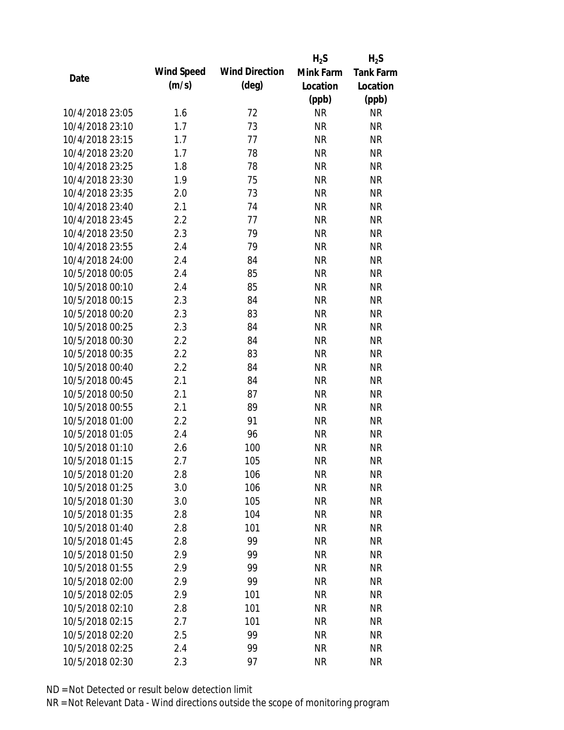| Date | Wind Speed (m/s) | Wind Direction (deg) | $H_2S$ Mink Farm Location (ppb) | $H_2S$ Tank Farm Location (ppb) |
|---|---|---|---|---|
| 10/4/2018 23:05 | 1.6 | 72 | NR | NR |
| 10/4/2018 23:10 | 1.7 | 73 | NR | NR |
| 10/4/2018 23:15 | 1.7 | 77 | NR | NR |
| 10/4/2018 23:20 | 1.7 | 78 | NR | NR |
| 10/4/2018 23:25 | 1.8 | 78 | NR | NR |
| 10/4/2018 23:30 | 1.9 | 75 | NR | NR |
| 10/4/2018 23:35 | 2.0 | 73 | NR | NR |
| 10/4/2018 23:40 | 2.1 | 74 | NR | NR |
| 10/4/2018 23:45 | 2.2 | 77 | NR | NR |
| 10/4/2018 23:50 | 2.3 | 79 | NR | NR |
| 10/4/2018 23:55 | 2.4 | 79 | NR | NR |
| 10/4/2018 24:00 | 2.4 | 84 | NR | NR |
| 10/5/2018 00:05 | 2.4 | 85 | NR | NR |
| 10/5/2018 00:10 | 2.4 | 85 | NR | NR |
| 10/5/2018 00:15 | 2.3 | 84 | NR | NR |
| 10/5/2018 00:20 | 2.3 | 83 | NR | NR |
| 10/5/2018 00:25 | 2.3 | 84 | NR | NR |
| 10/5/2018 00:30 | 2.2 | 84 | NR | NR |
| 10/5/2018 00:35 | 2.2 | 83 | NR | NR |
| 10/5/2018 00:40 | 2.2 | 84 | NR | NR |
| 10/5/2018 00:45 | 2.1 | 84 | NR | NR |
| 10/5/2018 00:50 | 2.1 | 87 | NR | NR |
| 10/5/2018 00:55 | 2.1 | 89 | NR | NR |
| 10/5/2018 01:00 | 2.2 | 91 | NR | NR |
| 10/5/2018 01:05 | 2.4 | 96 | NR | NR |
| 10/5/2018 01:10 | 2.6 | 100 | NR | NR |
| 10/5/2018 01:15 | 2.7 | 105 | NR | NR |
| 10/5/2018 01:20 | 2.8 | 106 | NR | NR |
| 10/5/2018 01:25 | 3.0 | 106 | NR | NR |
| 10/5/2018 01:30 | 3.0 | 105 | NR | NR |
| 10/5/2018 01:35 | 2.8 | 104 | NR | NR |
| 10/5/2018 01:40 | 2.8 | 101 | NR | NR |
| 10/5/2018 01:45 | 2.8 | 99 | NR | NR |
| 10/5/2018 01:50 | 2.9 | 99 | NR | NR |
| 10/5/2018 01:55 | 2.9 | 99 | NR | NR |
| 10/5/2018 02:00 | 2.9 | 99 | NR | NR |
| 10/5/2018 02:05 | 2.9 | 101 | NR | NR |
| 10/5/2018 02:10 | 2.8 | 101 | NR | NR |
| 10/5/2018 02:15 | 2.7 | 101 | NR | NR |
| 10/5/2018 02:20 | 2.5 | 99 | NR | NR |
| 10/5/2018 02:25 | 2.4 | 99 | NR | NR |
| 10/5/2018 02:30 | 2.3 | 97 | NR | NR |

ND = Not Detected or result below detection limit

NR = Not Relevant Data - Wind directions outside the scope of monitoring program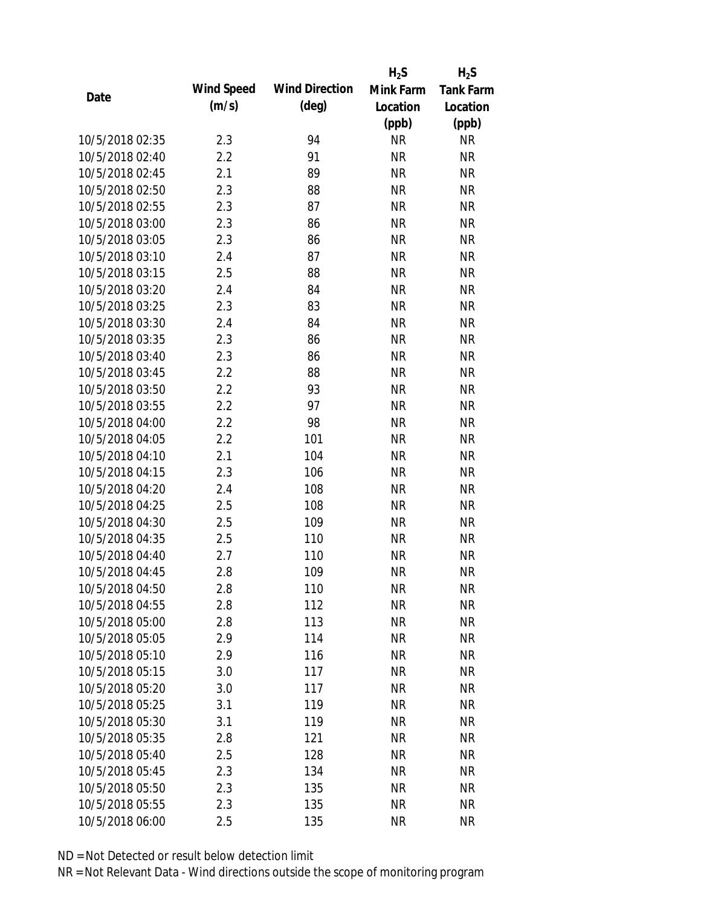| Date | Wind Speed (m/s) | Wind Direction (deg) | $H_2S$ Mink Farm Location (ppb) | $H_2S$ Tank Farm Location (ppb) |
|---|---|---|---|---|
| 10/5/2018 02:35 | 2.3 | 94 | NR | NR |
| 10/5/2018 02:40 | 2.2 | 91 | NR | NR |
| 10/5/2018 02:45 | 2.1 | 89 | NR | NR |
| 10/5/2018 02:50 | 2.3 | 88 | NR | NR |
| 10/5/2018 02:55 | 2.3 | 87 | NR | NR |
| 10/5/2018 03:00 | 2.3 | 86 | NR | NR |
| 10/5/2018 03:05 | 2.3 | 86 | NR | NR |
| 10/5/2018 03:10 | 2.4 | 87 | NR | NR |
| 10/5/2018 03:15 | 2.5 | 88 | NR | NR |
| 10/5/2018 03:20 | 2.4 | 84 | NR | NR |
| 10/5/2018 03:25 | 2.3 | 83 | NR | NR |
| 10/5/2018 03:30 | 2.4 | 84 | NR | NR |
| 10/5/2018 03:35 | 2.3 | 86 | NR | NR |
| 10/5/2018 03:40 | 2.3 | 86 | NR | NR |
| 10/5/2018 03:45 | 2.2 | 88 | NR | NR |
| 10/5/2018 03:50 | 2.2 | 93 | NR | NR |
| 10/5/2018 03:55 | 2.2 | 97 | NR | NR |
| 10/5/2018 04:00 | 2.2 | 98 | NR | NR |
| 10/5/2018 04:05 | 2.2 | 101 | NR | NR |
| 10/5/2018 04:10 | 2.1 | 104 | NR | NR |
| 10/5/2018 04:15 | 2.3 | 106 | NR | NR |
| 10/5/2018 04:20 | 2.4 | 108 | NR | NR |
| 10/5/2018 04:25 | 2.5 | 108 | NR | NR |
| 10/5/2018 04:30 | 2.5 | 109 | NR | NR |
| 10/5/2018 04:35 | 2.5 | 110 | NR | NR |
| 10/5/2018 04:40 | 2.7 | 110 | NR | NR |
| 10/5/2018 04:45 | 2.8 | 109 | NR | NR |
| 10/5/2018 04:50 | 2.8 | 110 | NR | NR |
| 10/5/2018 04:55 | 2.8 | 112 | NR | NR |
| 10/5/2018 05:00 | 2.8 | 113 | NR | NR |
| 10/5/2018 05:05 | 2.9 | 114 | NR | NR |
| 10/5/2018 05:10 | 2.9 | 116 | NR | NR |
| 10/5/2018 05:15 | 3.0 | 117 | NR | NR |
| 10/5/2018 05:20 | 3.0 | 117 | NR | NR |
| 10/5/2018 05:25 | 3.1 | 119 | NR | NR |
| 10/5/2018 05:30 | 3.1 | 119 | NR | NR |
| 10/5/2018 05:35 | 2.8 | 121 | NR | NR |
| 10/5/2018 05:40 | 2.5 | 128 | NR | NR |
| 10/5/2018 05:45 | 2.3 | 134 | NR | NR |
| 10/5/2018 05:50 | 2.3 | 135 | NR | NR |
| 10/5/2018 05:55 | 2.3 | 135 | NR | NR |
| 10/5/2018 06:00 | 2.5 | 135 | NR | NR |

ND = Not Detected or result below detection limit

NR = Not Relevant Data - Wind directions outside the scope of monitoring program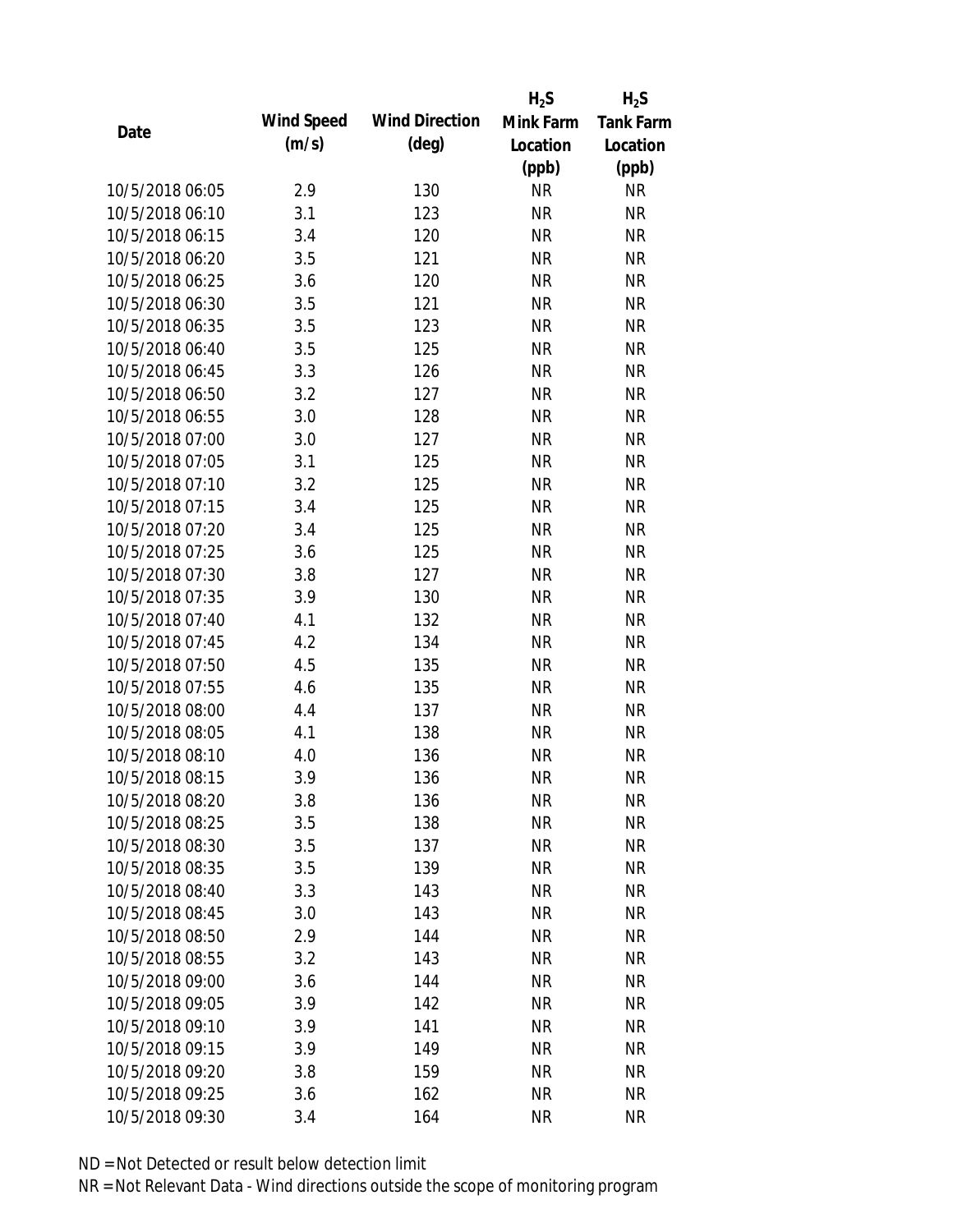| Date | Wind Speed (m/s) | Wind Direction (deg) | $H_2S$ Mink Farm Location (ppb) | $H_2S$ Tank Farm Location (ppb) |
|---|---|---|---|---|
| 10/5/2018 06:05 | 2.9 | 130 | NR | NR |
| 10/5/2018 06:10 | 3.1 | 123 | NR | NR |
| 10/5/2018 06:15 | 3.4 | 120 | NR | NR |
| 10/5/2018 06:20 | 3.5 | 121 | NR | NR |
| 10/5/2018 06:25 | 3.6 | 120 | NR | NR |
| 10/5/2018 06:30 | 3.5 | 121 | NR | NR |
| 10/5/2018 06:35 | 3.5 | 123 | NR | NR |
| 10/5/2018 06:40 | 3.5 | 125 | NR | NR |
| 10/5/2018 06:45 | 3.3 | 126 | NR | NR |
| 10/5/2018 06:50 | 3.2 | 127 | NR | NR |
| 10/5/2018 06:55 | 3.0 | 128 | NR | NR |
| 10/5/2018 07:00 | 3.0 | 127 | NR | NR |
| 10/5/2018 07:05 | 3.1 | 125 | NR | NR |
| 10/5/2018 07:10 | 3.2 | 125 | NR | NR |
| 10/5/2018 07:15 | 3.4 | 125 | NR | NR |
| 10/5/2018 07:20 | 3.4 | 125 | NR | NR |
| 10/5/2018 07:25 | 3.6 | 125 | NR | NR |
| 10/5/2018 07:30 | 3.8 | 127 | NR | NR |
| 10/5/2018 07:35 | 3.9 | 130 | NR | NR |
| 10/5/2018 07:40 | 4.1 | 132 | NR | NR |
| 10/5/2018 07:45 | 4.2 | 134 | NR | NR |
| 10/5/2018 07:50 | 4.5 | 135 | NR | NR |
| 10/5/2018 07:55 | 4.6 | 135 | NR | NR |
| 10/5/2018 08:00 | 4.4 | 137 | NR | NR |
| 10/5/2018 08:05 | 4.1 | 138 | NR | NR |
| 10/5/2018 08:10 | 4.0 | 136 | NR | NR |
| 10/5/2018 08:15 | 3.9 | 136 | NR | NR |
| 10/5/2018 08:20 | 3.8 | 136 | NR | NR |
| 10/5/2018 08:25 | 3.5 | 138 | NR | NR |
| 10/5/2018 08:30 | 3.5 | 137 | NR | NR |
| 10/5/2018 08:35 | 3.5 | 139 | NR | NR |
| 10/5/2018 08:40 | 3.3 | 143 | NR | NR |
| 10/5/2018 08:45 | 3.0 | 143 | NR | NR |
| 10/5/2018 08:50 | 2.9 | 144 | NR | NR |
| 10/5/2018 08:55 | 3.2 | 143 | NR | NR |
| 10/5/2018 09:00 | 3.6 | 144 | NR | NR |
| 10/5/2018 09:05 | 3.9 | 142 | NR | NR |
| 10/5/2018 09:10 | 3.9 | 141 | NR | NR |
| 10/5/2018 09:15 | 3.9 | 149 | NR | NR |
| 10/5/2018 09:20 | 3.8 | 159 | NR | NR |
| 10/5/2018 09:25 | 3.6 | 162 | NR | NR |
| 10/5/2018 09:30 | 3.4 | 164 | NR | NR |

ND = Not Detected or result below detection limit

NR = Not Relevant Data - Wind directions outside the scope of monitoring program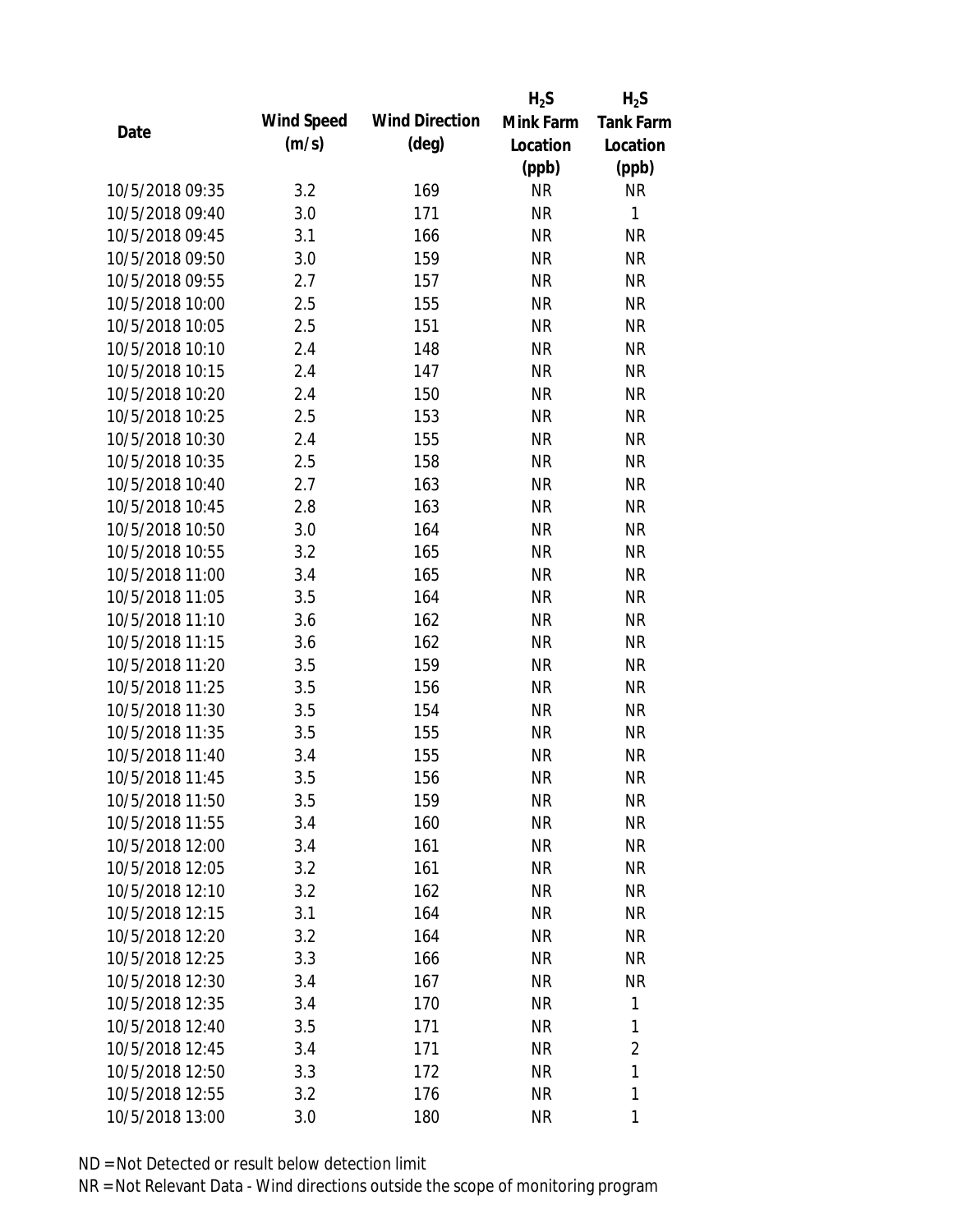| Date | Wind Speed (m/s) | Wind Direction (deg) | $H_2S$ Mink Farm Location (ppb) | $H_2S$ Tank Farm Location (ppb) |
|---|---|---|---|---|
| 10/5/2018 09:35 | 3.2 | 169 | NR | NR |
| 10/5/2018 09:40 | 3.0 | 171 | NR | 1 |
| 10/5/2018 09:45 | 3.1 | 166 | NR | NR |
| 10/5/2018 09:50 | 3.0 | 159 | NR | NR |
| 10/5/2018 09:55 | 2.7 | 157 | NR | NR |
| 10/5/2018 10:00 | 2.5 | 155 | NR | NR |
| 10/5/2018 10:05 | 2.5 | 151 | NR | NR |
| 10/5/2018 10:10 | 2.4 | 148 | NR | NR |
| 10/5/2018 10:15 | 2.4 | 147 | NR | NR |
| 10/5/2018 10:20 | 2.4 | 150 | NR | NR |
| 10/5/2018 10:25 | 2.5 | 153 | NR | NR |
| 10/5/2018 10:30 | 2.4 | 155 | NR | NR |
| 10/5/2018 10:35 | 2.5 | 158 | NR | NR |
| 10/5/2018 10:40 | 2.7 | 163 | NR | NR |
| 10/5/2018 10:45 | 2.8 | 163 | NR | NR |
| 10/5/2018 10:50 | 3.0 | 164 | NR | NR |
| 10/5/2018 10:55 | 3.2 | 165 | NR | NR |
| 10/5/2018 11:00 | 3.4 | 165 | NR | NR |
| 10/5/2018 11:05 | 3.5 | 164 | NR | NR |
| 10/5/2018 11:10 | 3.6 | 162 | NR | NR |
| 10/5/2018 11:15 | 3.6 | 162 | NR | NR |
| 10/5/2018 11:20 | 3.5 | 159 | NR | NR |
| 10/5/2018 11:25 | 3.5 | 156 | NR | NR |
| 10/5/2018 11:30 | 3.5 | 154 | NR | NR |
| 10/5/2018 11:35 | 3.5 | 155 | NR | NR |
| 10/5/2018 11:40 | 3.4 | 155 | NR | NR |
| 10/5/2018 11:45 | 3.5 | 156 | NR | NR |
| 10/5/2018 11:50 | 3.5 | 159 | NR | NR |
| 10/5/2018 11:55 | 3.4 | 160 | NR | NR |
| 10/5/2018 12:00 | 3.4 | 161 | NR | NR |
| 10/5/2018 12:05 | 3.2 | 161 | NR | NR |
| 10/5/2018 12:10 | 3.2 | 162 | NR | NR |
| 10/5/2018 12:15 | 3.1 | 164 | NR | NR |
| 10/5/2018 12:20 | 3.2 | 164 | NR | NR |
| 10/5/2018 12:25 | 3.3 | 166 | NR | NR |
| 10/5/2018 12:30 | 3.4 | 167 | NR | NR |
| 10/5/2018 12:35 | 3.4 | 170 | NR | 1 |
| 10/5/2018 12:40 | 3.5 | 171 | NR | 1 |
| 10/5/2018 12:45 | 3.4 | 171 | NR | 2 |
| 10/5/2018 12:50 | 3.3 | 172 | NR | 1 |
| 10/5/2018 12:55 | 3.2 | 176 | NR | 1 |
| 10/5/2018 13:00 | 3.0 | 180 | NR | 1 |

ND = Not Detected or result below detection limit

NR = Not Relevant Data - Wind directions outside the scope of monitoring program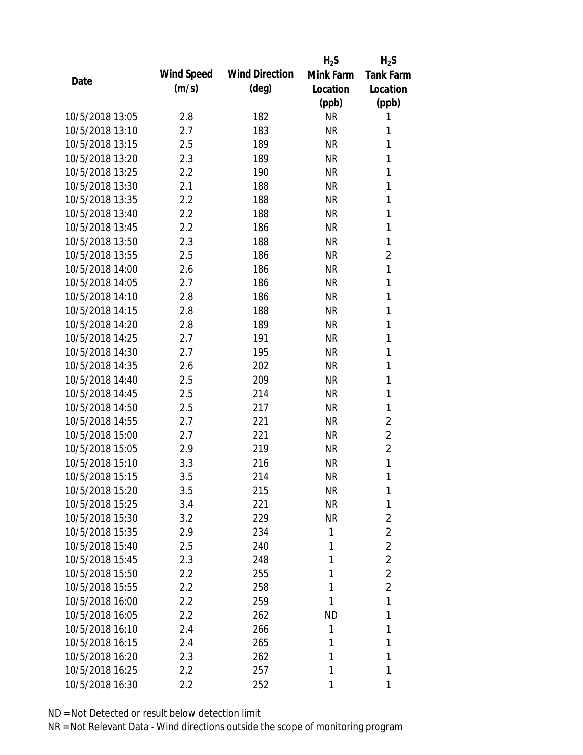| Date | Wind Speed (m/s) | Wind Direction (deg) | $H_2S$ Mink Farm Location (ppb) | $H_2S$ Tank Farm Location (ppb) |
|---|---|---|---|---|
| 10/5/2018 13:05 | 2.8 | 182 | NR | 1 |
| 10/5/2018 13:10 | 2.7 | 183 | NR | 1 |
| 10/5/2018 13:15 | 2.5 | 189 | NR | 1 |
| 10/5/2018 13:20 | 2.3 | 189 | NR | 1 |
| 10/5/2018 13:25 | 2.2 | 190 | NR | 1 |
| 10/5/2018 13:30 | 2.1 | 188 | NR | 1 |
| 10/5/2018 13:35 | 2.2 | 188 | NR | 1 |
| 10/5/2018 13:40 | 2.2 | 188 | NR | 1 |
| 10/5/2018 13:45 | 2.2 | 186 | NR | 1 |
| 10/5/2018 13:50 | 2.3 | 188 | NR | 1 |
| 10/5/2018 13:55 | 2.5 | 186 | NR | 2 |
| 10/5/2018 14:00 | 2.6 | 186 | NR | 1 |
| 10/5/2018 14:05 | 2.7 | 186 | NR | 1 |
| 10/5/2018 14:10 | 2.8 | 186 | NR | 1 |
| 10/5/2018 14:15 | 2.8 | 188 | NR | 1 |
| 10/5/2018 14:20 | 2.8 | 189 | NR | 1 |
| 10/5/2018 14:25 | 2.7 | 191 | NR | 1 |
| 10/5/2018 14:30 | 2.7 | 195 | NR | 1 |
| 10/5/2018 14:35 | 2.6 | 202 | NR | 1 |
| 10/5/2018 14:40 | 2.5 | 209 | NR | 1 |
| 10/5/2018 14:45 | 2.5 | 214 | NR | 1 |
| 10/5/2018 14:50 | 2.5 | 217 | NR | 1 |
| 10/5/2018 14:55 | 2.7 | 221 | NR | 2 |
| 10/5/2018 15:00 | 2.7 | 221 | NR | 2 |
| 10/5/2018 15:05 | 2.9 | 219 | NR | 2 |
| 10/5/2018 15:10 | 3.3 | 216 | NR | 1 |
| 10/5/2018 15:15 | 3.5 | 214 | NR | 1 |
| 10/5/2018 15:20 | 3.5 | 215 | NR | 1 |
| 10/5/2018 15:25 | 3.4 | 221 | NR | 1 |
| 10/5/2018 15:30 | 3.2 | 229 | NR | 2 |
| 10/5/2018 15:35 | 2.9 | 234 | 1 | 2 |
| 10/5/2018 15:40 | 2.5 | 240 | 1 | 2 |
| 10/5/2018 15:45 | 2.3 | 248 | 1 | 2 |
| 10/5/2018 15:50 | 2.2 | 255 | 1 | 2 |
| 10/5/2018 15:55 | 2.2 | 258 | 1 | 2 |
| 10/5/2018 16:00 | 2.2 | 259 | 1 | 1 |
| 10/5/2018 16:05 | 2.2 | 262 | ND | 1 |
| 10/5/2018 16:10 | 2.4 | 266 | 1 | 1 |
| 10/5/2018 16:15 | 2.4 | 265 | 1 | 1 |
| 10/5/2018 16:20 | 2.3 | 262 | 1 | 1 |
| 10/5/2018 16:25 | 2.2 | 257 | 1 | 1 |
| 10/5/2018 16:30 | 2.2 | 252 | 1 | 1 |

ND = Not Detected or result below detection limit

NR = Not Relevant Data - Wind directions outside the scope of monitoring program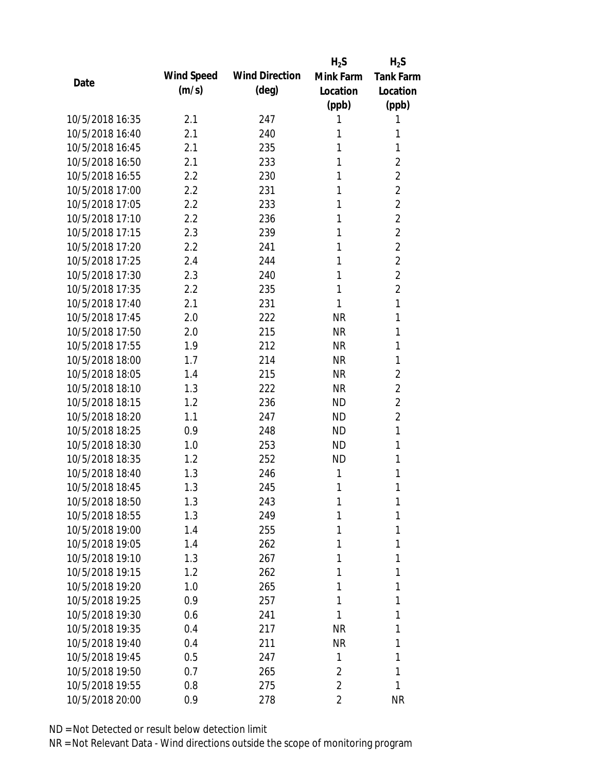| Date | Wind Speed (m/s) | Wind Direction (deg) | $H_2S$ Mink Farm Location (ppb) | $H_2S$ Tank Farm Location (ppb) |
|---|---|---|---|---|
| 10/5/2018 16:35 | 2.1 | 247 | 1 | 1 |
| 10/5/2018 16:40 | 2.1 | 240 | 1 | 1 |
| 10/5/2018 16:45 | 2.1 | 235 | 1 | 1 |
| 10/5/2018 16:50 | 2.1 | 233 | 1 | 2 |
| 10/5/2018 16:55 | 2.2 | 230 | 1 | 2 |
| 10/5/2018 17:00 | 2.2 | 231 | 1 | 2 |
| 10/5/2018 17:05 | 2.2 | 233 | 1 | 2 |
| 10/5/2018 17:10 | 2.2 | 236 | 1 | 2 |
| 10/5/2018 17:15 | 2.3 | 239 | 1 | 2 |
| 10/5/2018 17:20 | 2.2 | 241 | 1 | 2 |
| 10/5/2018 17:25 | 2.4 | 244 | 1 | 2 |
| 10/5/2018 17:30 | 2.3 | 240 | 1 | 2 |
| 10/5/2018 17:35 | 2.2 | 235 | 1 | 2 |
| 10/5/2018 17:40 | 2.1 | 231 | 1 | 1 |
| 10/5/2018 17:45 | 2.0 | 222 | NR | 1 |
| 10/5/2018 17:50 | 2.0 | 215 | NR | 1 |
| 10/5/2018 17:55 | 1.9 | 212 | NR | 1 |
| 10/5/2018 18:00 | 1.7 | 214 | NR | 1 |
| 10/5/2018 18:05 | 1.4 | 215 | NR | 2 |
| 10/5/2018 18:10 | 1.3 | 222 | NR | 2 |
| 10/5/2018 18:15 | 1.2 | 236 | ND | 2 |
| 10/5/2018 18:20 | 1.1 | 247 | ND | 2 |
| 10/5/2018 18:25 | 0.9 | 248 | ND | 1 |
| 10/5/2018 18:30 | 1.0 | 253 | ND | 1 |
| 10/5/2018 18:35 | 1.2 | 252 | ND | 1 |
| 10/5/2018 18:40 | 1.3 | 246 | 1 | 1 |
| 10/5/2018 18:45 | 1.3 | 245 | 1 | 1 |
| 10/5/2018 18:50 | 1.3 | 243 | 1 | 1 |
| 10/5/2018 18:55 | 1.3 | 249 | 1 | 1 |
| 10/5/2018 19:00 | 1.4 | 255 | 1 | 1 |
| 10/5/2018 19:05 | 1.4 | 262 | 1 | 1 |
| 10/5/2018 19:10 | 1.3 | 267 | 1 | 1 |
| 10/5/2018 19:15 | 1.2 | 262 | 1 | 1 |
| 10/5/2018 19:20 | 1.0 | 265 | 1 | 1 |
| 10/5/2018 19:25 | 0.9 | 257 | 1 | 1 |
| 10/5/2018 19:30 | 0.6 | 241 | 1 | 1 |
| 10/5/2018 19:35 | 0.4 | 217 | NR | 1 |
| 10/5/2018 19:40 | 0.4 | 211 | NR | 1 |
| 10/5/2018 19:45 | 0.5 | 247 | 1 | 1 |
| 10/5/2018 19:50 | 0.7 | 265 | 2 | 1 |
| 10/5/2018 19:55 | 0.8 | 275 | 2 | 1 |
| 10/5/2018 20:00 | 0.9 | 278 | 2 | NR |

ND = Not Detected or result below detection limit

NR = Not Relevant Data - Wind directions outside the scope of monitoring program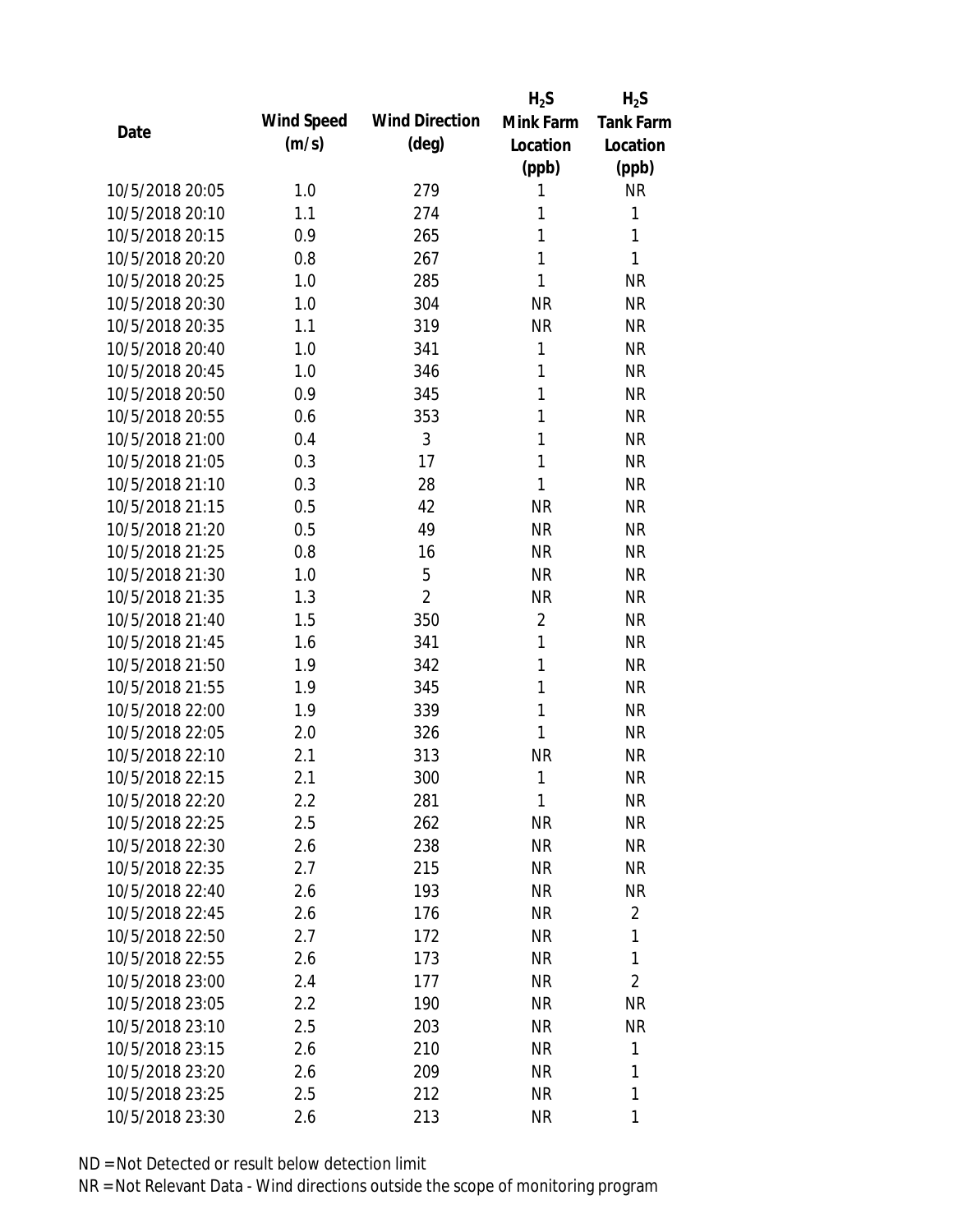| Date | Wind Speed (m/s) | Wind Direction (deg) | $H_2S$ Mink Farm Location (ppb) | $H_2S$ Tank Farm Location (ppb) |
| --- | --- | --- | --- | --- |
| 10/5/2018 20:05 | 1.0 | 279 | 1 | NR |
| 10/5/2018 20:10 | 1.1 | 274 | 1 | 1 |
| 10/5/2018 20:15 | 0.9 | 265 | 1 | 1 |
| 10/5/2018 20:20 | 0.8 | 267 | 1 | 1 |
| 10/5/2018 20:25 | 1.0 | 285 | 1 | NR |
| 10/5/2018 20:30 | 1.0 | 304 | NR | NR |
| 10/5/2018 20:35 | 1.1 | 319 | NR | NR |
| 10/5/2018 20:40 | 1.0 | 341 | 1 | NR |
| 10/5/2018 20:45 | 1.0 | 346 | 1 | NR |
| 10/5/2018 20:50 | 0.9 | 345 | 1 | NR |
| 10/5/2018 20:55 | 0.6 | 353 | 1 | NR |
| 10/5/2018 21:00 | 0.4 | 3 | 1 | NR |
| 10/5/2018 21:05 | 0.3 | 17 | 1 | NR |
| 10/5/2018 21:10 | 0.3 | 28 | 1 | NR |
| 10/5/2018 21:15 | 0.5 | 42 | NR | NR |
| 10/5/2018 21:20 | 0.5 | 49 | NR | NR |
| 10/5/2018 21:25 | 0.8 | 16 | NR | NR |
| 10/5/2018 21:30 | 1.0 | 5 | NR | NR |
| 10/5/2018 21:35 | 1.3 | 2 | NR | NR |
| 10/5/2018 21:40 | 1.5 | 350 | 2 | NR |
| 10/5/2018 21:45 | 1.6 | 341 | 1 | NR |
| 10/5/2018 21:50 | 1.9 | 342 | 1 | NR |
| 10/5/2018 21:55 | 1.9 | 345 | 1 | NR |
| 10/5/2018 22:00 | 1.9 | 339 | 1 | NR |
| 10/5/2018 22:05 | 2.0 | 326 | 1 | NR |
| 10/5/2018 22:10 | 2.1 | 313 | NR | NR |
| 10/5/2018 22:15 | 2.1 | 300 | 1 | NR |
| 10/5/2018 22:20 | 2.2 | 281 | 1 | NR |
| 10/5/2018 22:25 | 2.5 | 262 | NR | NR |
| 10/5/2018 22:30 | 2.6 | 238 | NR | NR |
| 10/5/2018 22:35 | 2.7 | 215 | NR | NR |
| 10/5/2018 22:40 | 2.6 | 193 | NR | NR |
| 10/5/2018 22:45 | 2.6 | 176 | NR | 2 |
| 10/5/2018 22:50 | 2.7 | 172 | NR | 1 |
| 10/5/2018 22:55 | 2.6 | 173 | NR | 1 |
| 10/5/2018 23:00 | 2.4 | 177 | NR | 2 |
| 10/5/2018 23:05 | 2.2 | 190 | NR | NR |
| 10/5/2018 23:10 | 2.5 | 203 | NR | NR |
| 10/5/2018 23:15 | 2.6 | 210 | NR | 1 |
| 10/5/2018 23:20 | 2.6 | 209 | NR | 1 |
| 10/5/2018 23:25 | 2.5 | 212 | NR | 1 |
| 10/5/2018 23:30 | 2.6 | 213 | NR | 1 |

ND = Not Detected or result below detection limit

NR = Not Relevant Data - Wind directions outside the scope of monitoring program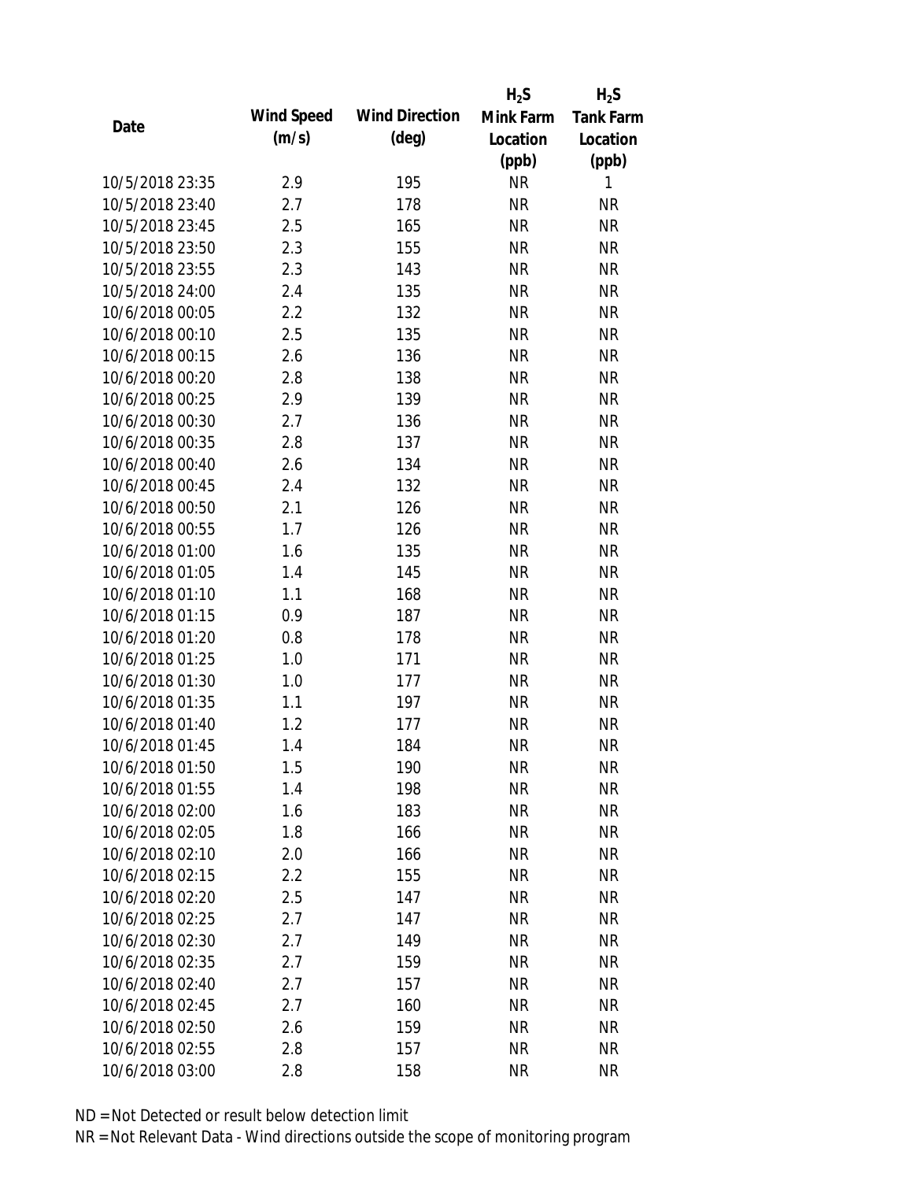| Date | Wind Speed (m/s) | Wind Direction (deg) | $H_2S$ Mink Farm Location (ppb) | $H_2S$ Tank Farm Location (ppb) |
|---|---|---|---|---|
| 10/5/2018 23:35 | 2.9 | 195 | NR | 1 |
| 10/5/2018 23:40 | 2.7 | 178 | NR | NR |
| 10/5/2018 23:45 | 2.5 | 165 | NR | NR |
| 10/5/2018 23:50 | 2.3 | 155 | NR | NR |
| 10/5/2018 23:55 | 2.3 | 143 | NR | NR |
| 10/5/2018 24:00 | 2.4 | 135 | NR | NR |
| 10/6/2018 00:05 | 2.2 | 132 | NR | NR |
| 10/6/2018 00:10 | 2.5 | 135 | NR | NR |
| 10/6/2018 00:15 | 2.6 | 136 | NR | NR |
| 10/6/2018 00:20 | 2.8 | 138 | NR | NR |
| 10/6/2018 00:25 | 2.9 | 139 | NR | NR |
| 10/6/2018 00:30 | 2.7 | 136 | NR | NR |
| 10/6/2018 00:35 | 2.8 | 137 | NR | NR |
| 10/6/2018 00:40 | 2.6 | 134 | NR | NR |
| 10/6/2018 00:45 | 2.4 | 132 | NR | NR |
| 10/6/2018 00:50 | 2.1 | 126 | NR | NR |
| 10/6/2018 00:55 | 1.7 | 126 | NR | NR |
| 10/6/2018 01:00 | 1.6 | 135 | NR | NR |
| 10/6/2018 01:05 | 1.4 | 145 | NR | NR |
| 10/6/2018 01:10 | 1.1 | 168 | NR | NR |
| 10/6/2018 01:15 | 0.9 | 187 | NR | NR |
| 10/6/2018 01:20 | 0.8 | 178 | NR | NR |
| 10/6/2018 01:25 | 1.0 | 171 | NR | NR |
| 10/6/2018 01:30 | 1.0 | 177 | NR | NR |
| 10/6/2018 01:35 | 1.1 | 197 | NR | NR |
| 10/6/2018 01:40 | 1.2 | 177 | NR | NR |
| 10/6/2018 01:45 | 1.4 | 184 | NR | NR |
| 10/6/2018 01:50 | 1.5 | 190 | NR | NR |
| 10/6/2018 01:55 | 1.4 | 198 | NR | NR |
| 10/6/2018 02:00 | 1.6 | 183 | NR | NR |
| 10/6/2018 02:05 | 1.8 | 166 | NR | NR |
| 10/6/2018 02:10 | 2.0 | 166 | NR | NR |
| 10/6/2018 02:15 | 2.2 | 155 | NR | NR |
| 10/6/2018 02:20 | 2.5 | 147 | NR | NR |
| 10/6/2018 02:25 | 2.7 | 147 | NR | NR |
| 10/6/2018 02:30 | 2.7 | 149 | NR | NR |
| 10/6/2018 02:35 | 2.7 | 159 | NR | NR |
| 10/6/2018 02:40 | 2.7 | 157 | NR | NR |
| 10/6/2018 02:45 | 2.7 | 160 | NR | NR |
| 10/6/2018 02:50 | 2.6 | 159 | NR | NR |
| 10/6/2018 02:55 | 2.8 | 157 | NR | NR |
| 10/6/2018 03:00 | 2.8 | 158 | NR | NR |

ND = Not Detected or result below detection limit

NR = Not Relevant Data - Wind directions outside the scope of monitoring program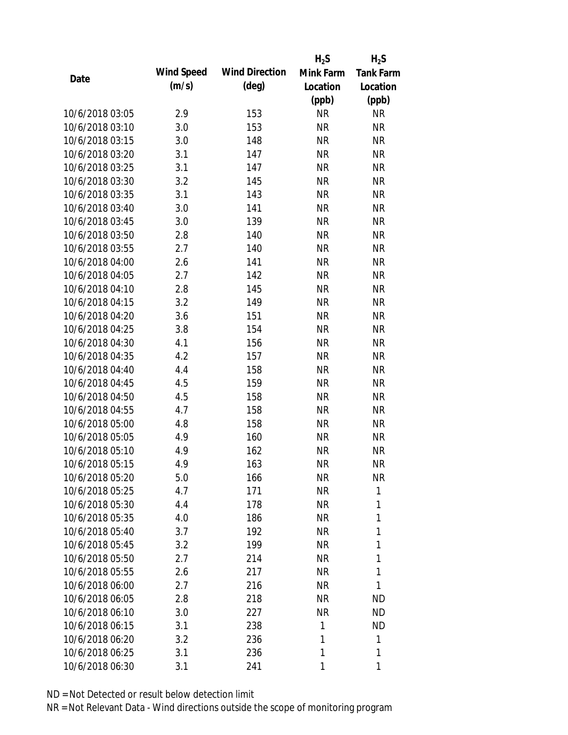| Date | Wind Speed (m/s) | Wind Direction (deg) | $H_2S$ Mink Farm Location (ppb) | $H_2S$ Tank Farm Location (ppb) |
|---|---|---|---|---|
| 10/6/2018 03:05 | 2.9 | 153 | NR | NR |
| 10/6/2018 03:10 | 3.0 | 153 | NR | NR |
| 10/6/2018 03:15 | 3.0 | 148 | NR | NR |
| 10/6/2018 03:20 | 3.1 | 147 | NR | NR |
| 10/6/2018 03:25 | 3.1 | 147 | NR | NR |
| 10/6/2018 03:30 | 3.2 | 145 | NR | NR |
| 10/6/2018 03:35 | 3.1 | 143 | NR | NR |
| 10/6/2018 03:40 | 3.0 | 141 | NR | NR |
| 10/6/2018 03:45 | 3.0 | 139 | NR | NR |
| 10/6/2018 03:50 | 2.8 | 140 | NR | NR |
| 10/6/2018 03:55 | 2.7 | 140 | NR | NR |
| 10/6/2018 04:00 | 2.6 | 141 | NR | NR |
| 10/6/2018 04:05 | 2.7 | 142 | NR | NR |
| 10/6/2018 04:10 | 2.8 | 145 | NR | NR |
| 10/6/2018 04:15 | 3.2 | 149 | NR | NR |
| 10/6/2018 04:20 | 3.6 | 151 | NR | NR |
| 10/6/2018 04:25 | 3.8 | 154 | NR | NR |
| 10/6/2018 04:30 | 4.1 | 156 | NR | NR |
| 10/6/2018 04:35 | 4.2 | 157 | NR | NR |
| 10/6/2018 04:40 | 4.4 | 158 | NR | NR |
| 10/6/2018 04:45 | 4.5 | 159 | NR | NR |
| 10/6/2018 04:50 | 4.5 | 158 | NR | NR |
| 10/6/2018 04:55 | 4.7 | 158 | NR | NR |
| 10/6/2018 05:00 | 4.8 | 158 | NR | NR |
| 10/6/2018 05:05 | 4.9 | 160 | NR | NR |
| 10/6/2018 05:10 | 4.9 | 162 | NR | NR |
| 10/6/2018 05:15 | 4.9 | 163 | NR | NR |
| 10/6/2018 05:20 | 5.0 | 166 | NR | NR |
| 10/6/2018 05:25 | 4.7 | 171 | NR | 1 |
| 10/6/2018 05:30 | 4.4 | 178 | NR | 1 |
| 10/6/2018 05:35 | 4.0 | 186 | NR | 1 |
| 10/6/2018 05:40 | 3.7 | 192 | NR | 1 |
| 10/6/2018 05:45 | 3.2 | 199 | NR | 1 |
| 10/6/2018 05:50 | 2.7 | 214 | NR | 1 |
| 10/6/2018 05:55 | 2.6 | 217 | NR | 1 |
| 10/6/2018 06:00 | 2.7 | 216 | NR | 1 |
| 10/6/2018 06:05 | 2.8 | 218 | NR | ND |
| 10/6/2018 06:10 | 3.0 | 227 | NR | ND |
| 10/6/2018 06:15 | 3.1 | 238 | 1 | ND |
| 10/6/2018 06:20 | 3.2 | 236 | 1 | 1 |
| 10/6/2018 06:25 | 3.1 | 236 | 1 | 1 |
| 10/6/2018 06:30 | 3.1 | 241 | 1 | 1 |

ND = Not Detected or result below detection limit

NR = Not Relevant Data - Wind directions outside the scope of monitoring program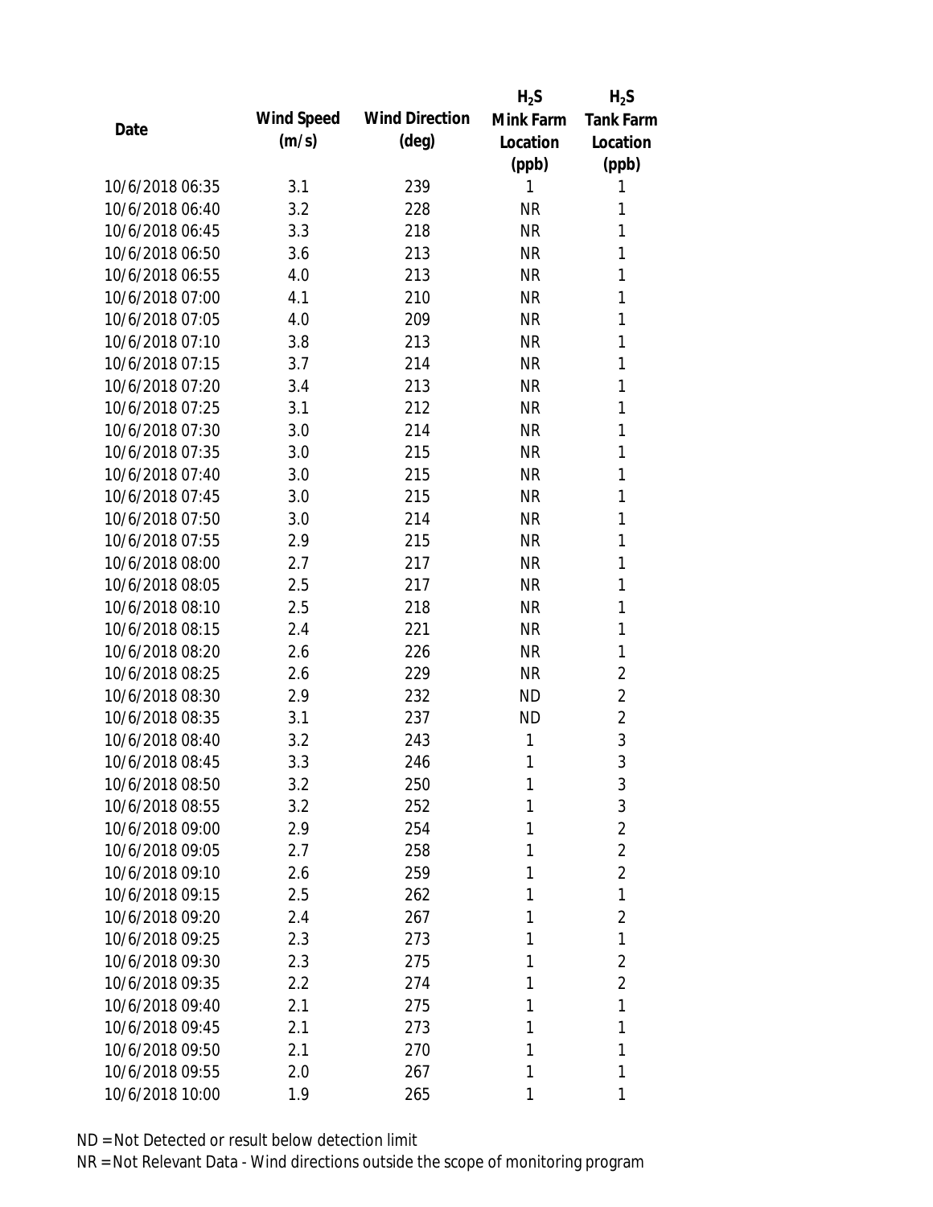| Date | Wind Speed (m/s) | Wind Direction (deg) | $H_2S$ Mink Farm Location (ppb) | $H_2S$ Tank Farm Location (ppb) |
| --- | --- | --- | --- | --- |
| 10/6/2018 06:35 | 3.1 | 239 | 1 | 1 |
| 10/6/2018 06:40 | 3.2 | 228 | NR | 1 |
| 10/6/2018 06:45 | 3.3 | 218 | NR | 1 |
| 10/6/2018 06:50 | 3.6 | 213 | NR | 1 |
| 10/6/2018 06:55 | 4.0 | 213 | NR | 1 |
| 10/6/2018 07:00 | 4.1 | 210 | NR | 1 |
| 10/6/2018 07:05 | 4.0 | 209 | NR | 1 |
| 10/6/2018 07:10 | 3.8 | 213 | NR | 1 |
| 10/6/2018 07:15 | 3.7 | 214 | NR | 1 |
| 10/6/2018 07:20 | 3.4 | 213 | NR | 1 |
| 10/6/2018 07:25 | 3.1 | 212 | NR | 1 |
| 10/6/2018 07:30 | 3.0 | 214 | NR | 1 |
| 10/6/2018 07:35 | 3.0 | 215 | NR | 1 |
| 10/6/2018 07:40 | 3.0 | 215 | NR | 1 |
| 10/6/2018 07:45 | 3.0 | 215 | NR | 1 |
| 10/6/2018 07:50 | 3.0 | 214 | NR | 1 |
| 10/6/2018 07:55 | 2.9 | 215 | NR | 1 |
| 10/6/2018 08:00 | 2.7 | 217 | NR | 1 |
| 10/6/2018 08:05 | 2.5 | 217 | NR | 1 |
| 10/6/2018 08:10 | 2.5 | 218 | NR | 1 |
| 10/6/2018 08:15 | 2.4 | 221 | NR | 1 |
| 10/6/2018 08:20 | 2.6 | 226 | NR | 1 |
| 10/6/2018 08:25 | 2.6 | 229 | NR | 2 |
| 10/6/2018 08:30 | 2.9 | 232 | ND | 2 |
| 10/6/2018 08:35 | 3.1 | 237 | ND | 2 |
| 10/6/2018 08:40 | 3.2 | 243 | 1 | 3 |
| 10/6/2018 08:45 | 3.3 | 246 | 1 | 3 |
| 10/6/2018 08:50 | 3.2 | 250 | 1 | 3 |
| 10/6/2018 08:55 | 3.2 | 252 | 1 | 3 |
| 10/6/2018 09:00 | 2.9 | 254 | 1 | 2 |
| 10/6/2018 09:05 | 2.7 | 258 | 1 | 2 |
| 10/6/2018 09:10 | 2.6 | 259 | 1 | 2 |
| 10/6/2018 09:15 | 2.5 | 262 | 1 | 1 |
| 10/6/2018 09:20 | 2.4 | 267 | 1 | 2 |
| 10/6/2018 09:25 | 2.3 | 273 | 1 | 1 |
| 10/6/2018 09:30 | 2.3 | 275 | 1 | 2 |
| 10/6/2018 09:35 | 2.2 | 274 | 1 | 2 |
| 10/6/2018 09:40 | 2.1 | 275 | 1 | 1 |
| 10/6/2018 09:45 | 2.1 | 273 | 1 | 1 |
| 10/6/2018 09:50 | 2.1 | 270 | 1 | 1 |
| 10/6/2018 09:55 | 2.0 | 267 | 1 | 1 |
| 10/6/2018 10:00 | 1.9 | 265 | 1 | 1 |

ND = Not Detected or result below detection limit

NR = Not Relevant Data - Wind directions outside the scope of monitoring program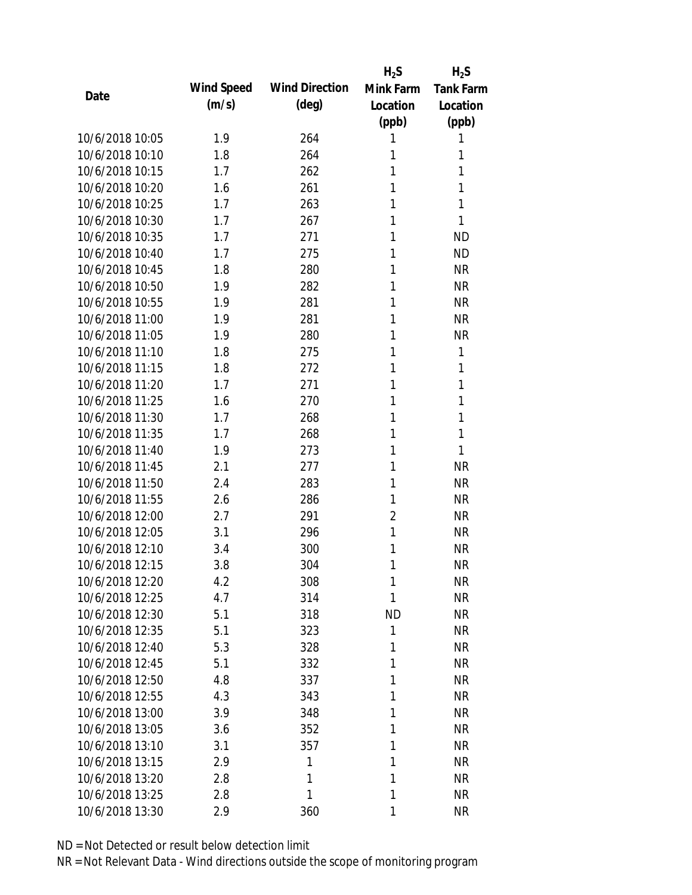| Date | Wind Speed (m/s) | Wind Direction (deg) | $H_2S$ Mink Farm Location (ppb) | $H_2S$ Tank Farm Location (ppb) |
|---|---|---|---|---|
| 10/6/2018 10:05 | 1.9 | 264 | 1 | 1 |
| 10/6/2018 10:10 | 1.8 | 264 | 1 | 1 |
| 10/6/2018 10:15 | 1.7 | 262 | 1 | 1 |
| 10/6/2018 10:20 | 1.6 | 261 | 1 | 1 |
| 10/6/2018 10:25 | 1.7 | 263 | 1 | 1 |
| 10/6/2018 10:30 | 1.7 | 267 | 1 | 1 |
| 10/6/2018 10:35 | 1.7 | 271 | 1 | ND |
| 10/6/2018 10:40 | 1.7 | 275 | 1 | ND |
| 10/6/2018 10:45 | 1.8 | 280 | 1 | NR |
| 10/6/2018 10:50 | 1.9 | 282 | 1 | NR |
| 10/6/2018 10:55 | 1.9 | 281 | 1 | NR |
| 10/6/2018 11:00 | 1.9 | 281 | 1 | NR |
| 10/6/2018 11:05 | 1.9 | 280 | 1 | NR |
| 10/6/2018 11:10 | 1.8 | 275 | 1 | 1 |
| 10/6/2018 11:15 | 1.8 | 272 | 1 | 1 |
| 10/6/2018 11:20 | 1.7 | 271 | 1 | 1 |
| 10/6/2018 11:25 | 1.6 | 270 | 1 | 1 |
| 10/6/2018 11:30 | 1.7 | 268 | 1 | 1 |
| 10/6/2018 11:35 | 1.7 | 268 | 1 | 1 |
| 10/6/2018 11:40 | 1.9 | 273 | 1 | 1 |
| 10/6/2018 11:45 | 2.1 | 277 | 1 | NR |
| 10/6/2018 11:50 | 2.4 | 283 | 1 | NR |
| 10/6/2018 11:55 | 2.6 | 286 | 1 | NR |
| 10/6/2018 12:00 | 2.7 | 291 | 2 | NR |
| 10/6/2018 12:05 | 3.1 | 296 | 1 | NR |
| 10/6/2018 12:10 | 3.4 | 300 | 1 | NR |
| 10/6/2018 12:15 | 3.8 | 304 | 1 | NR |
| 10/6/2018 12:20 | 4.2 | 308 | 1 | NR |
| 10/6/2018 12:25 | 4.7 | 314 | 1 | NR |
| 10/6/2018 12:30 | 5.1 | 318 | ND | NR |
| 10/6/2018 12:35 | 5.1 | 323 | 1 | NR |
| 10/6/2018 12:40 | 5.3 | 328 | 1 | NR |
| 10/6/2018 12:45 | 5.1 | 332 | 1 | NR |
| 10/6/2018 12:50 | 4.8 | 337 | 1 | NR |
| 10/6/2018 12:55 | 4.3 | 343 | 1 | NR |
| 10/6/2018 13:00 | 3.9 | 348 | 1 | NR |
| 10/6/2018 13:05 | 3.6 | 352 | 1 | NR |
| 10/6/2018 13:10 | 3.1 | 357 | 1 | NR |
| 10/6/2018 13:15 | 2.9 | 1 | 1 | NR |
| 10/6/2018 13:20 | 2.8 | 1 | 1 | NR |
| 10/6/2018 13:25 | 2.8 | 1 | 1 | NR |
| 10/6/2018 13:30 | 2.9 | 360 | 1 | NR |

ND = Not Detected or result below detection limit

NR = Not Relevant Data - Wind directions outside the scope of monitoring program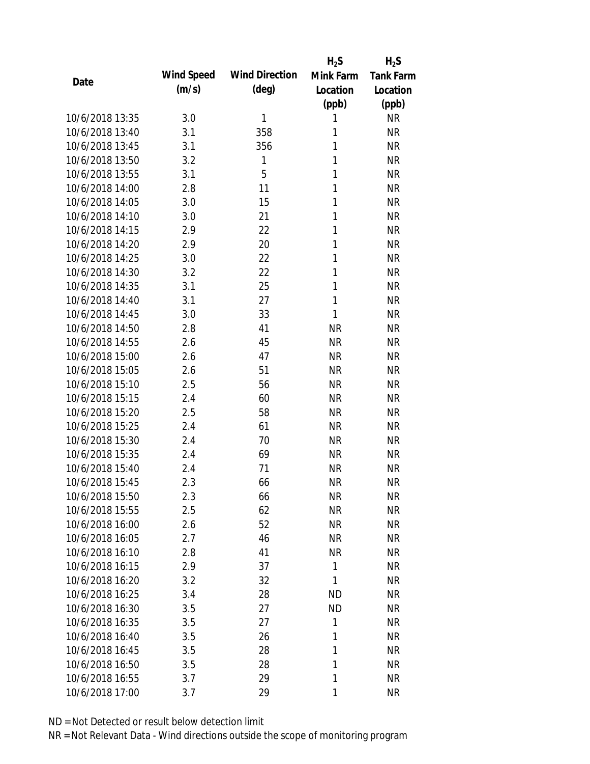| Date | Wind Speed (m/s) | Wind Direction (deg) | $H_2S$ Mink Farm Location (ppb) | $H_2S$ Tank Farm Location (ppb) |
|---|---|---|---|---|
| 10/6/2018 13:35 | 3.0 | 1 | 1 | NR |
| 10/6/2018 13:40 | 3.1 | 358 | 1 | NR |
| 10/6/2018 13:45 | 3.1 | 356 | 1 | NR |
| 10/6/2018 13:50 | 3.2 | 1 | 1 | NR |
| 10/6/2018 13:55 | 3.1 | 5 | 1 | NR |
| 10/6/2018 14:00 | 2.8 | 11 | 1 | NR |
| 10/6/2018 14:05 | 3.0 | 15 | 1 | NR |
| 10/6/2018 14:10 | 3.0 | 21 | 1 | NR |
| 10/6/2018 14:15 | 2.9 | 22 | 1 | NR |
| 10/6/2018 14:20 | 2.9 | 20 | 1 | NR |
| 10/6/2018 14:25 | 3.0 | 22 | 1 | NR |
| 10/6/2018 14:30 | 3.2 | 22 | 1 | NR |
| 10/6/2018 14:35 | 3.1 | 25 | 1 | NR |
| 10/6/2018 14:40 | 3.1 | 27 | 1 | NR |
| 10/6/2018 14:45 | 3.0 | 33 | 1 | NR |
| 10/6/2018 14:50 | 2.8 | 41 | NR | NR |
| 10/6/2018 14:55 | 2.6 | 45 | NR | NR |
| 10/6/2018 15:00 | 2.6 | 47 | NR | NR |
| 10/6/2018 15:05 | 2.6 | 51 | NR | NR |
| 10/6/2018 15:10 | 2.5 | 56 | NR | NR |
| 10/6/2018 15:15 | 2.4 | 60 | NR | NR |
| 10/6/2018 15:20 | 2.5 | 58 | NR | NR |
| 10/6/2018 15:25 | 2.4 | 61 | NR | NR |
| 10/6/2018 15:30 | 2.4 | 70 | NR | NR |
| 10/6/2018 15:35 | 2.4 | 69 | NR | NR |
| 10/6/2018 15:40 | 2.4 | 71 | NR | NR |
| 10/6/2018 15:45 | 2.3 | 66 | NR | NR |
| 10/6/2018 15:50 | 2.3 | 66 | NR | NR |
| 10/6/2018 15:55 | 2.5 | 62 | NR | NR |
| 10/6/2018 16:00 | 2.6 | 52 | NR | NR |
| 10/6/2018 16:05 | 2.7 | 46 | NR | NR |
| 10/6/2018 16:10 | 2.8 | 41 | NR | NR |
| 10/6/2018 16:15 | 2.9 | 37 | 1 | NR |
| 10/6/2018 16:20 | 3.2 | 32 | 1 | NR |
| 10/6/2018 16:25 | 3.4 | 28 | ND | NR |
| 10/6/2018 16:30 | 3.5 | 27 | ND | NR |
| 10/6/2018 16:35 | 3.5 | 27 | 1 | NR |
| 10/6/2018 16:40 | 3.5 | 26 | 1 | NR |
| 10/6/2018 16:45 | 3.5 | 28 | 1 | NR |
| 10/6/2018 16:50 | 3.5 | 28 | 1 | NR |
| 10/6/2018 16:55 | 3.7 | 29 | 1 | NR |
| 10/6/2018 17:00 | 3.7 | 29 | 1 | NR |

ND = Not Detected or result below detection limit

NR = Not Relevant Data - Wind directions outside the scope of monitoring program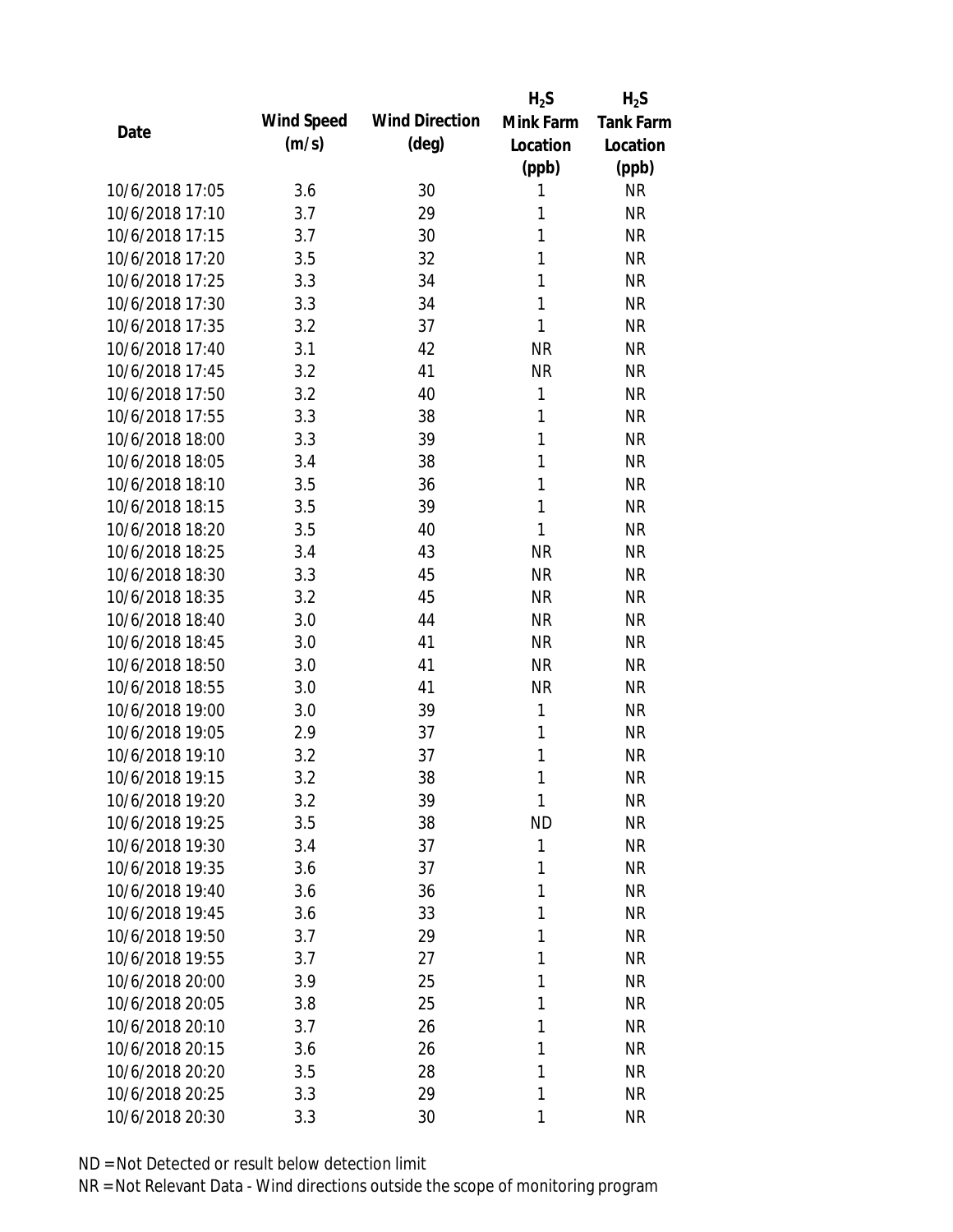| Date | Wind Speed (m/s) | Wind Direction (deg) | $H_2S$ Mink Farm Location (ppb) | $H_2S$ Tank Farm Location (ppb) |
|---|---|---|---|---|
| 10/6/2018 17:05 | 3.6 | 30 | 1 | NR |
| 10/6/2018 17:10 | 3.7 | 29 | 1 | NR |
| 10/6/2018 17:15 | 3.7 | 30 | 1 | NR |
| 10/6/2018 17:20 | 3.5 | 32 | 1 | NR |
| 10/6/2018 17:25 | 3.3 | 34 | 1 | NR |
| 10/6/2018 17:30 | 3.3 | 34 | 1 | NR |
| 10/6/2018 17:35 | 3.2 | 37 | 1 | NR |
| 10/6/2018 17:40 | 3.1 | 42 | NR | NR |
| 10/6/2018 17:45 | 3.2 | 41 | NR | NR |
| 10/6/2018 17:50 | 3.2 | 40 | 1 | NR |
| 10/6/2018 17:55 | 3.3 | 38 | 1 | NR |
| 10/6/2018 18:00 | 3.3 | 39 | 1 | NR |
| 10/6/2018 18:05 | 3.4 | 38 | 1 | NR |
| 10/6/2018 18:10 | 3.5 | 36 | 1 | NR |
| 10/6/2018 18:15 | 3.5 | 39 | 1 | NR |
| 10/6/2018 18:20 | 3.5 | 40 | 1 | NR |
| 10/6/2018 18:25 | 3.4 | 43 | NR | NR |
| 10/6/2018 18:30 | 3.3 | 45 | NR | NR |
| 10/6/2018 18:35 | 3.2 | 45 | NR | NR |
| 10/6/2018 18:40 | 3.0 | 44 | NR | NR |
| 10/6/2018 18:45 | 3.0 | 41 | NR | NR |
| 10/6/2018 18:50 | 3.0 | 41 | NR | NR |
| 10/6/2018 18:55 | 3.0 | 41 | NR | NR |
| 10/6/2018 19:00 | 3.0 | 39 | 1 | NR |
| 10/6/2018 19:05 | 2.9 | 37 | 1 | NR |
| 10/6/2018 19:10 | 3.2 | 37 | 1 | NR |
| 10/6/2018 19:15 | 3.2 | 38 | 1 | NR |
| 10/6/2018 19:20 | 3.2 | 39 | 1 | NR |
| 10/6/2018 19:25 | 3.5 | 38 | ND | NR |
| 10/6/2018 19:30 | 3.4 | 37 | 1 | NR |
| 10/6/2018 19:35 | 3.6 | 37 | 1 | NR |
| 10/6/2018 19:40 | 3.6 | 36 | 1 | NR |
| 10/6/2018 19:45 | 3.6 | 33 | 1 | NR |
| 10/6/2018 19:50 | 3.7 | 29 | 1 | NR |
| 10/6/2018 19:55 | 3.7 | 27 | 1 | NR |
| 10/6/2018 20:00 | 3.9 | 25 | 1 | NR |
| 10/6/2018 20:05 | 3.8 | 25 | 1 | NR |
| 10/6/2018 20:10 | 3.7 | 26 | 1 | NR |
| 10/6/2018 20:15 | 3.6 | 26 | 1 | NR |
| 10/6/2018 20:20 | 3.5 | 28 | 1 | NR |
| 10/6/2018 20:25 | 3.3 | 29 | 1 | NR |
| 10/6/2018 20:30 | 3.3 | 30 | 1 | NR |

ND = Not Detected or result below detection limit

NR = Not Relevant Data - Wind directions outside the scope of monitoring program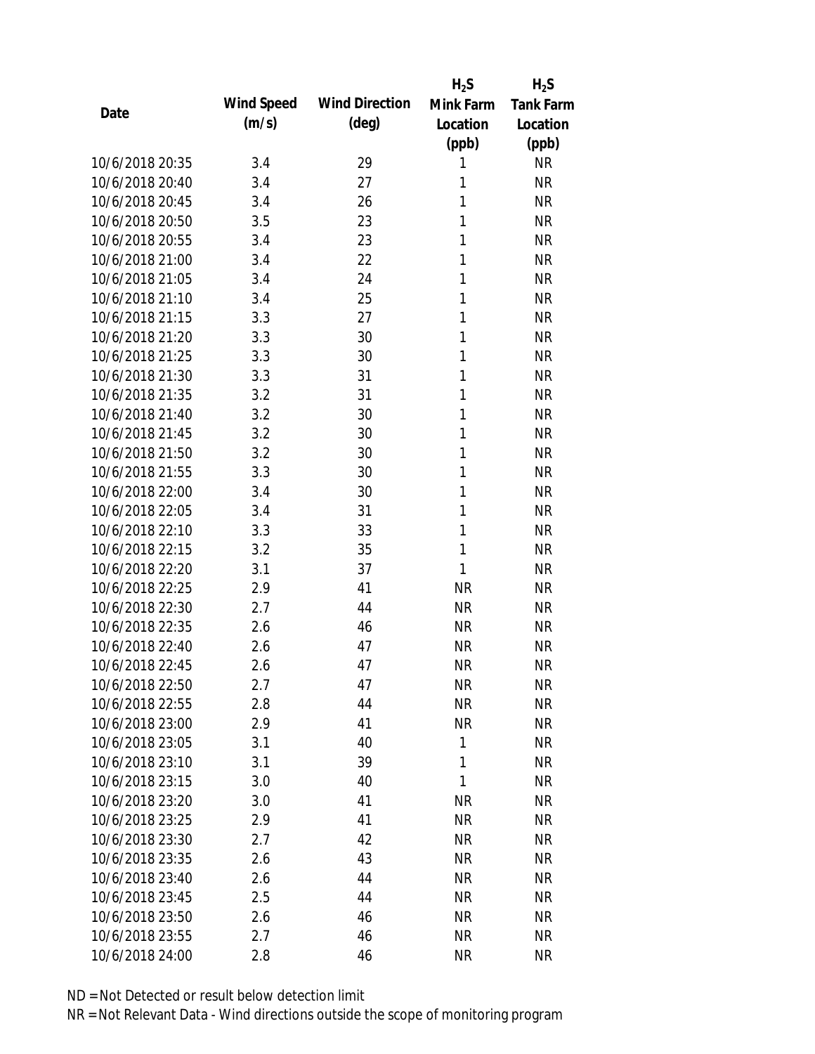| Date | Wind Speed (m/s) | Wind Direction (deg) | $H_2S$ Mink Farm Location (ppb) | $H_2S$ Tank Farm Location (ppb) |
|---|---|---|---|---|
| 10/6/2018 20:35 | 3.4 | 29 | 1 | NR |
| 10/6/2018 20:40 | 3.4 | 27 | 1 | NR |
| 10/6/2018 20:45 | 3.4 | 26 | 1 | NR |
| 10/6/2018 20:50 | 3.5 | 23 | 1 | NR |
| 10/6/2018 20:55 | 3.4 | 23 | 1 | NR |
| 10/6/2018 21:00 | 3.4 | 22 | 1 | NR |
| 10/6/2018 21:05 | 3.4 | 24 | 1 | NR |
| 10/6/2018 21:10 | 3.4 | 25 | 1 | NR |
| 10/6/2018 21:15 | 3.3 | 27 | 1 | NR |
| 10/6/2018 21:20 | 3.3 | 30 | 1 | NR |
| 10/6/2018 21:25 | 3.3 | 30 | 1 | NR |
| 10/6/2018 21:30 | 3.3 | 31 | 1 | NR |
| 10/6/2018 21:35 | 3.2 | 31 | 1 | NR |
| 10/6/2018 21:40 | 3.2 | 30 | 1 | NR |
| 10/6/2018 21:45 | 3.2 | 30 | 1 | NR |
| 10/6/2018 21:50 | 3.2 | 30 | 1 | NR |
| 10/6/2018 21:55 | 3.3 | 30 | 1 | NR |
| 10/6/2018 22:00 | 3.4 | 30 | 1 | NR |
| 10/6/2018 22:05 | 3.4 | 31 | 1 | NR |
| 10/6/2018 22:10 | 3.3 | 33 | 1 | NR |
| 10/6/2018 22:15 | 3.2 | 35 | 1 | NR |
| 10/6/2018 22:20 | 3.1 | 37 | 1 | NR |
| 10/6/2018 22:25 | 2.9 | 41 | NR | NR |
| 10/6/2018 22:30 | 2.7 | 44 | NR | NR |
| 10/6/2018 22:35 | 2.6 | 46 | NR | NR |
| 10/6/2018 22:40 | 2.6 | 47 | NR | NR |
| 10/6/2018 22:45 | 2.6 | 47 | NR | NR |
| 10/6/2018 22:50 | 2.7 | 47 | NR | NR |
| 10/6/2018 22:55 | 2.8 | 44 | NR | NR |
| 10/6/2018 23:00 | 2.9 | 41 | NR | NR |
| 10/6/2018 23:05 | 3.1 | 40 | 1 | NR |
| 10/6/2018 23:10 | 3.1 | 39 | 1 | NR |
| 10/6/2018 23:15 | 3.0 | 40 | 1 | NR |
| 10/6/2018 23:20 | 3.0 | 41 | NR | NR |
| 10/6/2018 23:25 | 2.9 | 41 | NR | NR |
| 10/6/2018 23:30 | 2.7 | 42 | NR | NR |
| 10/6/2018 23:35 | 2.6 | 43 | NR | NR |
| 10/6/2018 23:40 | 2.6 | 44 | NR | NR |
| 10/6/2018 23:45 | 2.5 | 44 | NR | NR |
| 10/6/2018 23:50 | 2.6 | 46 | NR | NR |
| 10/6/2018 23:55 | 2.7 | 46 | NR | NR |
| 10/6/2018 24:00 | 2.8 | 46 | NR | NR |

ND = Not Detected or result below detection limit

NR = Not Relevant Data - Wind directions outside the scope of monitoring program